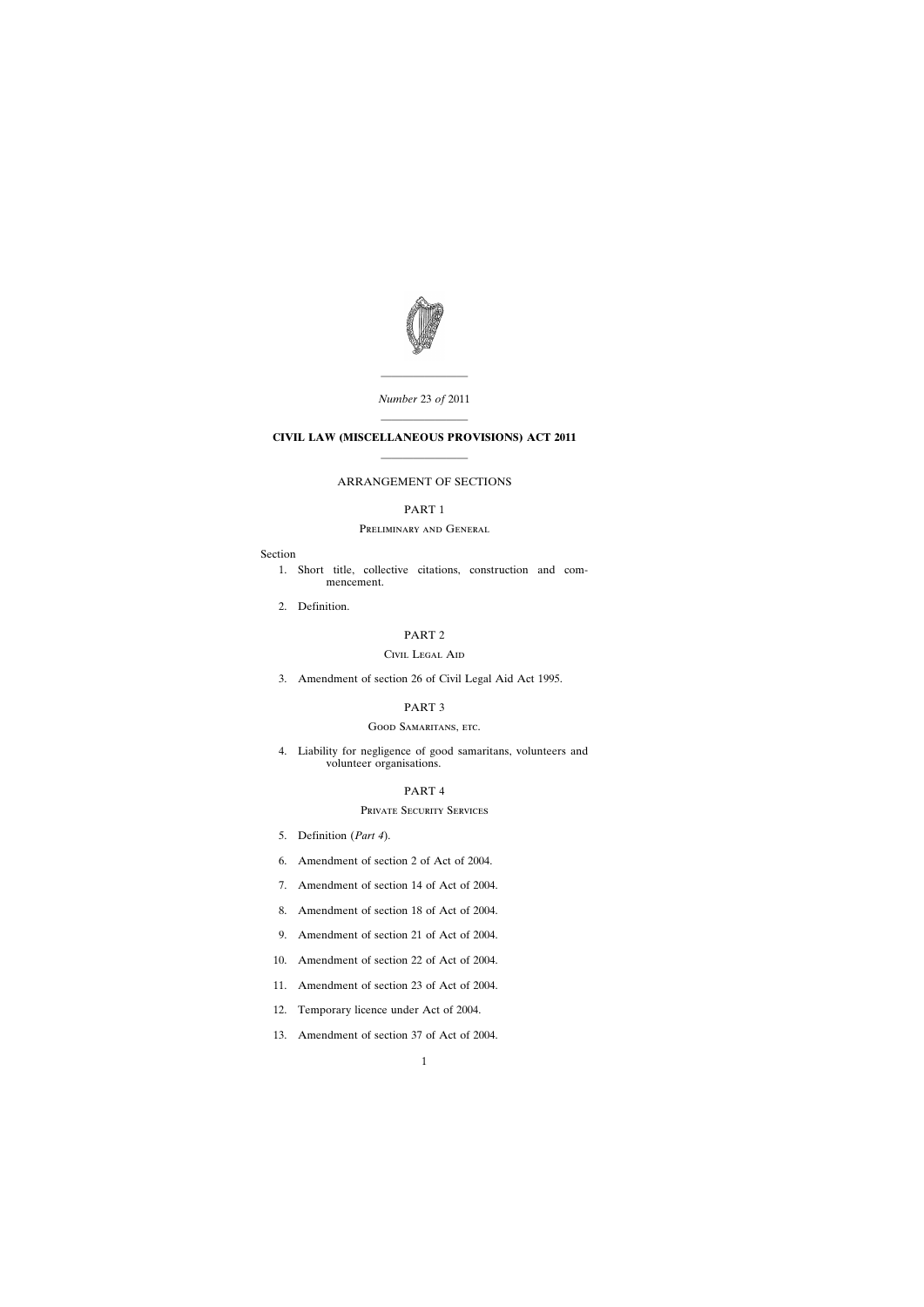*Number* 23 *of* 2011

---

# CIVIL LAW (MISCELLANEOUS PROVISIONS) ACT 2011

---

ARRANGEMENT OF SECTIONS

PART 1

PRELIMINARY AND GENERAL

Section

1. Short title, collective citations, construction and commencement.

2. Definition.

PART 2

CIVIL LEGAL AID

3. Amendment of section 26 of Civil Legal Aid Act 1995.

PART 3

GOOD SAMARITANS, ETC.

4. Liability for negligence of good samaritans, volunteers and volunteer organisations.

PART 4

PRIVATE SECURITY SERVICES

5. Definition (*Part 4*).

6. Amendment of section 2 of Act of 2004.

7. Amendment of section 14 of Act of 2004.

8. Amendment of section 18 of Act of 2004.

9. Amendment of section 21 of Act of 2004.

10. Amendment of section 22 of Act of 2004.

11. Amendment of section 23 of Act of 2004.

12. Temporary licence under Act of 2004.

13. Amendment of section 37 of Act of 2004.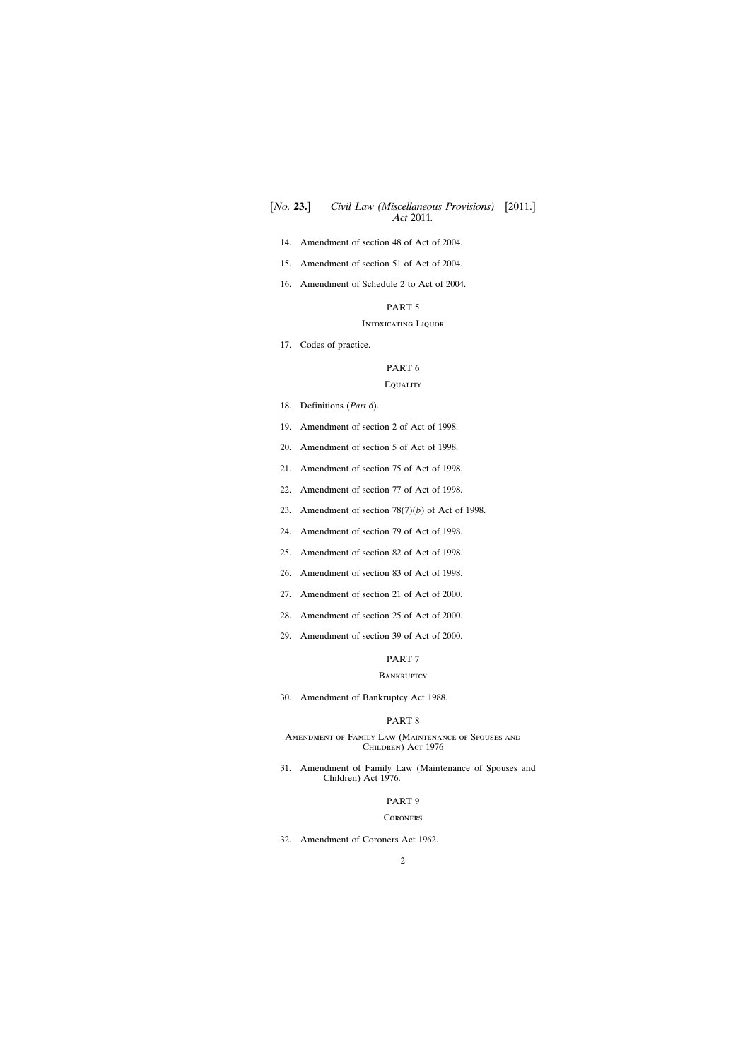14. Amendment of section 48 of Act of 2004.
15. Amendment of section 51 of Act of 2004.
16. Amendment of Schedule 2 to Act of 2004.

## PART 5

### Intoxicating Liquor

17. Codes of practice.

## PART 6

### Equality

18. Definitions (*Part 6*).
19. Amendment of section 2 of Act of 1998.
20. Amendment of section 5 of Act of 1998.
21. Amendment of section 75 of Act of 1998.
22. Amendment of section 77 of Act of 1998.
23. Amendment of section 78(7)(*b*) of Act of 1998.
24. Amendment of section 79 of Act of 1998.
25. Amendment of section 82 of Act of 1998.
26. Amendment of section 83 of Act of 1998.
27. Amendment of section 21 of Act of 2000.
28. Amendment of section 25 of Act of 2000.
29. Amendment of section 39 of Act of 2000.

## PART 7

### Bankruptcy

30. Amendment of Bankruptcy Act 1988.

## PART 8

### Amendment of Family Law (Maintenance of Spouses and Children) Act 1976

31. Amendment of Family Law (Maintenance of Spouses and Children) Act 1976.

## PART 9

### Coroners

32. Amendment of Coroners Act 1962.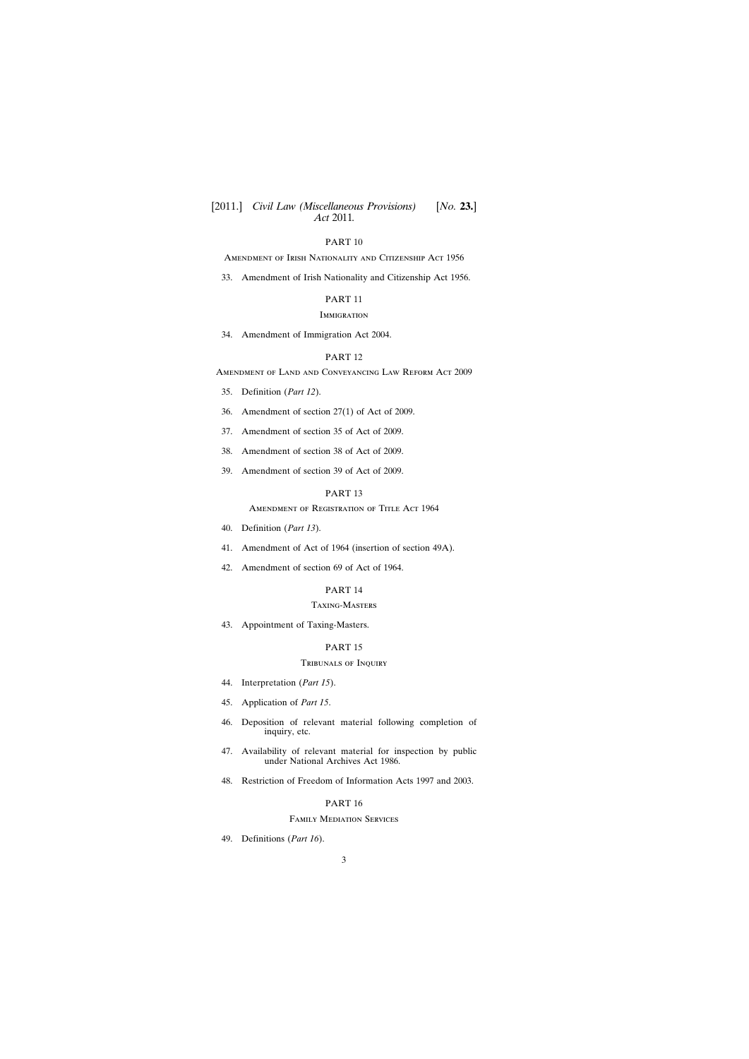PART 10

Amendment of Irish Nationality and Citizenship Act 1956

33. Amendment of Irish Nationality and Citizenship Act 1956.

PART 11

Immigration

34. Amendment of Immigration Act 2004.

PART 12

Amendment of Land and Conveyancing Law Reform Act 2009

35. Definition (*Part 12*).

36. Amendment of section 27(1) of Act of 2009.

37. Amendment of section 35 of Act of 2009.

38. Amendment of section 38 of Act of 2009.

39. Amendment of section 39 of Act of 2009.

PART 13

Amendment of Registration of Title Act 1964

40. Definition (*Part 13*).

41. Amendment of Act of 1964 (insertion of section 49A).

42. Amendment of section 69 of Act of 1964.

PART 14

Taxing-Masters

43. Appointment of Taxing-Masters.

PART 15

Tribunals of Inquiry

44. Interpretation (*Part 15*).

45. Application of *Part 15*.

46. Deposition of relevant material following completion of inquiry, etc.

47. Availability of relevant material for inspection by public under National Archives Act 1986.

48. Restriction of Freedom of Information Acts 1997 and 2003.

PART 16

Family Mediation Services

49. Definitions (*Part 16*).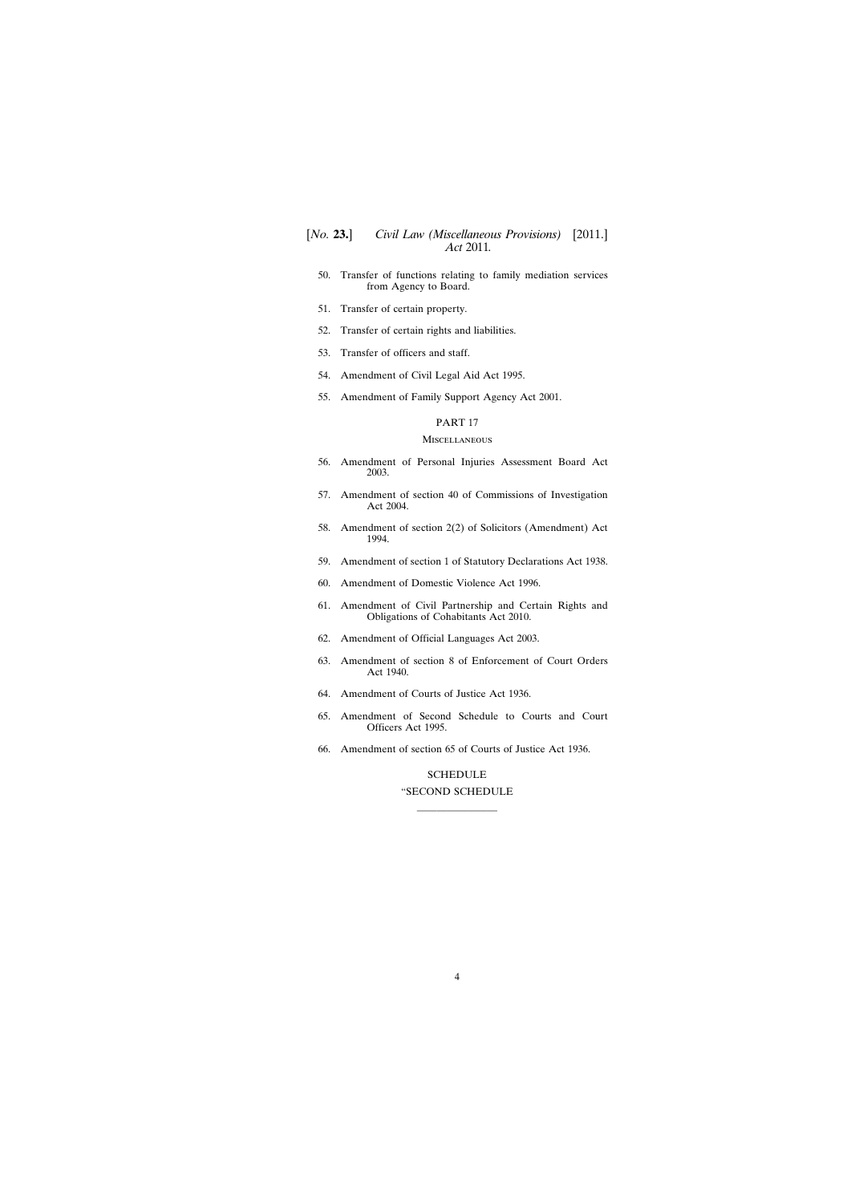50. Transfer of functions relating to family mediation services from Agency to Board.

51. Transfer of certain property.

52. Transfer of certain rights and liabilities.

53. Transfer of officers and staff.

54. Amendment of Civil Legal Aid Act 1995.

55. Amendment of Family Support Agency Act 2001.

PART 17

MISCELLANEOUS

56. Amendment of Personal Injuries Assessment Board Act 2003.

57. Amendment of section 40 of Commissions of Investigation Act 2004.

58. Amendment of section 2(2) of Solicitors (Amendment) Act 1994.

59. Amendment of section 1 of Statutory Declarations Act 1938.

60. Amendment of Domestic Violence Act 1996.

61. Amendment of Civil Partnership and Certain Rights and Obligations of Cohabitants Act 2010.

62. Amendment of Official Languages Act 2003.

63. Amendment of section 8 of Enforcement of Court Orders Act 1940.

64. Amendment of Courts of Justice Act 1936.

65. Amendment of Second Schedule to Courts and Court Officers Act 1995.

66. Amendment of section 65 of Courts of Justice Act 1936.

SCHEDULE

"SECOND SCHEDULE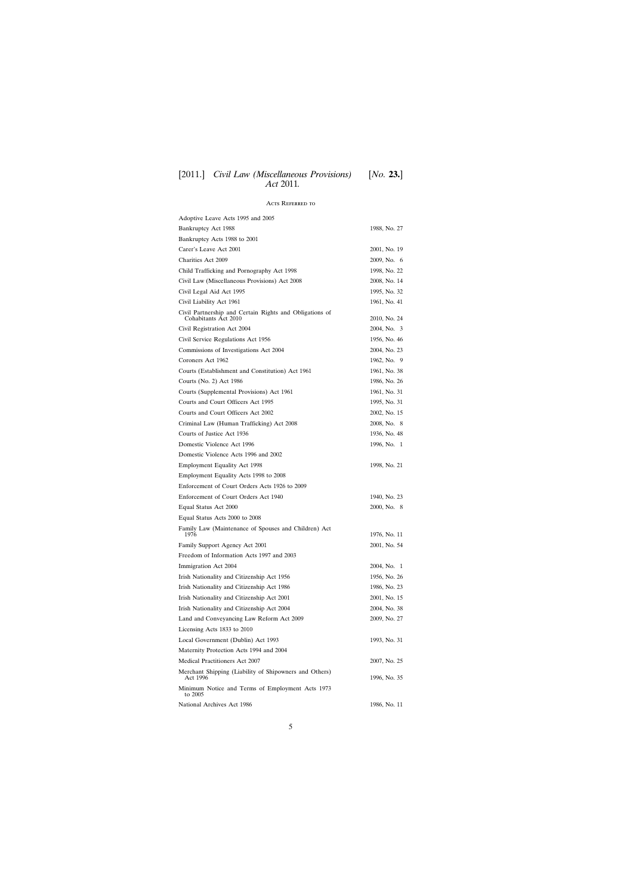## Acts Referred to

| | |
|---|---|
| Adoptive Leave Acts 1995 and 2005 | |
| Bankruptcy Act 1988 | 1988, No. 27 |
| Bankruptcy Acts 1988 to 2001 | |
| Carer's Leave Act 2001 | 2001, No. 19 |
| Charities Act 2009 | 2009, No. 6 |
| Child Trafficking and Pornography Act 1998 | 1998, No. 22 |
| Civil Law (Miscellaneous Provisions) Act 2008 | 2008, No. 14 |
| Civil Legal Aid Act 1995 | 1995, No. 32 |
| Civil Liability Act 1961 | 1961, No. 41 |
| Civil Partnership and Certain Rights and Obligations of Cohabitants Act 2010 | 2010, No. 24 |
| Civil Registration Act 2004 | 2004, No. 3 |
| Civil Service Regulations Act 1956 | 1956, No. 46 |
| Commissions of Investigations Act 2004 | 2004, No. 23 |
| Coroners Act 1962 | 1962, No. 9 |
| Courts (Establishment and Constitution) Act 1961 | 1961, No. 38 |
| Courts (No. 2) Act 1986 | 1986, No. 26 |
| Courts (Supplemental Provisions) Act 1961 | 1961, No. 31 |
| Courts and Court Officers Act 1995 | 1995, No. 31 |
| Courts and Court Officers Act 2002 | 2002, No. 15 |
| Criminal Law (Human Trafficking) Act 2008 | 2008, No. 8 |
| Courts of Justice Act 1936 | 1936, No. 48 |
| Domestic Violence Act 1996 | 1996, No. 1 |
| Domestic Violence Acts 1996 and 2002 | |
| Employment Equality Act 1998 | 1998, No. 21 |
| Employment Equality Acts 1998 to 2008 | |
| Enforcement of Court Orders Acts 1926 to 2009 | |
| Enforcement of Court Orders Act 1940 | 1940, No. 23 |
| Equal Status Act 2000 | 2000, No. 8 |
| Equal Status Acts 2000 to 2008 | |
| Family Law (Maintenance of Spouses and Children) Act 1976 | 1976, No. 11 |
| Family Support Agency Act 2001 | 2001, No. 54 |
| Freedom of Information Acts 1997 and 2003 | |
| Immigration Act 2004 | 2004, No. 1 |
| Irish Nationality and Citizenship Act 1956 | 1956, No. 26 |
| Irish Nationality and Citizenship Act 1986 | 1986, No. 23 |
| Irish Nationality and Citizenship Act 2001 | 2001, No. 15 |
| Irish Nationality and Citizenship Act 2004 | 2004, No. 38 |
| Land and Conveyancing Law Reform Act 2009 | 2009, No. 27 |
| Licensing Acts 1833 to 2010 | |
| Local Government (Dublin) Act 1993 | 1993, No. 31 |
| Maternity Protection Acts 1994 and 2004 | |
| Medical Practitioners Act 2007 | 2007, No. 25 |
| Merchant Shipping (Liability of Shipowners and Others) Act 1996 | 1996, No. 35 |
| Minimum Notice and Terms of Employment Acts 1973 to 2005 | |
| National Archives Act 1986 | 1986, No. 11 |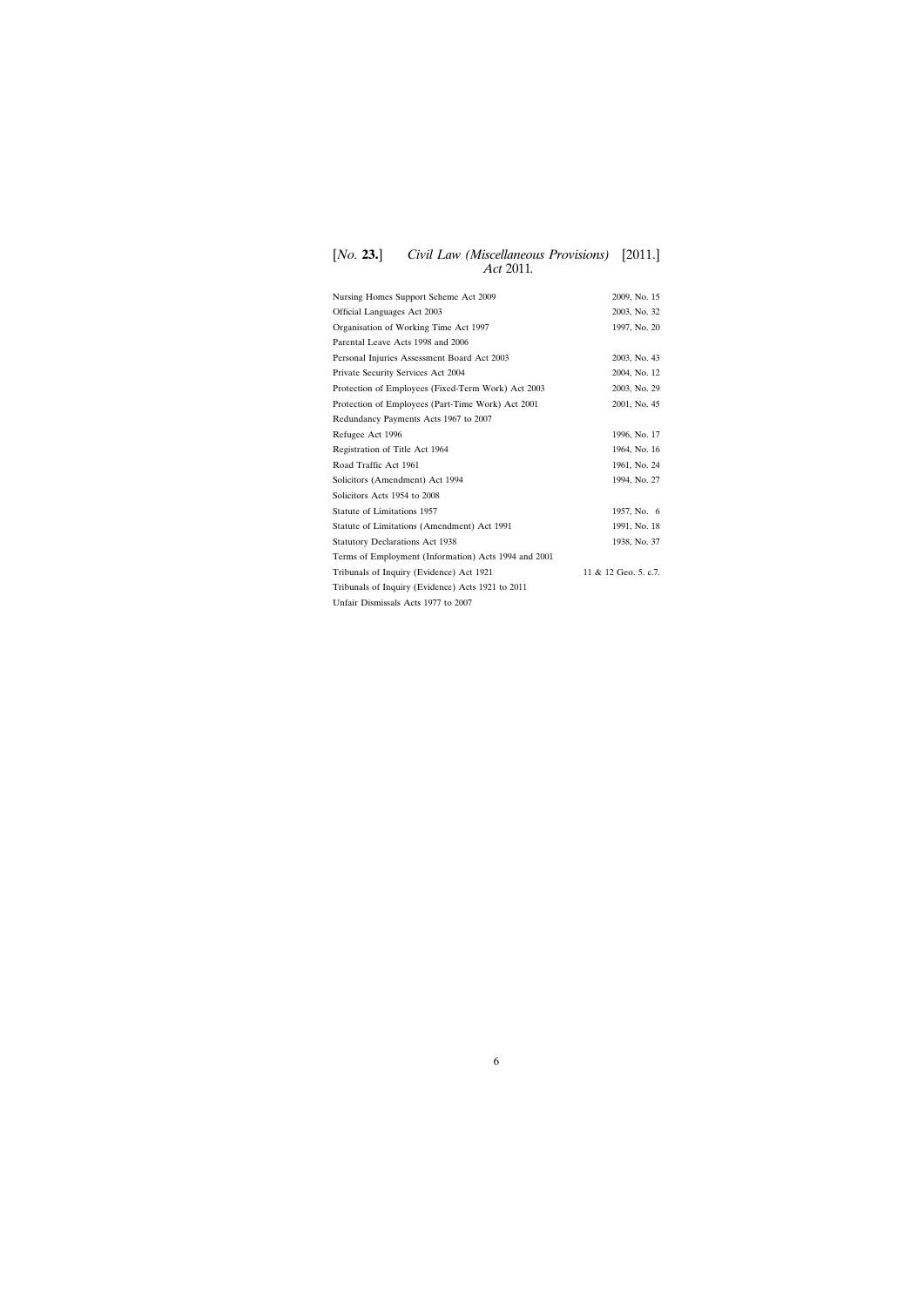| | |
|---|---|
| Nursing Homes Support Scheme Act 2009 | 2009, No. 15 |
| Official Languages Act 2003 | 2003, No. 32 |
| Organisation of Working Time Act 1997 | 1997, No. 20 |
| Parental Leave Acts 1998 and 2006 | |
| Personal Injuries Assessment Board Act 2003 | 2003, No. 43 |
| Private Security Services Act 2004 | 2004, No. 12 |
| Protection of Employees (Fixed-Term Work) Act 2003 | 2003, No. 29 |
| Protection of Employees (Part-Time Work) Act 2001 | 2001, No. 45 |
| Redundancy Payments Acts 1967 to 2007 | |
| Refugee Act 1996 | 1996, No. 17 |
| Registration of Title Act 1964 | 1964, No. 16 |
| Road Traffic Act 1961 | 1961, No. 24 |
| Solicitors (Amendment) Act 1994 | 1994, No. 27 |
| Solicitors Acts 1954 to 2008 | |
| Statute of Limitations 1957 | 1957, No. 6 |
| Statute of Limitations (Amendment) Act 1991 | 1991, No. 18 |
| Statutory Declarations Act 1938 | 1938, No. 37 |
| Terms of Employment (Information) Acts 1994 and 2001 | |
| Tribunals of Inquiry (Evidence) Act 1921 | 11 & 12 Geo. 5. c.7. |
| Tribunals of Inquiry (Evidence) Acts 1921 to 2011 | |
| Unfair Dismissals Acts 1977 to 2007 | |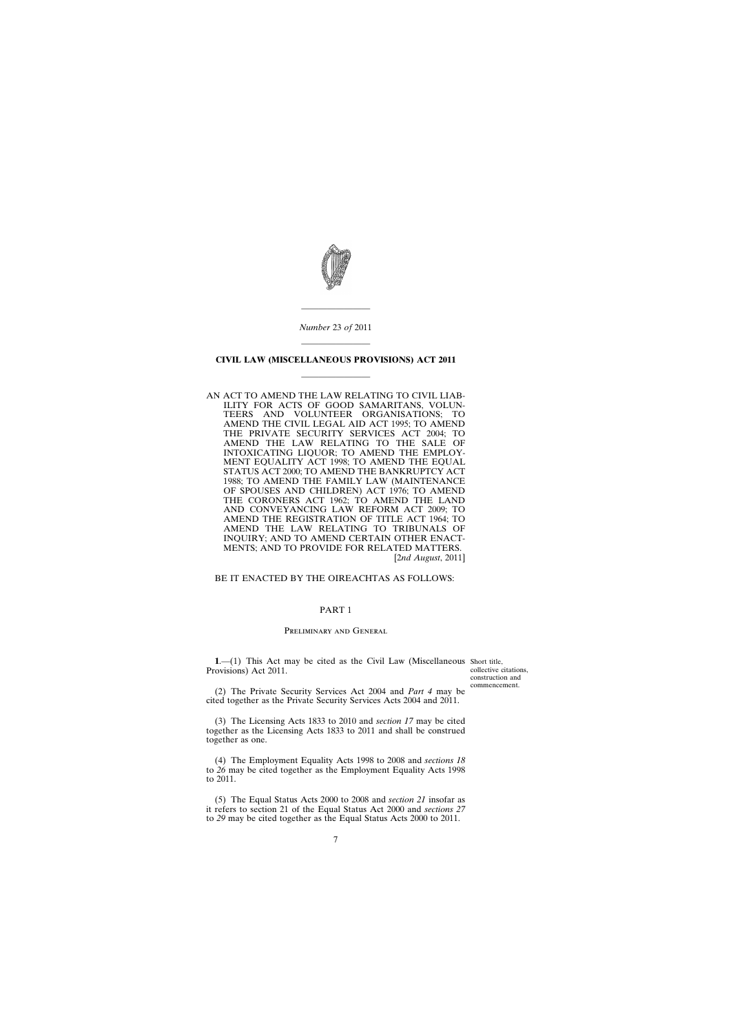*Number* 23 *of* 2011

# CIVIL LAW (MISCELLANEOUS PROVISIONS) ACT 2011

AN ACT TO AMEND THE LAW RELATING TO CIVIL LIABILITY FOR ACTS OF GOOD SAMARITANS, VOLUNTEERS AND VOLUNTEER ORGANISATIONS; TO AMEND THE CIVIL LEGAL AID ACT 1995; TO AMEND THE PRIVATE SECURITY SERVICES ACT 2004; TO AMEND THE LAW RELATING TO THE SALE OF INTOXICATING LIQUOR; TO AMEND THE EMPLOYMENT EQUALITY ACT 1998; TO AMEND THE EQUAL STATUS ACT 2000; TO AMEND THE BANKRUPTCY ACT 1988; TO AMEND THE FAMILY LAW (MAINTENANCE OF SPOUSES AND CHILDREN) ACT 1976; TO AMEND THE CORONERS ACT 1962; TO AMEND THE LAND AND CONVEYANCING LAW REFORM ACT 2009; TO AMEND THE REGISTRATION OF TITLE ACT 1964; TO AMEND THE LAW RELATING TO TRIBUNALS OF INQUIRY; AND TO AMEND CERTAIN OTHER ENACTMENTS; AND TO PROVIDE FOR RELATED MATTERS. [2*nd August*, 2011]

BE IT ENACTED BY THE OIREACHTAS AS FOLLOWS:

## PART 1

### Preliminary and General

*Short title, collective citations, construction and commencement.*

**1**.—(1) This Act may be cited as the Civil Law (Miscellaneous Provisions) Act 2011.

(2) The Private Security Services Act 2004 and *Part 4* may be cited together as the Private Security Services Acts 2004 and 2011.

(3) The Licensing Acts 1833 to 2010 and *section 17* may be cited together as the Licensing Acts 1833 to 2011 and shall be construed together as one.

(4) The Employment Equality Acts 1998 to 2008 and *sections 18* to *26* may be cited together as the Employment Equality Acts 1998 to 2011.

(5) The Equal Status Acts 2000 to 2008 and *section 21* insofar as it refers to section 21 of the Equal Status Act 2000 and *sections 27* to *29* may be cited together as the Equal Status Acts 2000 to 2011.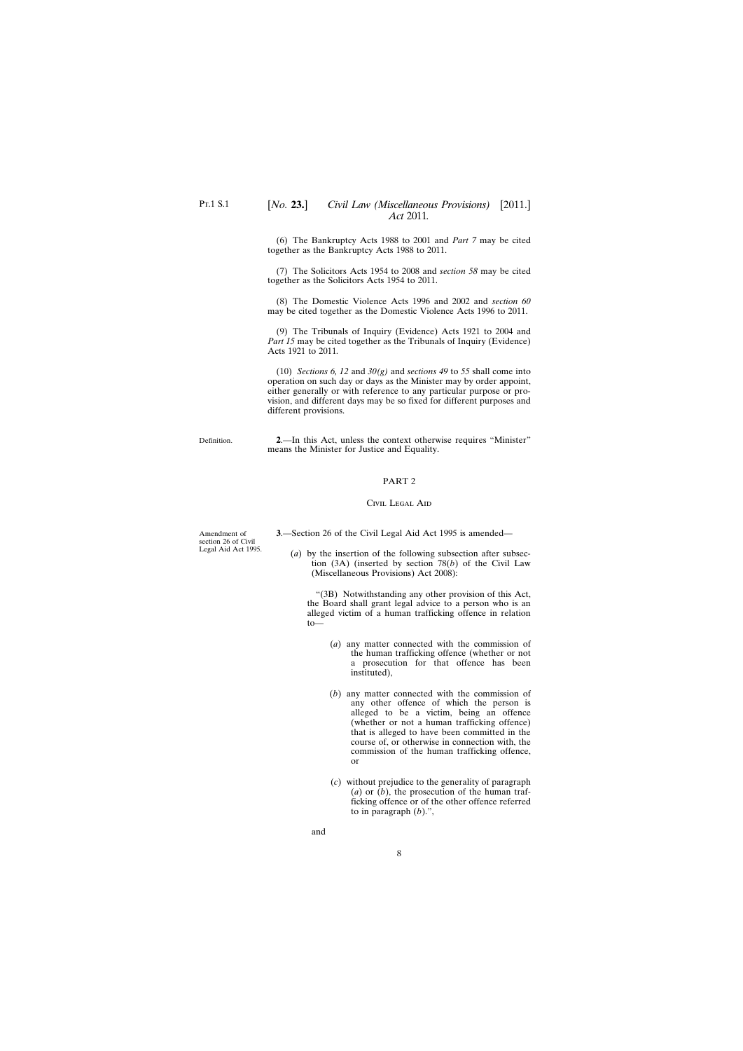(6) The Bankruptcy Acts 1988 to 2001 and *Part 7* may be cited together as the Bankruptcy Acts 1988 to 2011.

(7) The Solicitors Acts 1954 to 2008 and *section 58* may be cited together as the Solicitors Acts 1954 to 2011.

(8) The Domestic Violence Acts 1996 and 2002 and *section 60* may be cited together as the Domestic Violence Acts 1996 to 2011.

(9) The Tribunals of Inquiry (Evidence) Acts 1921 to 2004 and *Part 15* may be cited together as the Tribunals of Inquiry (Evidence) Acts 1921 to 2011.

(10) *Sections 6, 12* and *30(g)* and *sections 49* to *55* shall come into operation on such day or days as the Minister may by order appoint, either generally or with reference to any particular purpose or provision, and different days may be so fixed for different purposes and different provisions.

Definition.

**2**.—In this Act, unless the context otherwise requires "Minister" means the Minister for Justice and Equality.

## PART 2

### Civil Legal Aid

Amendment of section 26 of Civil Legal Aid Act 1995.

**3**.—Section 26 of the Civil Legal Aid Act 1995 is amended—

(*a*) by the insertion of the following subsection after subsection (3A) (inserted by section 78(*b*) of the Civil Law (Miscellaneous Provisions) Act 2008):

"(3B) Notwithstanding any other provision of this Act, the Board shall grant legal advice to a person who is an alleged victim of a human trafficking offence in relation to—

(*a*) any matter connected with the commission of the human trafficking offence (whether or not a prosecution for that offence has been instituted),

(*b*) any matter connected with the commission of any other offence of which the person is alleged to be a victim, being an offence (whether or not a human trafficking offence) that is alleged to have been committed in the course of, or otherwise in connection with, the commission of the human trafficking offence, or

(*c*) without prejudice to the generality of paragraph (*a*) or (*b*), the prosecution of the human trafficking offence or of the other offence referred to in paragraph (*b*).",

and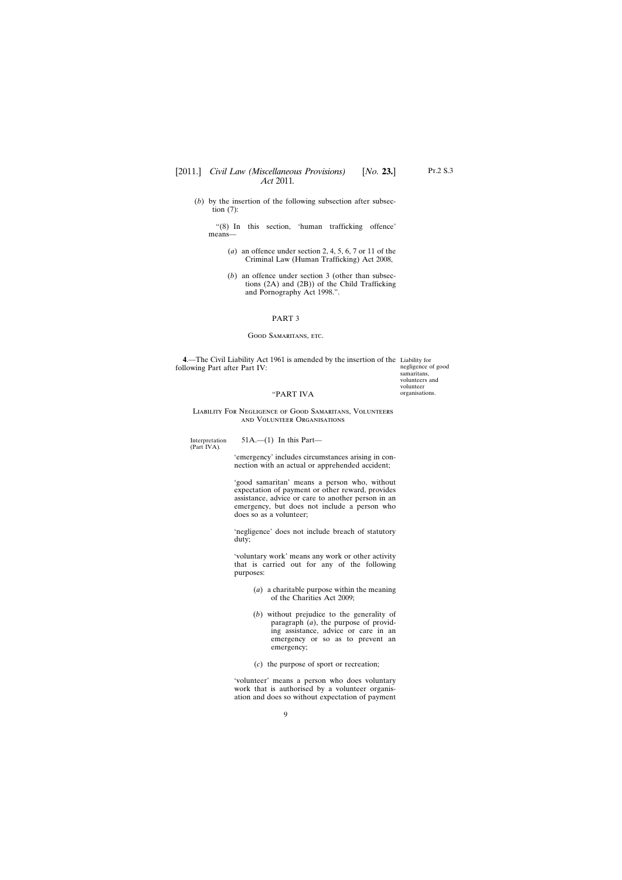(*b*) by the insertion of the following subsection after subsection (7):

"(8) In this section, 'human trafficking offence' means—

(*a*) an offence under section 2, 4, 5, 6, 7 or 11 of the Criminal Law (Human Trafficking) Act 2008,

(*b*) an offence under section 3 (other than subsections (2A) and (2B)) of the Child Trafficking and Pornography Act 1998.".

## PART 3

### Good Samaritans, etc.

Liability for negligence of good samaritans, volunteers and volunteer organisations.

**4**.—The Civil Liability Act 1961 is amended by the insertion of the following Part after Part IV:

"PART IVA

Liability For Negligence of Good Samaritans, Volunteers and Volunteer Organisations

Interpretation (Part IVA).

51A.—(1) In this Part—

'emergency' includes circumstances arising in connection with an actual or apprehended accident;

'good samaritan' means a person who, without expectation of payment or other reward, provides assistance, advice or care to another person in an emergency, but does not include a person who does so as a volunteer;

'negligence' does not include breach of statutory duty;

'voluntary work' means any work or other activity that is carried out for any of the following purposes:

(*a*) a charitable purpose within the meaning of the Charities Act 2009;

(*b*) without prejudice to the generality of paragraph (*a*), the purpose of providing assistance, advice or care in an emergency or so as to prevent an emergency;

(*c*) the purpose of sport or recreation;

'volunteer' means a person who does voluntary work that is authorised by a volunteer organisation and does so without expectation of payment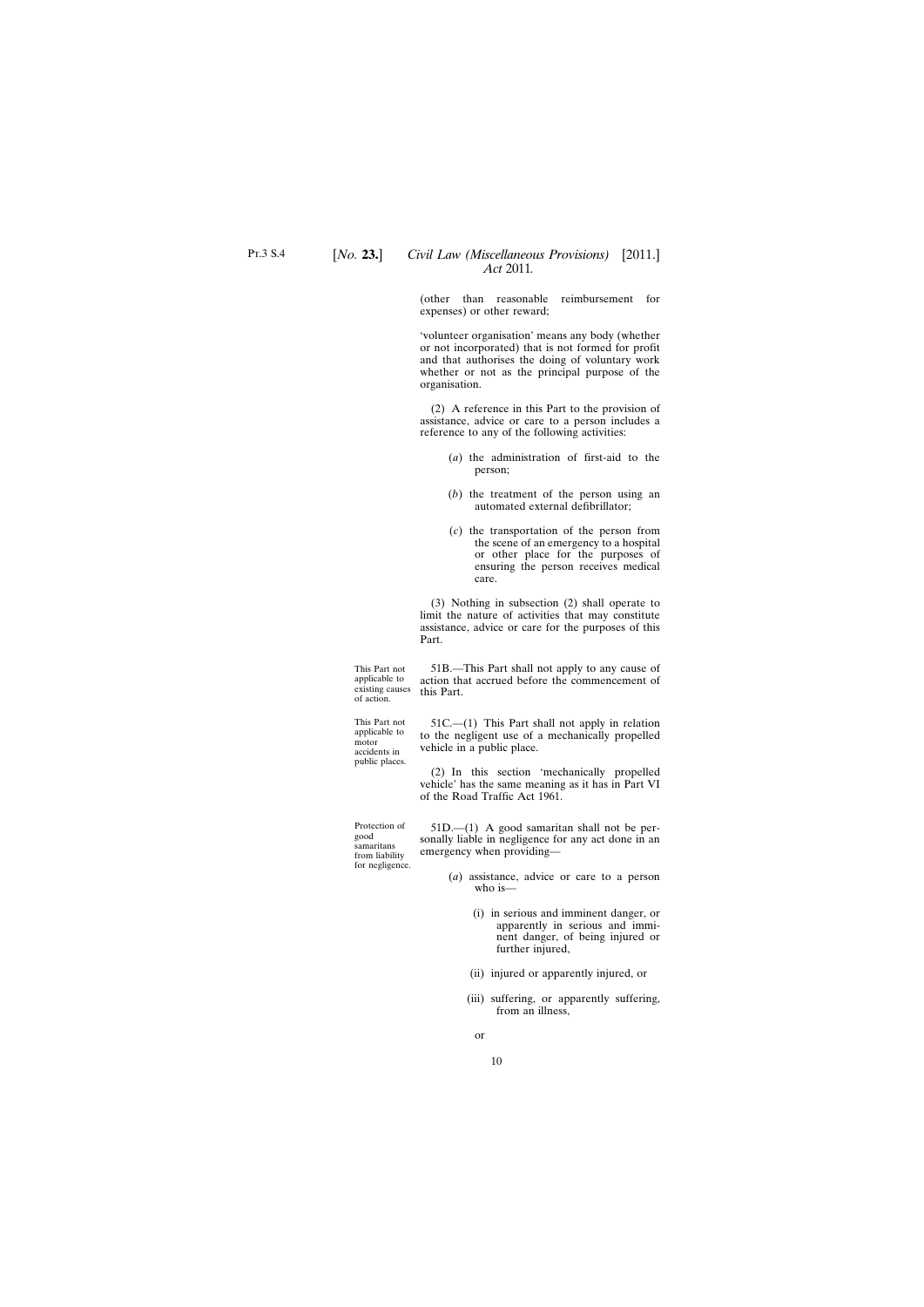(other than reasonable reimbursement for expenses) or other reward;

'volunteer organisation' means any body (whether or not incorporated) that is not formed for profit and that authorises the doing of voluntary work whether or not as the principal purpose of the organisation.

(2) A reference in this Part to the provision of assistance, advice or care to a person includes a reference to any of the following activities:

(*a*) the administration of first-aid to the person;

(*b*) the treatment of the person using an automated external defibrillator;

(*c*) the transportation of the person from the scene of an emergency to a hospital or other place for the purposes of ensuring the person receives medical care.

(3) Nothing in subsection (2) shall operate to limit the nature of activities that may constitute assistance, advice or care for the purposes of this Part.

This Part not applicable to existing causes of action.

51B.—This Part shall not apply to any cause of action that accrued before the commencement of this Part.

This Part not applicable to motor accidents in public places.

51C.—(1) This Part shall not apply in relation to the negligent use of a mechanically propelled vehicle in a public place.

(2) In this section 'mechanically propelled vehicle' has the same meaning as it has in Part VI of the Road Traffic Act 1961.

Protection of good samaritans from liability for negligence.

51D.—(1) A good samaritan shall not be personally liable in negligence for any act done in an emergency when providing—

(*a*) assistance, advice or care to a person who is—

(i) in serious and imminent danger, or apparently in serious and imminent danger, of being injured or further injured,

(ii) injured or apparently injured, or

(iii) suffering, or apparently suffering, from an illness,

or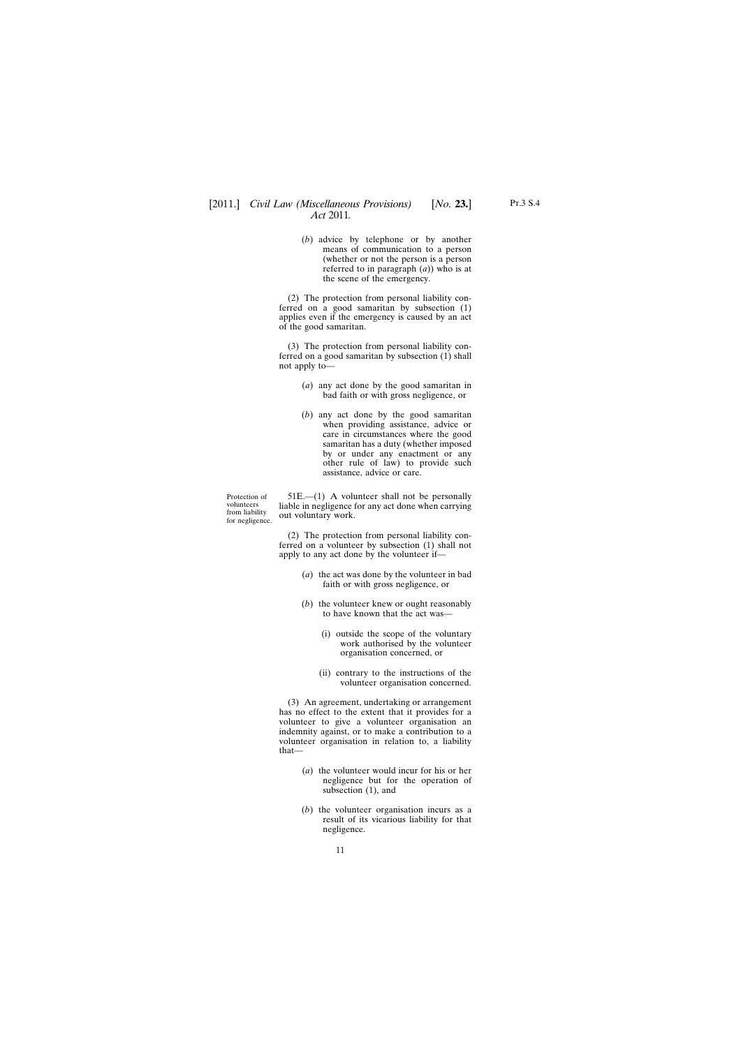(*b*) advice by telephone or by another means of communication to a person (whether or not the person is a person referred to in paragraph (*a*)) who is at the scene of the emergency.

(2) The protection from personal liability conferred on a good samaritan by subsection (1) applies even if the emergency is caused by an act of the good samaritan.

(3) The protection from personal liability conferred on a good samaritan by subsection (1) shall not apply to—

(*a*) any act done by the good samaritan in bad faith or with gross negligence, or

(*b*) any act done by the good samaritan when providing assistance, advice or care in circumstances where the good samaritan has a duty (whether imposed by or under any enactment or any other rule of law) to provide such assistance, advice or care.

Protection of volunteers from liability for negligence.

51E.—(1) A volunteer shall not be personally liable in negligence for any act done when carrying out voluntary work.

(2) The protection from personal liability conferred on a volunteer by subsection (1) shall not apply to any act done by the volunteer if—

(*a*) the act was done by the volunteer in bad faith or with gross negligence, or

(*b*) the volunteer knew or ought reasonably to have known that the act was—

(i) outside the scope of the voluntary work authorised by the volunteer organisation concerned, or

(ii) contrary to the instructions of the volunteer organisation concerned.

(3) An agreement, undertaking or arrangement has no effect to the extent that it provides for a volunteer to give a volunteer organisation an indemnity against, or to make a contribution to a volunteer organisation in relation to, a liability that—

(*a*) the volunteer would incur for his or her negligence but for the operation of subsection (1), and

(*b*) the volunteer organisation incurs as a result of its vicarious liability for that negligence.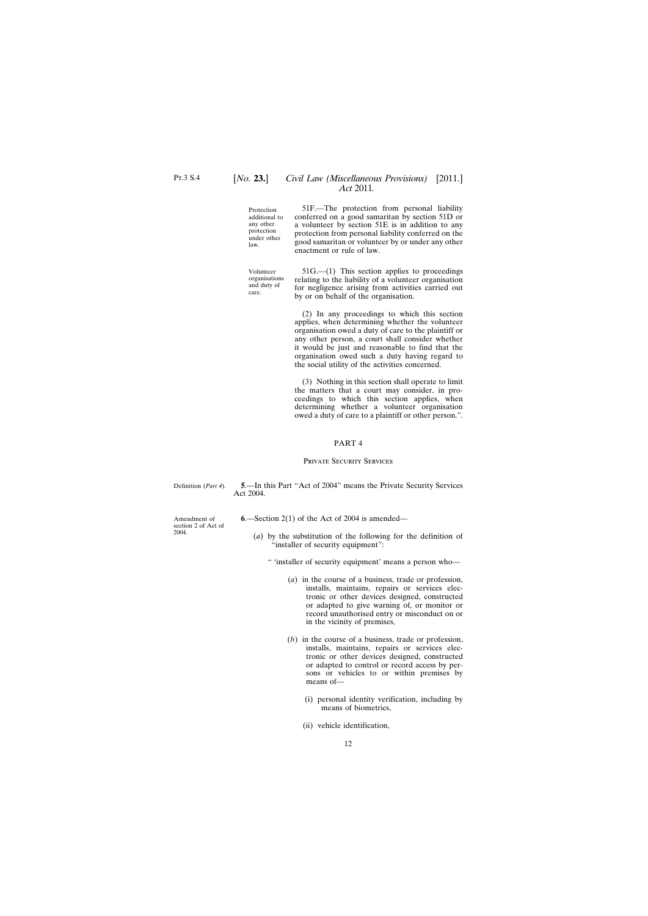Protection additional to any other protection under other law.

51F.—The protection from personal liability conferred on a good samaritan by section 51D or a volunteer by section 51E is in addition to any protection from personal liability conferred on the good samaritan or volunteer by or under any other enactment or rule of law.

Volunteer organisations and duty of care.

51G.—(1) This section applies to proceedings relating to the liability of a volunteer organisation for negligence arising from activities carried out by or on behalf of the organisation.

(2) In any proceedings to which this section applies, when determining whether the volunteer organisation owed a duty of care to the plaintiff or any other person, a court shall consider whether it would be just and reasonable to find that the organisation owed such a duty having regard to the social utility of the activities concerned.

(3) Nothing in this section shall operate to limit the matters that a court may consider, in proceedings to which this section applies, when determining whether a volunteer organisation owed a duty of care to a plaintiff or other person.".

## PART 4

### Private Security Services

Definition (*Part 4*).

**5**.—In this Part "Act of 2004" means the Private Security Services Act 2004.

Amendment of section 2 of Act of 2004.

**6**.—Section 2(1) of the Act of 2004 is amended—

(*a*) by the substitution of the following for the definition of "installer of security equipment":

" 'installer of security equipment' means a person who—

(*a*) in the course of a business, trade or profession, installs, maintains, repairs or services electronic or other devices designed, constructed or adapted to give warning of, or monitor or record unauthorised entry or misconduct on or in the vicinity of premises,

(*b*) in the course of a business, trade or profession, installs, maintains, repairs or services electronic or other devices designed, constructed or adapted to control or record access by persons or vehicles to or within premises by means of—

(i) personal identity verification, including by means of biometrics,

(ii) vehicle identification,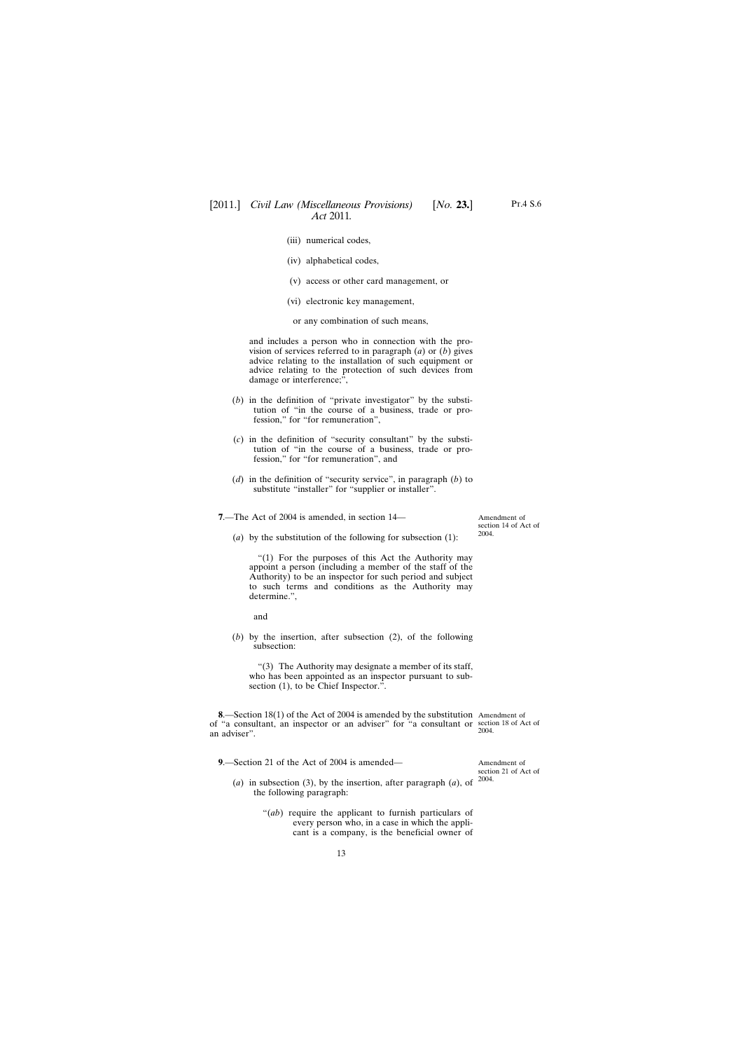(iii) numerical codes,

(iv) alphabetical codes,

(v) access or other card management, or

(vi) electronic key management,

or any combination of such means,

and includes a person who in connection with the provision of services referred to in paragraph (*a*) or (*b*) gives advice relating to the installation of such equipment or advice relating to the protection of such devices from damage or interference;",

(*b*) in the definition of "private investigator" by the substitution of "in the course of a business, trade or profession," for "for remuneration",

(*c*) in the definition of "security consultant" by the substitution of "in the course of a business, trade or profession," for "for remuneration", and

(*d*) in the definition of "security service", in paragraph (*b*) to substitute "installer" for "supplier or installer".

Amendment of section 14 of Act of 2004.

**7**.—The Act of 2004 is amended, in section 14—

(*a*) by the substitution of the following for subsection (1):

"(1) For the purposes of this Act the Authority may appoint a person (including a member of the staff of the Authority) to be an inspector for such period and subject to such terms and conditions as the Authority may determine.",

and

(*b*) by the insertion, after subsection (2), of the following subsection:

"(3) The Authority may designate a member of its staff, who has been appointed as an inspector pursuant to subsection (1), to be Chief Inspector.".

Amendment of section 18 of Act of 2004.

**8**.—Section 18(1) of the Act of 2004 is amended by the substitution of "a consultant, an inspector or an adviser" for "a consultant or an adviser".

Amendment of section 21 of Act of 2004.

**9**.—Section 21 of the Act of 2004 is amended—

(*a*) in subsection (3), by the insertion, after paragraph (*a*), of the following paragraph:

"(*ab*) require the applicant to furnish particulars of every person who, in a case in which the applicant is a company, is the beneficial owner of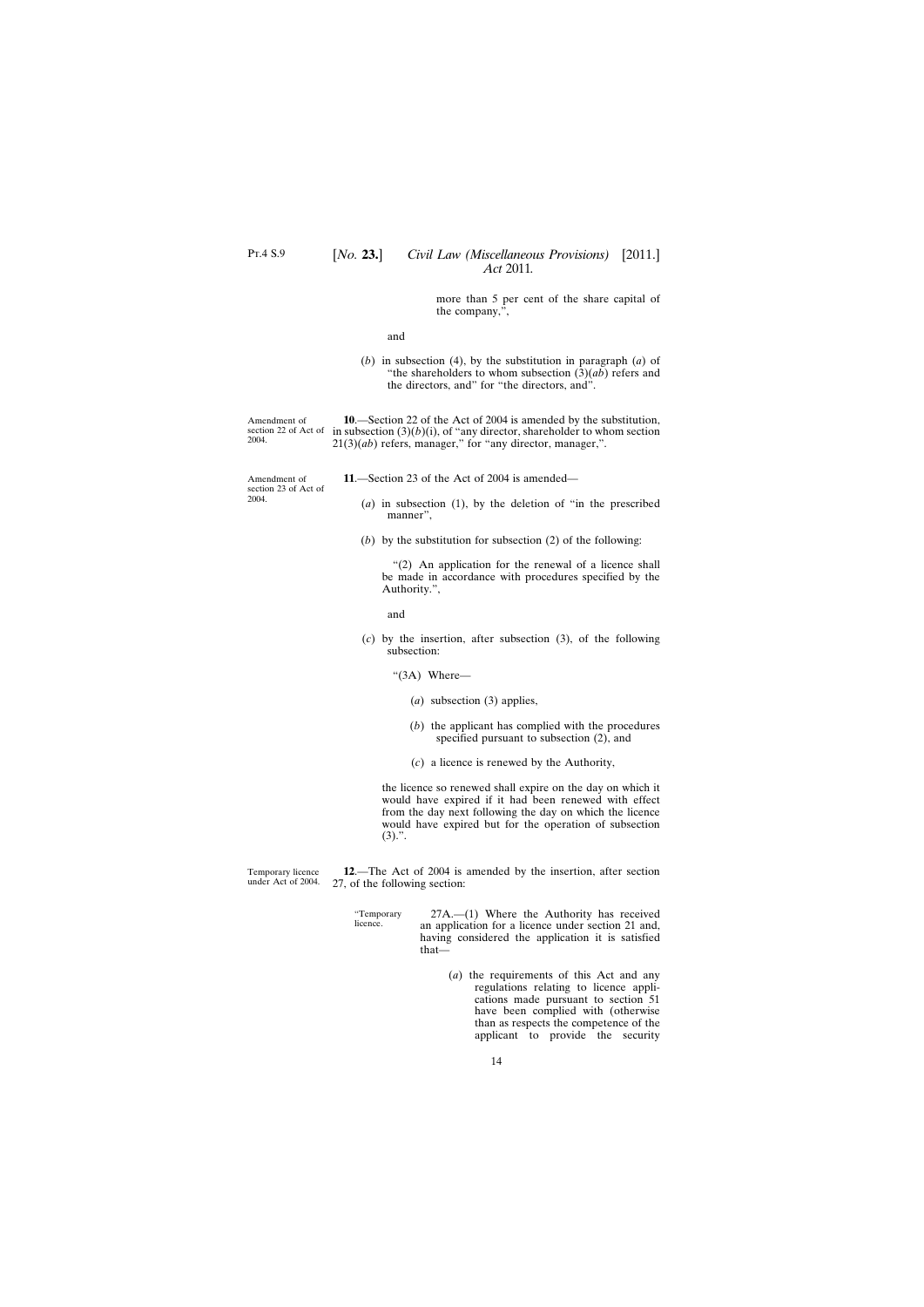more than 5 per cent of the share capital of the company,",

and

(*b*) in subsection (4), by the substitution in paragraph (*a*) of "the shareholders to whom subsection (3)(*ab*) refers and the directors, and" for "the directors, and".

Amendment of section 22 of Act of 2004.

**10**.—Section 22 of the Act of 2004 is amended by the substitution, in subsection (3)(*b*)(i), of "any director, shareholder to whom section 21(3)(*ab*) refers, manager," for "any director, manager,".

Amendment of section 23 of Act of 2004.

**11**.—Section 23 of the Act of 2004 is amended—

(*a*) in subsection (1), by the deletion of "in the prescribed manner",

(*b*) by the substitution for subsection (2) of the following:

"(2) An application for the renewal of a licence shall be made in accordance with procedures specified by the Authority.",

and

(*c*) by the insertion, after subsection (3), of the following subsection:

"(3A) Where—

(*a*) subsection (3) applies,

(*b*) the applicant has complied with the procedures specified pursuant to subsection (2), and

(*c*) a licence is renewed by the Authority,

the licence so renewed shall expire on the day on which it would have expired if it had been renewed with effect from the day next following the day on which the licence would have expired but for the operation of subsection (3).".

Temporary licence under Act of 2004.

**12**.—The Act of 2004 is amended by the insertion, after section 27, of the following section:

"Temporary licence.

27A.—(1) Where the Authority has received an application for a licence under section 21 and, having considered the application it is satisfied that—

(*a*) the requirements of this Act and any regulations relating to licence applications made pursuant to section 51 have been complied with (otherwise than as respects the competence of the applicant to provide the security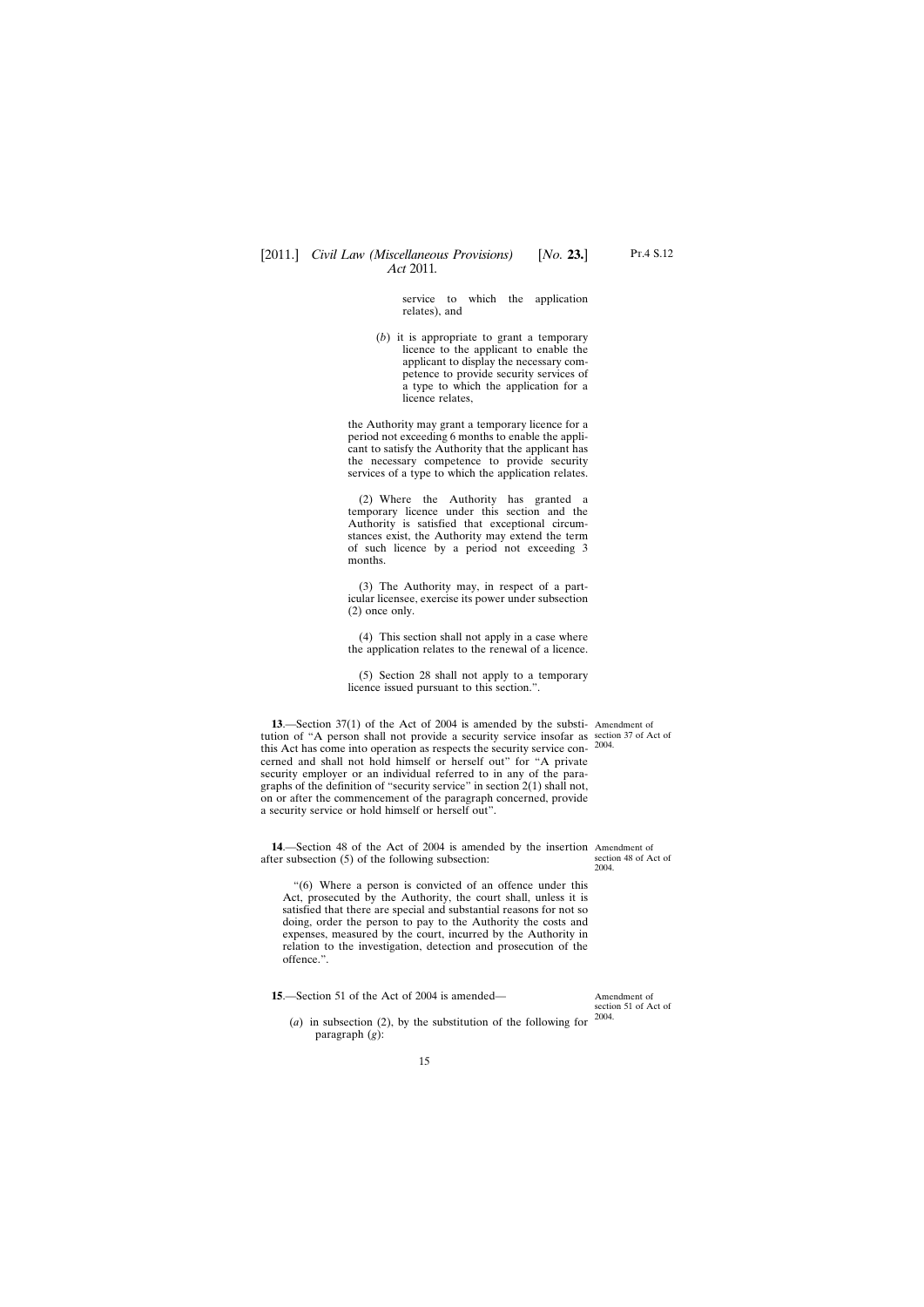service to which the application relates), and

(*b*) it is appropriate to grant a temporary licence to the applicant to enable the applicant to display the necessary competence to provide security services of a type to which the application for a licence relates,

the Authority may grant a temporary licence for a period not exceeding 6 months to enable the applicant to satisfy the Authority that the applicant has the necessary competence to provide security services of a type to which the application relates.

(2) Where the Authority has granted a temporary licence under this section and the Authority is satisfied that exceptional circumstances exist, the Authority may extend the term of such licence by a period not exceeding 3 months.

(3) The Authority may, in respect of a particular licensee, exercise its power under subsection (2) once only.

(4) This section shall not apply in a case where the application relates to the renewal of a licence.

(5) Section 28 shall not apply to a temporary licence issued pursuant to this section.".

Amendment of section 37 of Act of 2004.

**13**.—Section 37(1) of the Act of 2004 is amended by the substitution of "A person shall not provide a security service insofar as this Act has come into operation as respects the security service concerned and shall not hold himself or herself out" for "A private security employer or an individual referred to in any of the paragraphs of the definition of "security service" in section 2(1) shall not, on or after the commencement of the paragraph concerned, provide a security service or hold himself or herself out".

Amendment of section 48 of Act of 2004.

**14**.—Section 48 of the Act of 2004 is amended by the insertion after subsection (5) of the following subsection:

"(6) Where a person is convicted of an offence under this Act, prosecuted by the Authority, the court shall, unless it is satisfied that there are special and substantial reasons for not so doing, order the person to pay to the Authority the costs and expenses, measured by the court, incurred by the Authority in relation to the investigation, detection and prosecution of the offence.".

Amendment of section 51 of Act of 2004.

**15**.—Section 51 of the Act of 2004 is amended—

(*a*) in subsection (2), by the substitution of the following for paragraph (*g*):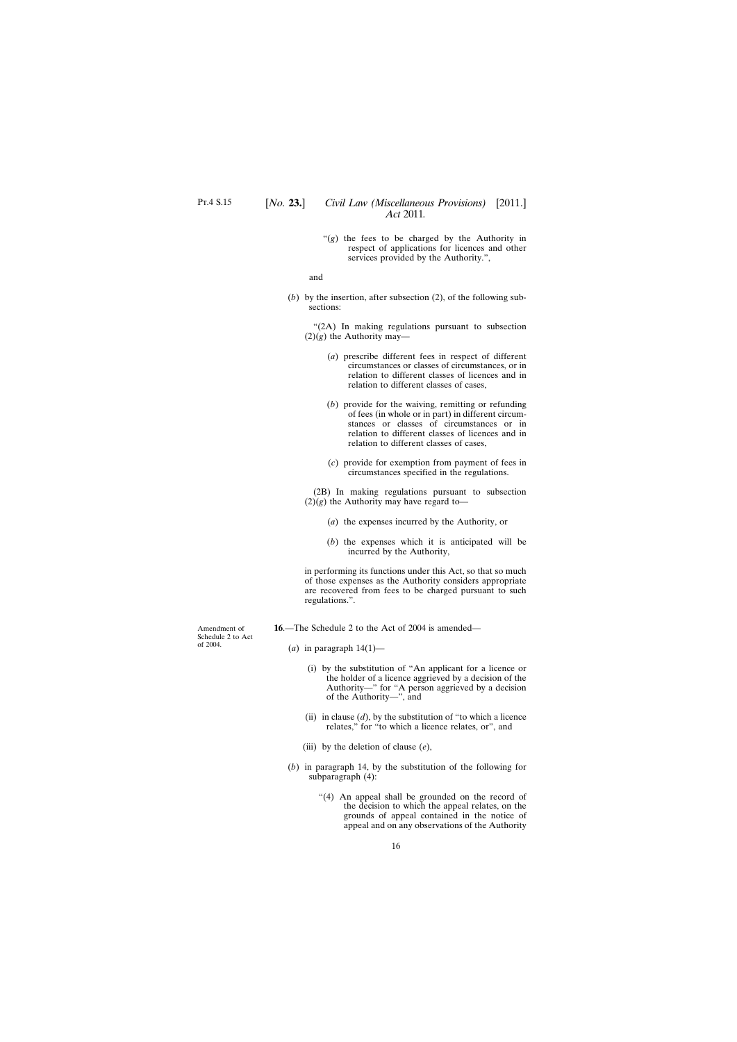“(*g*) the fees to be charged by the Authority in respect of applications for licences and other services provided by the Authority.”,

and

(*b*) by the insertion, after subsection (2), of the following subsections:

“(2A) In making regulations pursuant to subsection (2)(*g*) the Authority may—

(*a*) prescribe different fees in respect of different circumstances or classes of circumstances, or in relation to different classes of licences and in relation to different classes of cases,

(*b*) provide for the waiving, remitting or refunding of fees (in whole or in part) in different circumstances or classes of circumstances or in relation to different classes of licences and in relation to different classes of cases,

(*c*) provide for exemption from payment of fees in circumstances specified in the regulations.

(2B) In making regulations pursuant to subsection (2)(*g*) the Authority may have regard to—

(*a*) the expenses incurred by the Authority, or

(*b*) the expenses which it is anticipated will be incurred by the Authority,

in performing its functions under this Act, so that so much of those expenses as the Authority considers appropriate are recovered from fees to be charged pursuant to such regulations.”.

Amendment of Schedule 2 to Act of 2004.

**16**.—The Schedule 2 to the Act of 2004 is amended—

(*a*) in paragraph 14(1)—

(i) by the substitution of “An applicant for a licence or the holder of a licence aggrieved by a decision of the Authority—” for “A person aggrieved by a decision of the Authority—”, and

(ii) in clause (*d*), by the substitution of “to which a licence relates,” for “to which a licence relates, or”, and

(iii) by the deletion of clause (*e*),

(*b*) in paragraph 14, by the substitution of the following for subparagraph (4):

“(4) An appeal shall be grounded on the record of the decision to which the appeal relates, on the grounds of appeal contained in the notice of appeal and on any observations of the Authority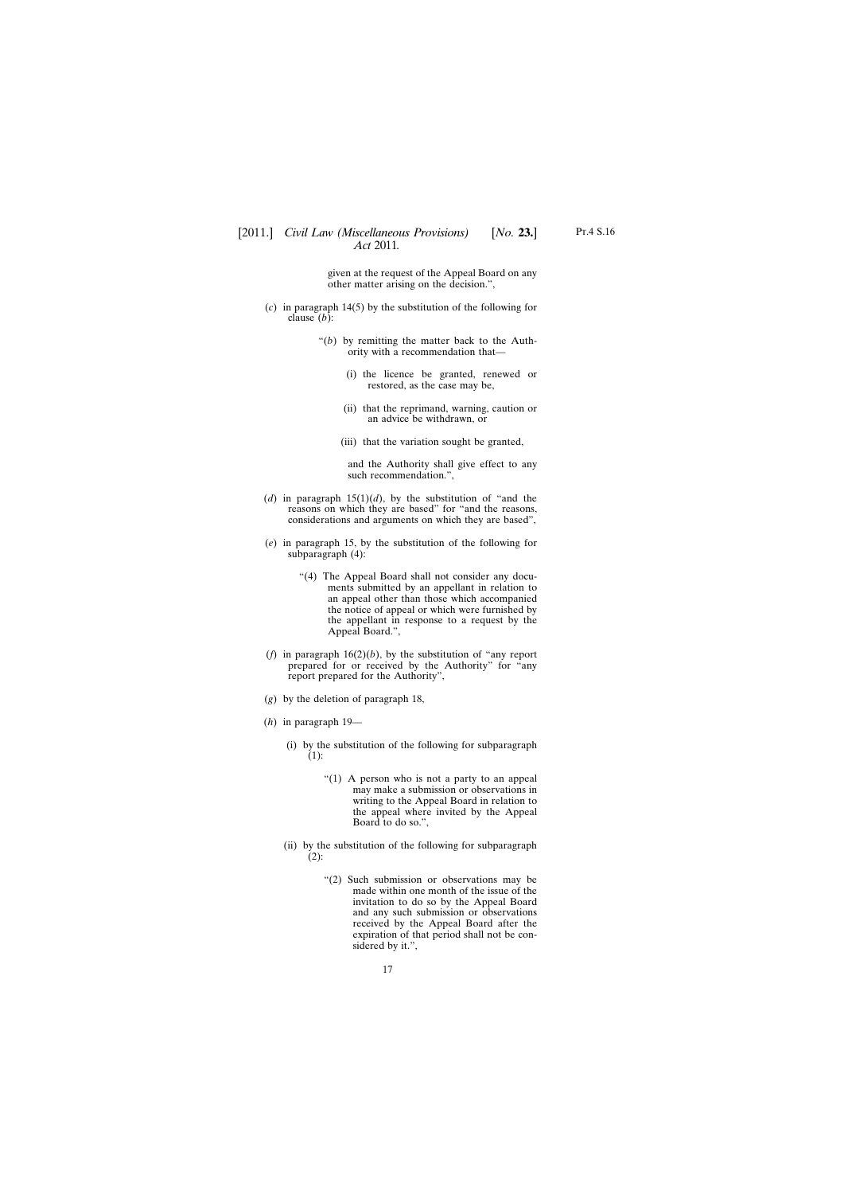given at the request of the Appeal Board on any other matter arising on the decision.",

(*c*) in paragraph 14(5) by the substitution of the following for clause (*b*):

> "(*b*) by remitting the matter back to the Authority with a recommendation that—
>
> > (i) the licence be granted, renewed or restored, as the case may be,
> >
> > (ii) that the reprimand, warning, caution or an advice be withdrawn, or
> >
> > (iii) that the variation sought be granted,
>
> and the Authority shall give effect to any such recommendation.",

(*d*) in paragraph 15(1)(*d*), by the substitution of "and the reasons on which they are based" for "and the reasons, considerations and arguments on which they are based",

(*e*) in paragraph 15, by the substitution of the following for subparagraph (4):

> "(4) The Appeal Board shall not consider any documents submitted by an appellant in relation to an appeal other than those which accompanied the notice of appeal or which were furnished by the appellant in response to a request by the Appeal Board.",

(*f*) in paragraph 16(2)(*b*), by the substitution of "any report prepared for or received by the Authority" for "any report prepared for the Authority",

(*g*) by the deletion of paragraph 18,

(*h*) in paragraph 19—

> (i) by the substitution of the following for subparagraph (1):
>
> > "(1) A person who is not a party to an appeal may make a submission or observations in writing to the Appeal Board in relation to the appeal where invited by the Appeal Board to do so.",
>
> (ii) by the substitution of the following for subparagraph (2):
>
> > "(2) Such submission or observations may be made within one month of the issue of the invitation to do so by the Appeal Board and any such submission or observations received by the Appeal Board after the expiration of that period shall not be considered by it.",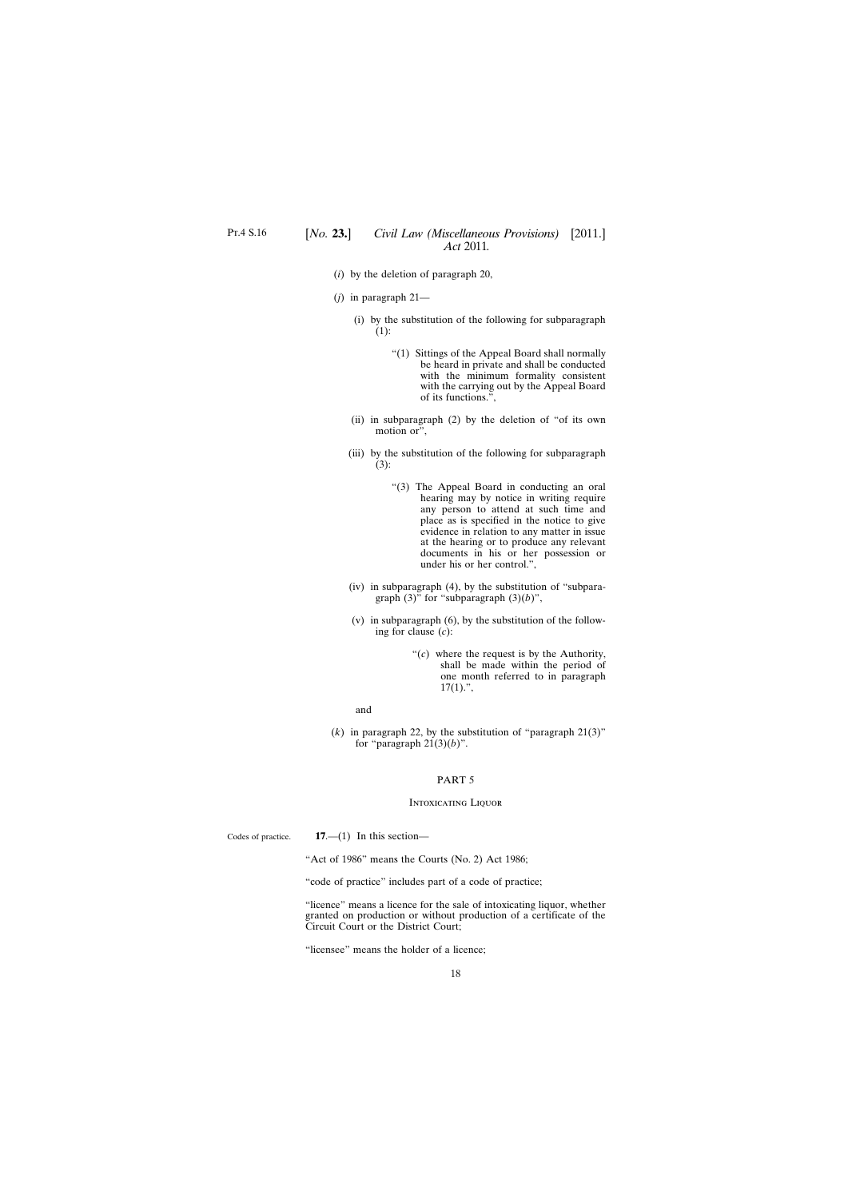(*i*) by the deletion of paragraph 20,

(*j*) in paragraph 21—

(i) by the substitution of the following for subparagraph (1):

"(1) Sittings of the Appeal Board shall normally be heard in private and shall be conducted with the minimum formality consistent with the carrying out by the Appeal Board of its functions.",

(ii) in subparagraph (2) by the deletion of "of its own motion or",

(iii) by the substitution of the following for subparagraph (3):

"(3) The Appeal Board in conducting an oral hearing may by notice in writing require any person to attend at such time and place as is specified in the notice to give evidence in relation to any matter in issue at the hearing or to produce any relevant documents in his or her possession or under his or her control.",

(iv) in subparagraph (4), by the substitution of "subparagraph (3)" for "subparagraph (3)(*b*)",

(v) in subparagraph (6), by the substitution of the following for clause (*c*):

"(*c*) where the request is by the Authority, shall be made within the period of one month referred to in paragraph 17(1).",

and

(*k*) in paragraph 22, by the substitution of "paragraph 21(3)" for "paragraph 21(3)(*b*)".

## PART 5

### Intoxicating Liquor

Codes of practice.

**17**.—(1) In this section—

"Act of 1986" means the Courts (No. 2) Act 1986;

"code of practice" includes part of a code of practice;

"licence" means a licence for the sale of intoxicating liquor, whether granted on production or without production of a certificate of the Circuit Court or the District Court;

"licensee" means the holder of a licence;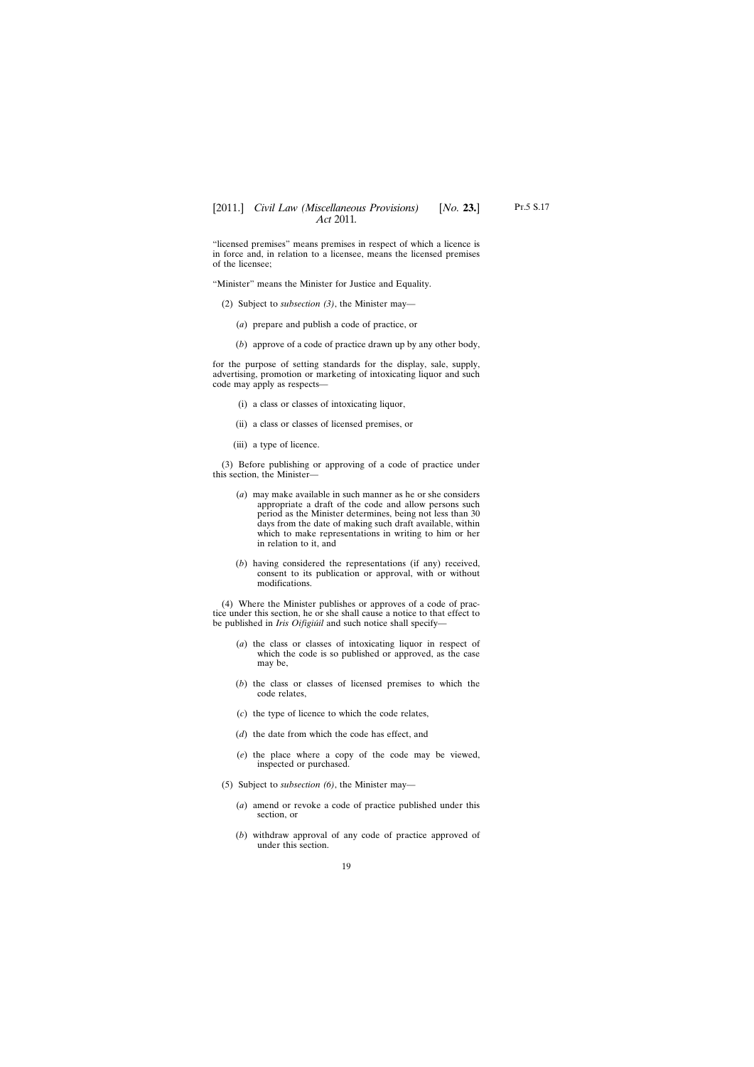"licensed premises" means premises in respect of which a licence is in force and, in relation to a licensee, means the licensed premises of the licensee;

"Minister" means the Minister for Justice and Equality.

(2) Subject to *subsection (3)*, the Minister may—

(*a*) prepare and publish a code of practice, or

(*b*) approve of a code of practice drawn up by any other body,

for the purpose of setting standards for the display, sale, supply, advertising, promotion or marketing of intoxicating liquor and such code may apply as respects—

(i) a class or classes of intoxicating liquor,

(ii) a class or classes of licensed premises, or

(iii) a type of licence.

(3) Before publishing or approving of a code of practice under this section, the Minister—

(*a*) may make available in such manner as he or she considers appropriate a draft of the code and allow persons such period as the Minister determines, being not less than 30 days from the date of making such draft available, within which to make representations in writing to him or her in relation to it, and

(*b*) having considered the representations (if any) received, consent to its publication or approval, with or without modifications.

(4) Where the Minister publishes or approves of a code of practice under this section, he or she shall cause a notice to that effect to be published in *Iris Oifigiúil* and such notice shall specify—

(*a*) the class or classes of intoxicating liquor in respect of which the code is so published or approved, as the case may be,

(*b*) the class or classes of licensed premises to which the code relates,

(*c*) the type of licence to which the code relates,

(*d*) the date from which the code has effect, and

(*e*) the place where a copy of the code may be viewed, inspected or purchased.

(5) Subject to *subsection (6)*, the Minister may—

(*a*) amend or revoke a code of practice published under this section, or

(*b*) withdraw approval of any code of practice approved of under this section.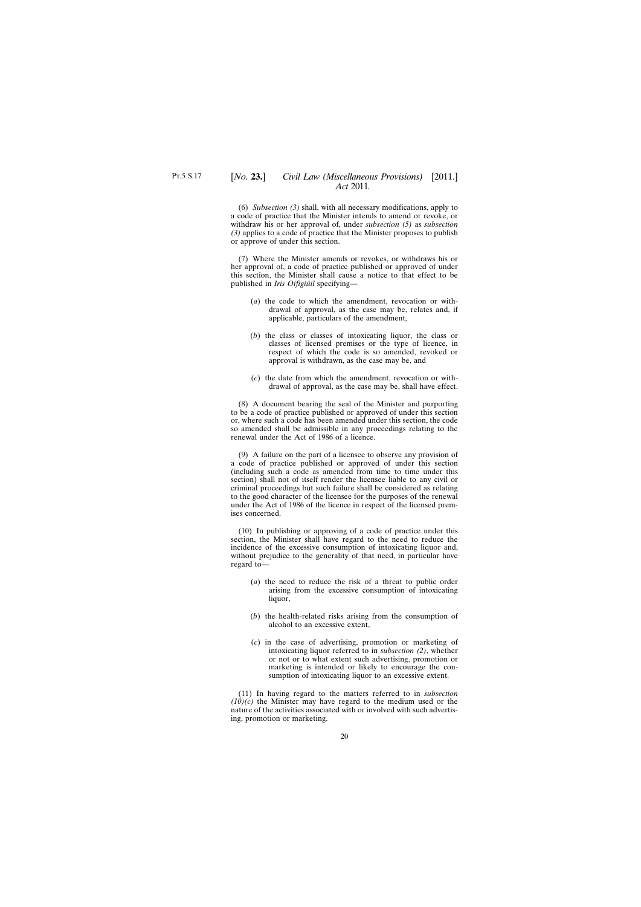(6) *Subsection (3)* shall, with all necessary modifications, apply to a code of practice that the Minister intends to amend or revoke, or withdraw his or her approval of, under *subsection (5)* as *subsection (3)* applies to a code of practice that the Minister proposes to publish or approve of under this section.

(7) Where the Minister amends or revokes, or withdraws his or her approval of, a code of practice published or approved of under this section, the Minister shall cause a notice to that effect to be published in *Iris Oifigiúil* specifying—

(*a*) the code to which the amendment, revocation or withdrawal of approval, as the case may be, relates and, if applicable, particulars of the amendment,

(*b*) the class or classes of intoxicating liquor, the class or classes of licensed premises or the type of licence, in respect of which the code is so amended, revoked or approval is withdrawn, as the case may be, and

(*c*) the date from which the amendment, revocation or withdrawal of approval, as the case may be, shall have effect.

(8) A document bearing the seal of the Minister and purporting to be a code of practice published or approved of under this section or, where such a code has been amended under this section, the code so amended shall be admissible in any proceedings relating to the renewal under the Act of 1986 of a licence.

(9) A failure on the part of a licensee to observe any provision of a code of practice published or approved of under this section (including such a code as amended from time to time under this section) shall not of itself render the licensee liable to any civil or criminal proceedings but such failure shall be considered as relating to the good character of the licensee for the purposes of the renewal under the Act of 1986 of the licence in respect of the licensed premises concerned.

(10) In publishing or approving of a code of practice under this section, the Minister shall have regard to the need to reduce the incidence of the excessive consumption of intoxicating liquor and, without prejudice to the generality of that need, in particular have regard to—

(*a*) the need to reduce the risk of a threat to public order arising from the excessive consumption of intoxicating liquor,

(*b*) the health-related risks arising from the consumption of alcohol to an excessive extent,

(*c*) in the case of advertising, promotion or marketing of intoxicating liquor referred to in *subsection (2)*, whether or not or to what extent such advertising, promotion or marketing is intended or likely to encourage the consumption of intoxicating liquor to an excessive extent.

(11) In having regard to the matters referred to in *subsection (10)(c)* the Minister may have regard to the medium used or the nature of the activities associated with or involved with such advertising, promotion or marketing.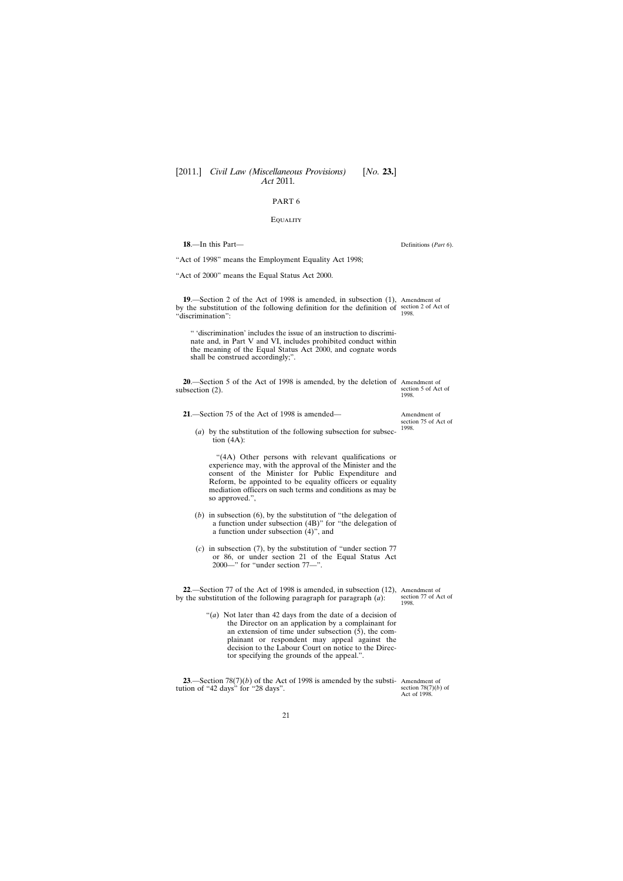## PART 6

### Equality

**18**.—In this Part—

Definitions (*Part 6*).

“Act of 1998” means the Employment Equality Act 1998;

“Act of 2000” means the Equal Status Act 2000.

**19**.—Section 2 of the Act of 1998 is amended, in subsection (1), by the substitution of the following definition for the definition of “discrimination”:

Amendment of section 2 of Act of 1998.

> “ ‘discrimination’ includes the issue of an instruction to discriminate and, in Part V and VI, includes prohibited conduct within the meaning of the Equal Status Act 2000, and cognate words shall be construed accordingly;”.

**20**.—Section 5 of the Act of 1998 is amended, by the deletion of subsection (2).

Amendment of section 5 of Act of 1998.

**21**.—Section 75 of the Act of 1998 is amended—

Amendment of section 75 of Act of 1998.

(*a*) by the substitution of the following subsection for subsection (4A):

> “(4A) Other persons with relevant qualifications or experience may, with the approval of the Minister and the consent of the Minister for Public Expenditure and Reform, be appointed to be equality officers or equality mediation officers on such terms and conditions as may be so approved.”,

(*b*) in subsection (6), by the substitution of “the delegation of a function under subsection (4B)” for “the delegation of a function under subsection (4)”, and

(*c*) in subsection (7), by the substitution of “under section 77 or 86, or under section 21 of the Equal Status Act 2000—” for “under section 77—”.

**22**.—Section 77 of the Act of 1998 is amended, in subsection (12), by the substitution of the following paragraph for paragraph (*a*):

Amendment of section 77 of Act of 1998.

> “(*a*) Not later than 42 days from the date of a decision of the Director on an application by a complainant for an extension of time under subsection (5), the complainant or respondent may appeal against the decision to the Labour Court on notice to the Director specifying the grounds of the appeal.”.

**23**.—Section 78(7)(*b*) of the Act of 1998 is amended by the substitution of “42 days” for “28 days”.

Amendment of section 78(7)(*b*) of Act of 1998.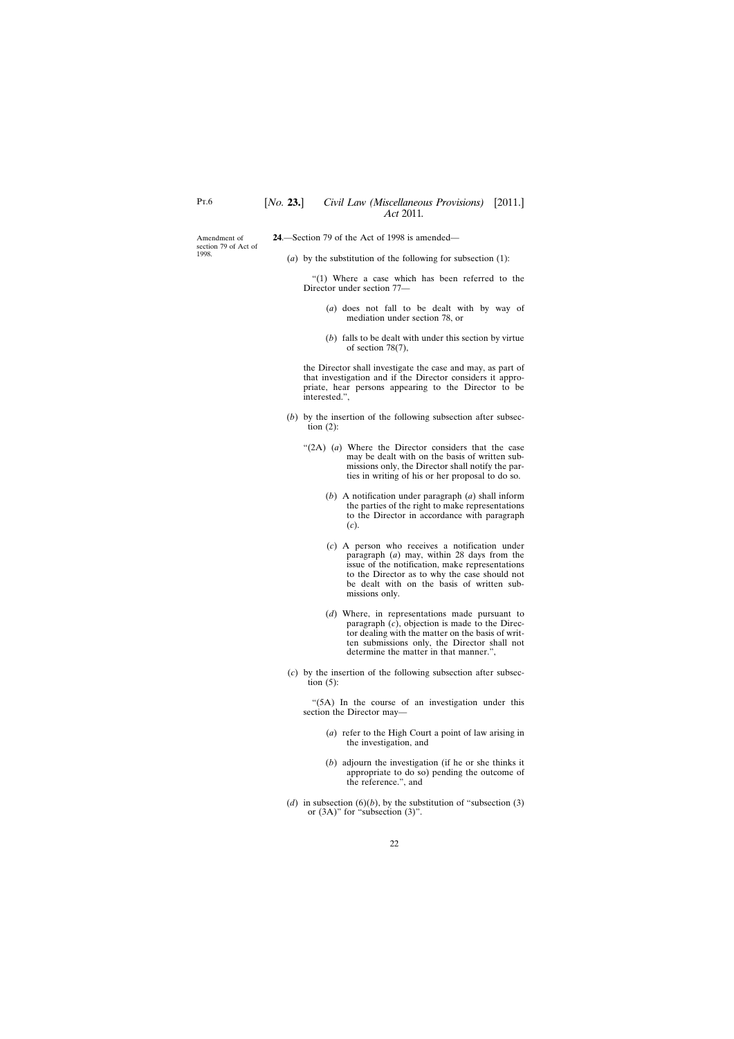Amendment of section 79 of Act of 1998.

**24**.—Section 79 of the Act of 1998 is amended—

(*a*) by the substitution of the following for subsection (1):

> "(1) Where a case which has been referred to the Director under section 77—
>
> (*a*) does not fall to be dealt with by way of mediation under section 78, or
>
> (*b*) falls to be dealt with under this section by virtue of section 78(7),
>
> the Director shall investigate the case and may, as part of that investigation and if the Director considers it appropriate, hear persons appearing to the Director to be interested.",

(*b*) by the insertion of the following subsection after subsection (2):

> "(2A) (*a*) Where the Director considers that the case may be dealt with on the basis of written submissions only, the Director shall notify the parties in writing of his or her proposal to do so.
>
> (*b*) A notification under paragraph (*a*) shall inform the parties of the right to make representations to the Director in accordance with paragraph (*c*).
>
> (*c*) A person who receives a notification under paragraph (*a*) may, within 28 days from the issue of the notification, make representations to the Director as to why the case should not be dealt with on the basis of written submissions only.
>
> (*d*) Where, in representations made pursuant to paragraph (*c*), objection is made to the Director dealing with the matter on the basis of written submissions only, the Director shall not determine the matter in that manner.",

(*c*) by the insertion of the following subsection after subsection (5):

> "(5A) In the course of an investigation under this section the Director may—
>
> (*a*) refer to the High Court a point of law arising in the investigation, and
>
> (*b*) adjourn the investigation (if he or she thinks it appropriate to do so) pending the outcome of the reference.", and

(*d*) in subsection (6)(*b*), by the substitution of "subsection (3) or (3A)" for "subsection (3)".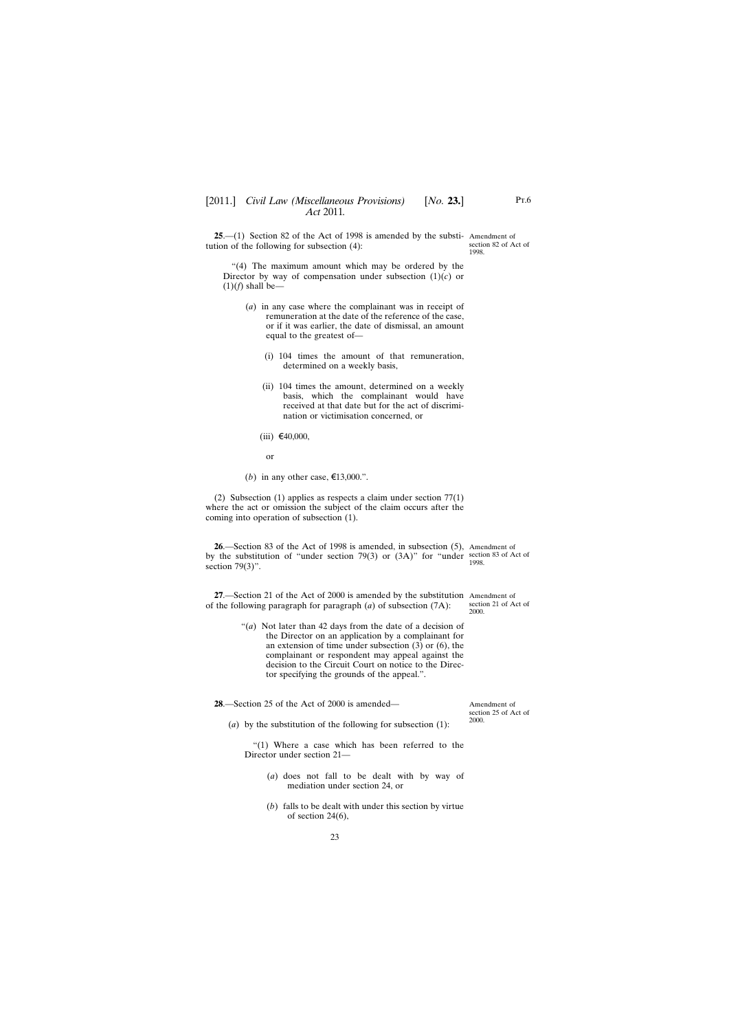**25**.—(1) Section 82 of the Act of 1998 is amended by the substitution of the following for subsection (4):

Amendment of section 82 of Act of 1998.

"(4) The maximum amount which may be ordered by the Director by way of compensation under subsection (1)(*c*) or (1)(*f*) shall be—

(*a*) in any case where the complainant was in receipt of remuneration at the date of the reference of the case, or if it was earlier, the date of dismissal, an amount equal to the greatest of—

(i) 104 times the amount of that remuneration, determined on a weekly basis,

(ii) 104 times the amount, determined on a weekly basis, which the complainant would have received at that date but for the act of discrimination or victimisation concerned, or

(iii) €40,000,

or

(*b*) in any other case, €13,000.".

(2) Subsection (1) applies as respects a claim under section 77(1) where the act or omission the subject of the claim occurs after the coming into operation of subsection (1).

**26**.—Section 83 of the Act of 1998 is amended, in subsection (5), by the substitution of "under section 79(3) or (3A)" for "under section 79(3)".

Amendment of section 83 of Act of 1998.

**27**.—Section 21 of the Act of 2000 is amended by the substitution of the following paragraph for paragraph (*a*) of subsection (7A):

Amendment of section 21 of Act of 2000.

"(*a*) Not later than 42 days from the date of a decision of the Director on an application by a complainant for an extension of time under subsection (3) or (6), the complainant or respondent may appeal against the decision to the Circuit Court on notice to the Director specifying the grounds of the appeal.".

**28**.—Section 25 of the Act of 2000 is amended—

Amendment of section 25 of Act of 2000.

(*a*) by the substitution of the following for subsection (1):

"(1) Where a case which has been referred to the Director under section 21—

(*a*) does not fall to be dealt with by way of mediation under section 24, or

(*b*) falls to be dealt with under this section by virtue of section 24(6),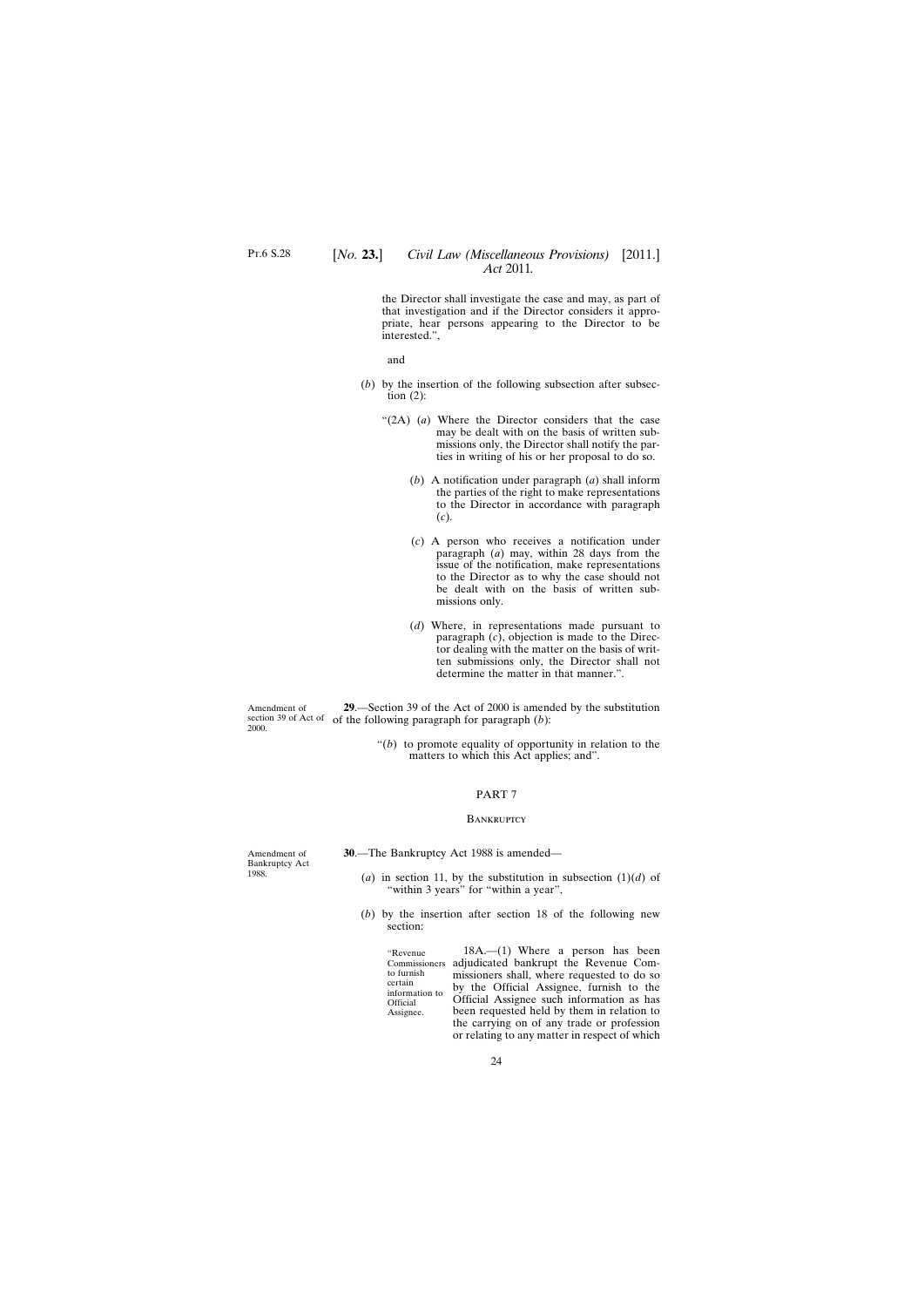the Director shall investigate the case and may, as part of that investigation and if the Director considers it appropriate, hear persons appearing to the Director to be interested.”,

and

(*b*) by the insertion of the following subsection after subsection (2):

“(2A) (*a*) Where the Director considers that the case may be dealt with on the basis of written submissions only, the Director shall notify the parties in writing of his or her proposal to do so.

(*b*) A notification under paragraph (*a*) shall inform the parties of the right to make representations to the Director in accordance with paragraph (*c*).

(*c*) A person who receives a notification under paragraph (*a*) may, within 28 days from the issue of the notification, make representations to the Director as to why the case should not be dealt with on the basis of written submissions only.

(*d*) Where, in representations made pursuant to paragraph (*c*), objection is made to the Director dealing with the matter on the basis of written submissions only, the Director shall not determine the matter in that manner.”.

Amendment of section 39 of Act of 2000.

**29**.—Section 39 of the Act of 2000 is amended by the substitution of the following paragraph for paragraph (*b*):

“(*b*) to promote equality of opportunity in relation to the matters to which this Act applies; and”.

## PART 7

### Bankruptcy

Amendment of Bankruptcy Act 1988.

**30**.—The Bankruptcy Act 1988 is amended—

(*a*) in section 11, by the substitution in subsection (1)(*d*) of “within 3 years” for “within a year”,

(*b*) by the insertion after section 18 of the following new section:

“Revenue Commissioners to furnish certain information to Official Assignee.

18A.—(1) Where a person has been adjudicated bankrupt the Revenue Commissioners shall, where requested to do so by the Official Assignee, furnish to the Official Assignee such information as has been requested held by them in relation to the carrying on of any trade or profession or relating to any matter in respect of which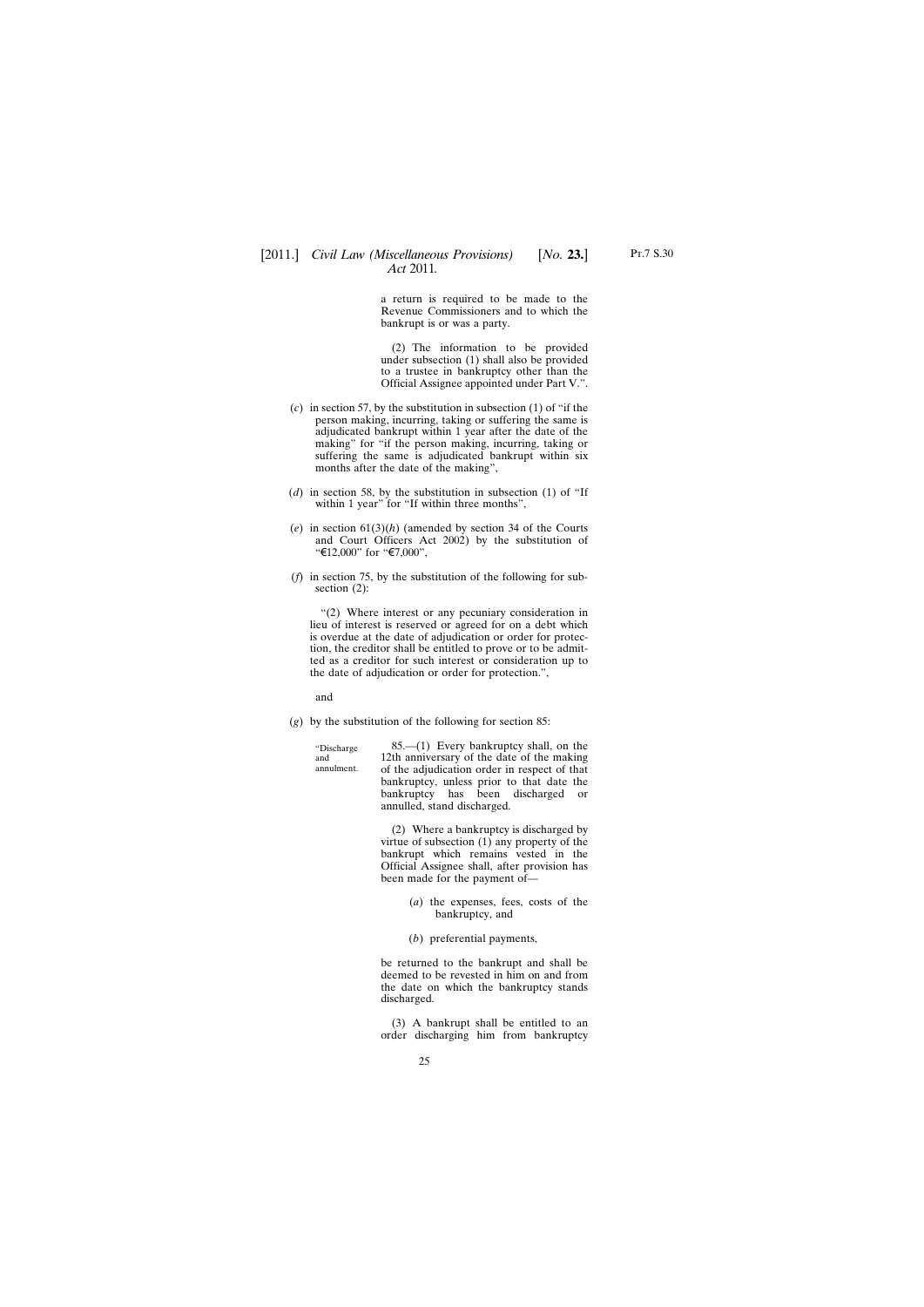a return is required to be made to the Revenue Commissioners and to which the bankrupt is or was a party.

(2) The information to be provided under subsection (1) shall also be provided to a trustee in bankruptcy other than the Official Assignee appointed under Part V.".

(*c*) in section 57, by the substitution in subsection (1) of "if the person making, incurring, taking or suffering the same is adjudicated bankrupt within 1 year after the date of the making" for "if the person making, incurring, taking or suffering the same is adjudicated bankrupt within six months after the date of the making",

(*d*) in section 58, by the substitution in subsection (1) of "If within 1 year" for "If within three months",

(*e*) in section 61(3)(*h*) (amended by section 34 of the Courts and Court Officers Act 2002) by the substitution of "€12,000" for "€7,000",

(*f*) in section 75, by the substitution of the following for subsection (2):

"(2) Where interest or any pecuniary consideration in lieu of interest is reserved or agreed for on a debt which is overdue at the date of adjudication or order for protection, the creditor shall be entitled to prove or to be admitted as a creditor for such interest or consideration up to the date of adjudication or order for protection.",

and

(*g*) by the substitution of the following for section 85:

"Discharge and annulment.

85.—(1) Every bankruptcy shall, on the 12th anniversary of the date of the making of the adjudication order in respect of that bankruptcy, unless prior to that date the bankruptcy has been discharged or annulled, stand discharged.

(2) Where a bankruptcy is discharged by virtue of subsection (1) any property of the bankrupt which remains vested in the Official Assignee shall, after provision has been made for the payment of—

(*a*) the expenses, fees, costs of the bankruptcy, and

(*b*) preferential payments,

be returned to the bankrupt and shall be deemed to be revested in him on and from the date on which the bankruptcy stands discharged.

(3) A bankrupt shall be entitled to an order discharging him from bankruptcy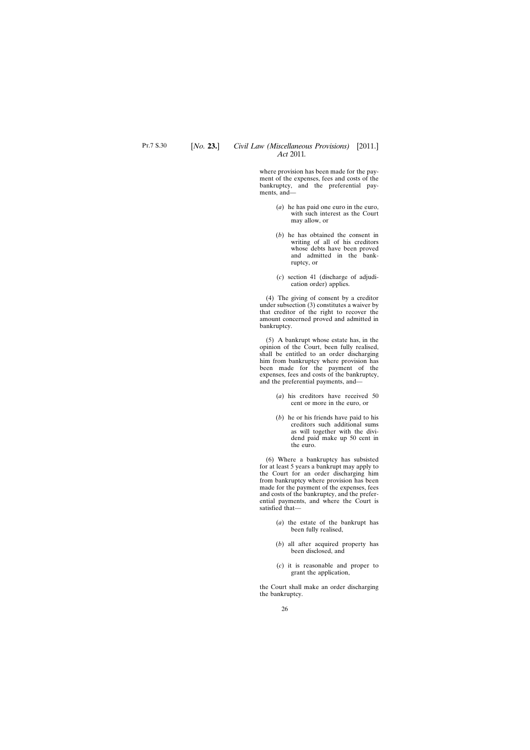where provision has been made for the payment of the expenses, fees and costs of the bankruptcy, and the preferential payments, and—

(*a*) he has paid one euro in the euro, with such interest as the Court may allow, or

(*b*) he has obtained the consent in writing of all of his creditors whose debts have been proved and admitted in the bankruptcy, or

(*c*) section 41 (discharge of adjudication order) applies.

(4) The giving of consent by a creditor under subsection (3) constitutes a waiver by that creditor of the right to recover the amount concerned proved and admitted in bankruptcy.

(5) A bankrupt whose estate has, in the opinion of the Court, been fully realised, shall be entitled to an order discharging him from bankruptcy where provision has been made for the payment of the expenses, fees and costs of the bankruptcy, and the preferential payments, and—

(*a*) his creditors have received 50 cent or more in the euro, or

(*b*) he or his friends have paid to his creditors such additional sums as will together with the dividend paid make up 50 cent in the euro.

(6) Where a bankruptcy has subsisted for at least 5 years a bankrupt may apply to the Court for an order discharging him from bankruptcy where provision has been made for the payment of the expenses, fees and costs of the bankruptcy, and the preferential payments, and where the Court is satisfied that—

(*a*) the estate of the bankrupt has been fully realised,

(*b*) all after acquired property has been disclosed, and

(*c*) it is reasonable and proper to grant the application,

the Court shall make an order discharging the bankruptcy.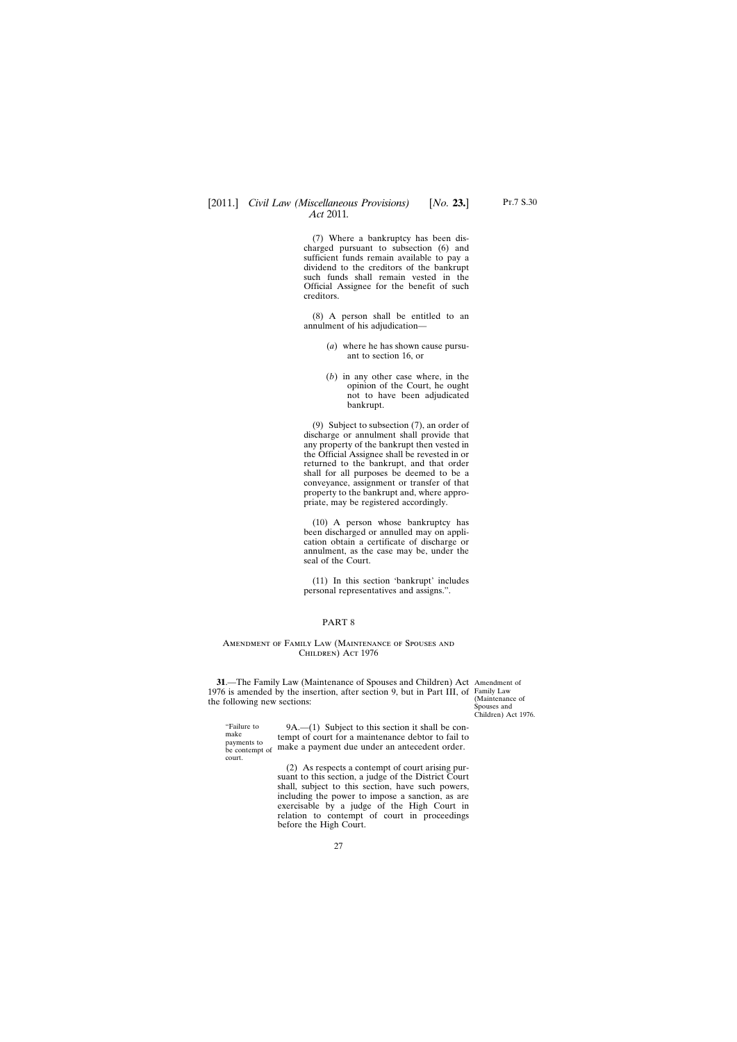(7) Where a bankruptcy has been discharged pursuant to subsection (6) and sufficient funds remain available to pay a dividend to the creditors of the bankrupt such funds shall remain vested in the Official Assignee for the benefit of such creditors.

(8) A person shall be entitled to an annulment of his adjudication—

(*a*) where he has shown cause pursuant to section 16, or

(*b*) in any other case where, in the opinion of the Court, he ought not to have been adjudicated bankrupt.

(9) Subject to subsection (7), an order of discharge or annulment shall provide that any property of the bankrupt then vested in the Official Assignee shall be revested in or returned to the bankrupt, and that order shall for all purposes be deemed to be a conveyance, assignment or transfer of that property to the bankrupt and, where appropriate, may be registered accordingly.

(10) A person whose bankruptcy has been discharged or annulled may on application obtain a certificate of discharge or annulment, as the case may be, under the seal of the Court.

(11) In this section 'bankrupt' includes personal representatives and assigns.".

## PART 8

### Amendment of Family Law (Maintenance of Spouses and Children) Act 1976

Amendment of Family Law (Maintenance of Spouses and Children) Act 1976.

**31**.—The Family Law (Maintenance of Spouses and Children) Act 1976 is amended by the insertion, after section 9, but in Part III, of the following new sections:

"Failure to make payments to be contempt of court.

9A.—(1) Subject to this section it shall be contempt of court for a maintenance debtor to fail to make a payment due under an antecedent order.

(2) As respects a contempt of court arising pursuant to this section, a judge of the District Court shall, subject to this section, have such powers, including the power to impose a sanction, as are exercisable by a judge of the High Court in relation to contempt of court in proceedings before the High Court.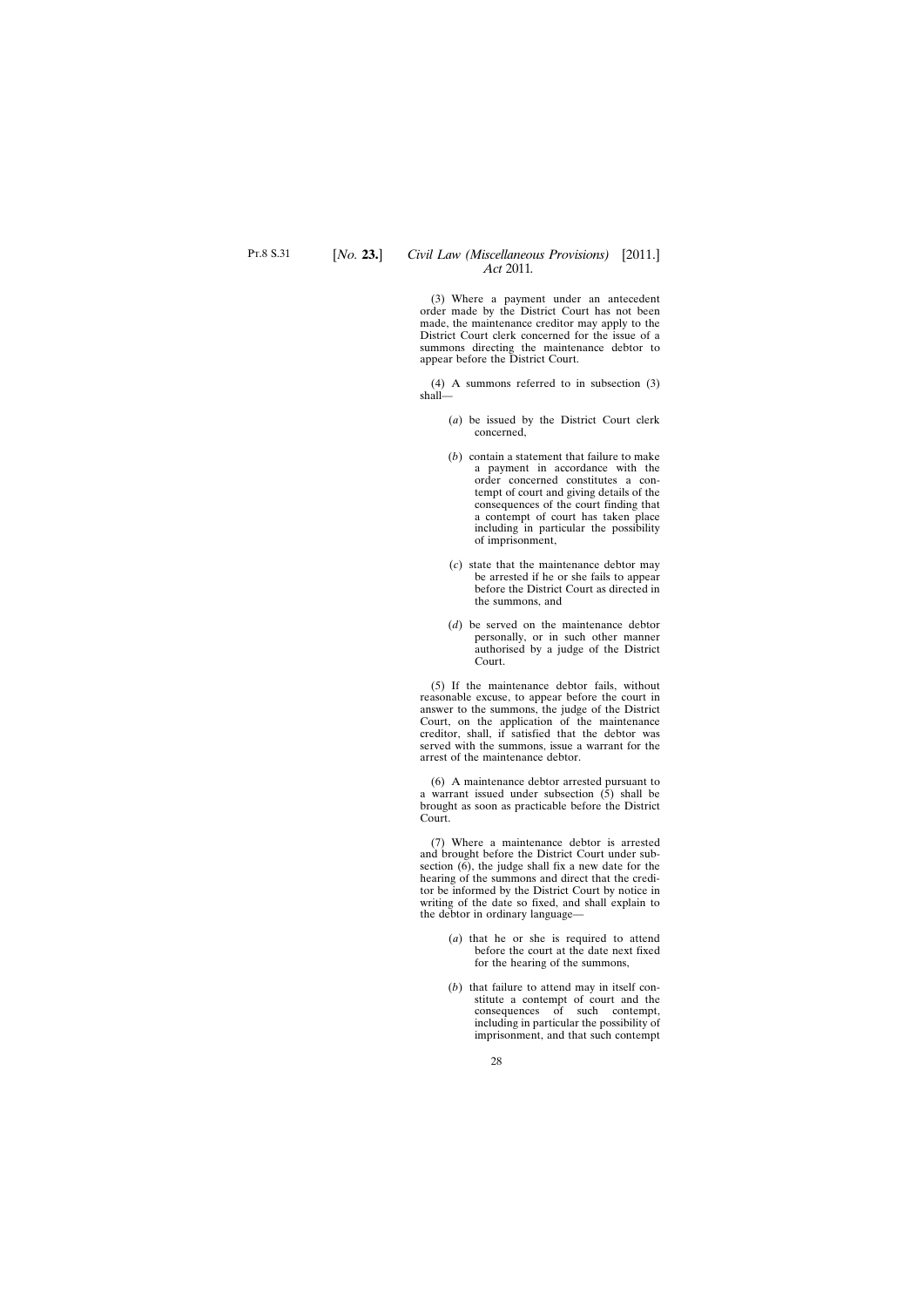(3) Where a payment under an antecedent order made by the District Court has not been made, the maintenance creditor may apply to the District Court clerk concerned for the issue of a summons directing the maintenance debtor to appear before the District Court.

(4) A summons referred to in subsection (3) shall—

(*a*) be issued by the District Court clerk concerned,

(*b*) contain a statement that failure to make a payment in accordance with the order concerned constitutes a contempt of court and giving details of the consequences of the court finding that a contempt of court has taken place including in particular the possibility of imprisonment,

(*c*) state that the maintenance debtor may be arrested if he or she fails to appear before the District Court as directed in the summons, and

(*d*) be served on the maintenance debtor personally, or in such other manner authorised by a judge of the District Court.

(5) If the maintenance debtor fails, without reasonable excuse, to appear before the court in answer to the summons, the judge of the District Court, on the application of the maintenance creditor, shall, if satisfied that the debtor was served with the summons, issue a warrant for the arrest of the maintenance debtor.

(6) A maintenance debtor arrested pursuant to a warrant issued under subsection (5) shall be brought as soon as practicable before the District Court.

(7) Where a maintenance debtor is arrested and brought before the District Court under subsection (6), the judge shall fix a new date for the hearing of the summons and direct that the creditor be informed by the District Court by notice in writing of the date so fixed, and shall explain to the debtor in ordinary language—

(*a*) that he or she is required to attend before the court at the date next fixed for the hearing of the summons,

(*b*) that failure to attend may in itself constitute a contempt of court and the consequences of such contempt, including in particular the possibility of imprisonment, and that such contempt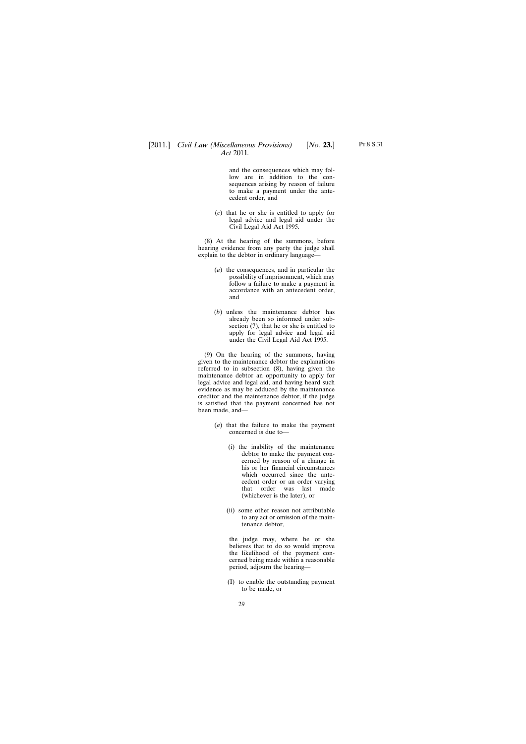and the consequences which may follow are in addition to the consequences arising by reason of failure to make a payment under the antecedent order, and

(*c*) that he or she is entitled to apply for legal advice and legal aid under the Civil Legal Aid Act 1995.

(8) At the hearing of the summons, before hearing evidence from any party the judge shall explain to the debtor in ordinary language—

(*a*) the consequences, and in particular the possibility of imprisonment, which may follow a failure to make a payment in accordance with an antecedent order, and

(*b*) unless the maintenance debtor has already been so informed under subsection (7), that he or she is entitled to apply for legal advice and legal aid under the Civil Legal Aid Act 1995.

(9) On the hearing of the summons, having given to the maintenance debtor the explanations referred to in subsection (8), having given the maintenance debtor an opportunity to apply for legal advice and legal aid, and having heard such evidence as may be adduced by the maintenance creditor and the maintenance debtor, if the judge is satisfied that the payment concerned has not been made, and—

(*a*) that the failure to make the payment concerned is due to—

(i) the inability of the maintenance debtor to make the payment concerned by reason of a change in his or her financial circumstances which occurred since the antecedent order or an order varying that order was last made (whichever is the later), or

(ii) some other reason not attributable to any act or omission of the maintenance debtor,

the judge may, where he or she believes that to do so would improve the likelihood of the payment concerned being made within a reasonable period, adjourn the hearing—

(I) to enable the outstanding payment to be made, or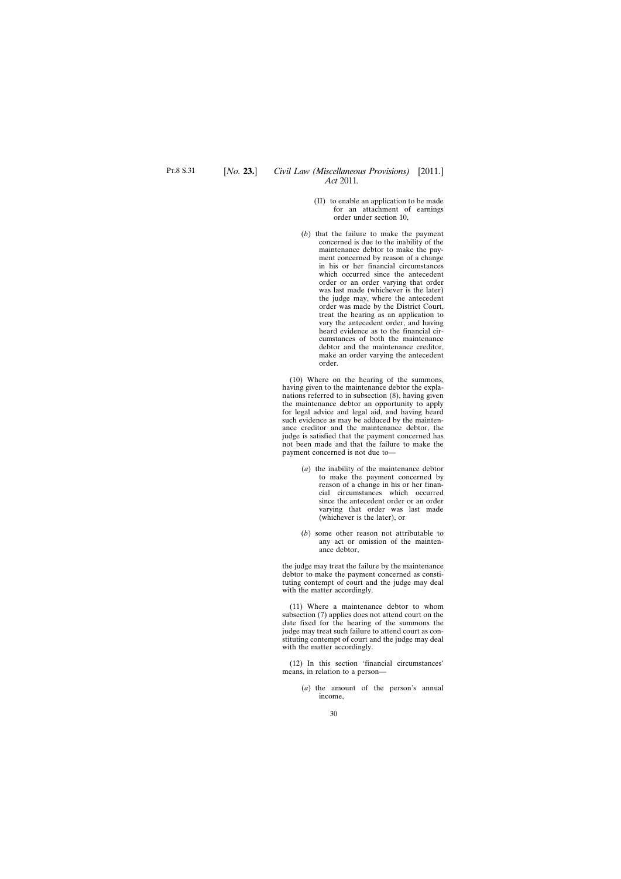(II) to enable an application to be made for an attachment of earnings order under section 10,

(*b*) that the failure to make the payment concerned is due to the inability of the maintenance debtor to make the payment concerned by reason of a change in his or her financial circumstances which occurred since the antecedent order or an order varying that order was last made (whichever is the later) the judge may, where the antecedent order was made by the District Court, treat the hearing as an application to vary the antecedent order, and having heard evidence as to the financial circumstances of both the maintenance debtor and the maintenance creditor, make an order varying the antecedent order.

(10) Where on the hearing of the summons, having given to the maintenance debtor the explanations referred to in subsection (8), having given the maintenance debtor an opportunity to apply for legal advice and legal aid, and having heard such evidence as may be adduced by the maintenance creditor and the maintenance debtor, the judge is satisfied that the payment concerned has not been made and that the failure to make the payment concerned is not due to—

(*a*) the inability of the maintenance debtor to make the payment concerned by reason of a change in his or her financial circumstances which occurred since the antecedent order or an order varying that order was last made (whichever is the later), or

(*b*) some other reason not attributable to any act or omission of the maintenance debtor,

the judge may treat the failure by the maintenance debtor to make the payment concerned as constituting contempt of court and the judge may deal with the matter accordingly.

(11) Where a maintenance debtor to whom subsection (7) applies does not attend court on the date fixed for the hearing of the summons the judge may treat such failure to attend court as constituting contempt of court and the judge may deal with the matter accordingly.

(12) In this section 'financial circumstances' means, in relation to a person—

(*a*) the amount of the person's annual income,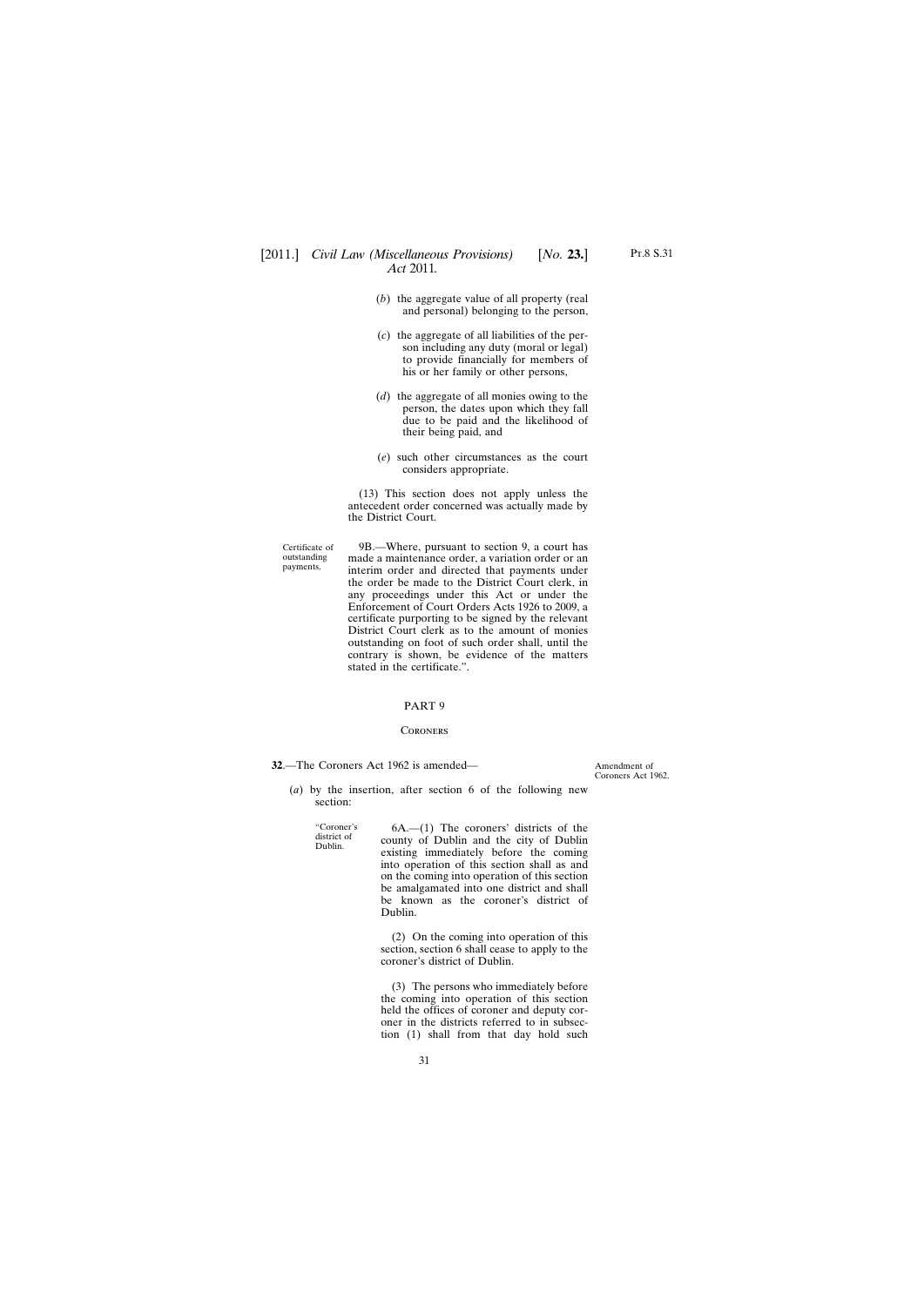(*b*) the aggregate value of all property (real and personal) belonging to the person,

(*c*) the aggregate of all liabilities of the person including any duty (moral or legal) to provide financially for members of his or her family or other persons,

(*d*) the aggregate of all monies owing to the person, the dates upon which they fall due to be paid and the likelihood of their being paid, and

(*e*) such other circumstances as the court considers appropriate.

(13) This section does not apply unless the antecedent order concerned was actually made by the District Court.

Certificate of outstanding payments.

9B.—Where, pursuant to section 9, a court has made a maintenance order, a variation order or an interim order and directed that payments under the order be made to the District Court clerk, in any proceedings under this Act or under the Enforcement of Court Orders Acts 1926 to 2009, a certificate purporting to be signed by the relevant District Court clerk as to the amount of monies outstanding on foot of such order shall, until the contrary is shown, be evidence of the matters stated in the certificate.".

## PART 9

### Coroners

Amendment of Coroners Act 1962.

**32**.—The Coroners Act 1962 is amended—

(*a*) by the insertion, after section 6 of the following new section:

"Coroner's district of Dublin.

6A.—(1) The coroners' districts of the county of Dublin and the city of Dublin existing immediately before the coming into operation of this section shall as and on the coming into operation of this section be amalgamated into one district and shall be known as the coroner's district of Dublin.

(2) On the coming into operation of this section, section 6 shall cease to apply to the coroner's district of Dublin.

(3) The persons who immediately before the coming into operation of this section held the offices of coroner and deputy coroner in the districts referred to in subsection (1) shall from that day hold such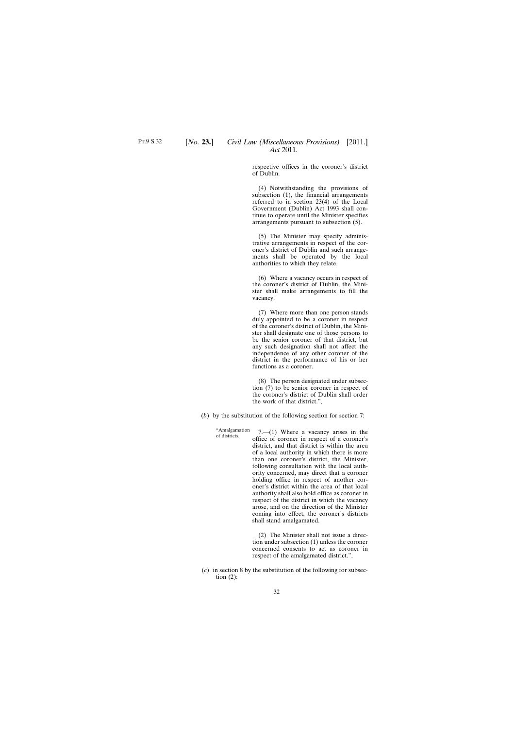respective offices in the coroner's district of Dublin.

(4) Notwithstanding the provisions of subsection (1), the financial arrangements referred to in section 23(4) of the Local Government (Dublin) Act 1993 shall continue to operate until the Minister specifies arrangements pursuant to subsection (5).

(5) The Minister may specify administrative arrangements in respect of the coroner's district of Dublin and such arrangements shall be operated by the local authorities to which they relate.

(6) Where a vacancy occurs in respect of the coroner's district of Dublin, the Minister shall make arrangements to fill the vacancy.

(7) Where more than one person stands duly appointed to be a coroner in respect of the coroner's district of Dublin, the Minister shall designate one of those persons to be the senior coroner of that district, but any such designation shall not affect the independence of any other coroner of the district in the performance of his or her functions as a coroner.

(8) The person designated under subsection (7) to be senior coroner in respect of the coroner's district of Dublin shall order the work of that district.",

(*b*) by the substitution of the following section for section 7:

"Amalgamation of districts.

7.—(1) Where a vacancy arises in the office of coroner in respect of a coroner's district, and that district is within the area of a local authority in which there is more than one coroner's district, the Minister, following consultation with the local authority concerned, may direct that a coroner holding office in respect of another coroner's district within the area of that local authority shall also hold office as coroner in respect of the district in which the vacancy arose, and on the direction of the Minister coming into effect, the coroner's districts shall stand amalgamated.

(2) The Minister shall not issue a direction under subsection (1) unless the coroner concerned consents to act as coroner in respect of the amalgamated district.",

(*c*) in section 8 by the substitution of the following for subsection (2):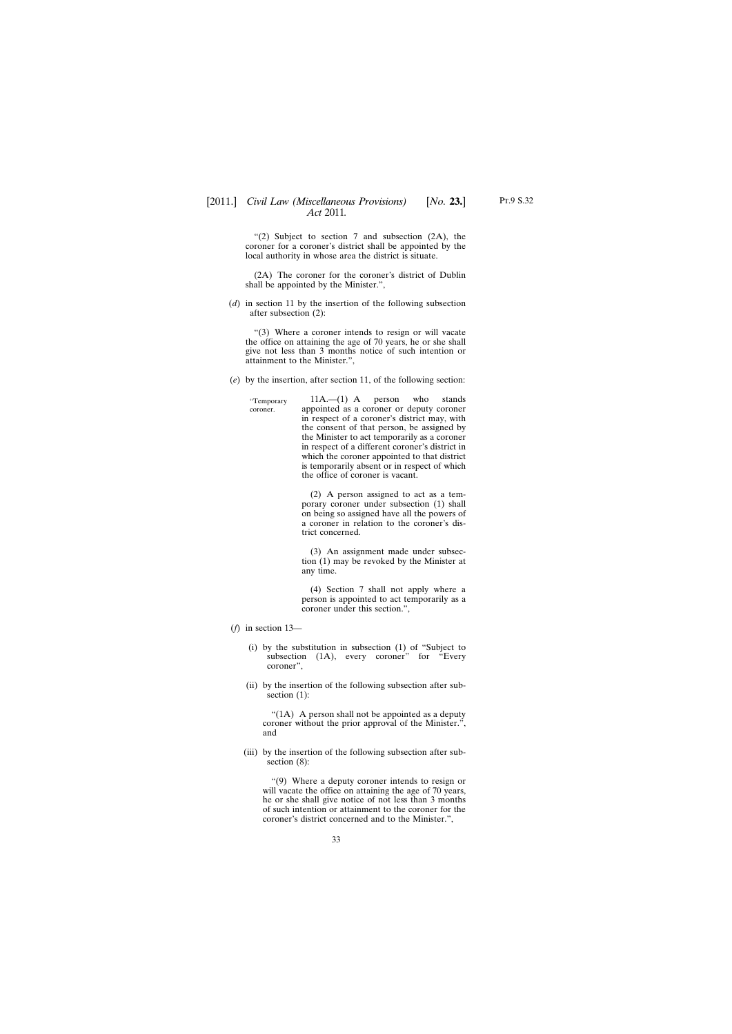"(2) Subject to section 7 and subsection (2A), the coroner for a coroner's district shall be appointed by the local authority in whose area the district is situate.

(2A) The coroner for the coroner's district of Dublin shall be appointed by the Minister.",

(*d*) in section 11 by the insertion of the following subsection after subsection (2):

"(3) Where a coroner intends to resign or will vacate the office on attaining the age of 70 years, he or she shall give not less than 3 months notice of such intention or attainment to the Minister.",

(*e*) by the insertion, after section 11, of the following section:

"Temporary coroner.

11A.—(1) A person who stands appointed as a coroner or deputy coroner in respect of a coroner's district may, with the consent of that person, be assigned by the Minister to act temporarily as a coroner in respect of a different coroner's district in which the coroner appointed to that district is temporarily absent or in respect of which the office of coroner is vacant.

(2) A person assigned to act as a temporary coroner under subsection (1) shall on being so assigned have all the powers of a coroner in relation to the coroner's district concerned.

(3) An assignment made under subsection (1) may be revoked by the Minister at any time.

(4) Section 7 shall not apply where a person is appointed to act temporarily as a coroner under this section.",

(*f*) in section 13—

(i) by the substitution in subsection (1) of "Subject to subsection (1A), every coroner" for "Every coroner",

(ii) by the insertion of the following subsection after subsection (1):

"(1A) A person shall not be appointed as a deputy coroner without the prior approval of the Minister.", and

(iii) by the insertion of the following subsection after subsection (8):

"(9) Where a deputy coroner intends to resign or will vacate the office on attaining the age of 70 years, he or she shall give notice of not less than 3 months of such intention or attainment to the coroner for the coroner's district concerned and to the Minister.",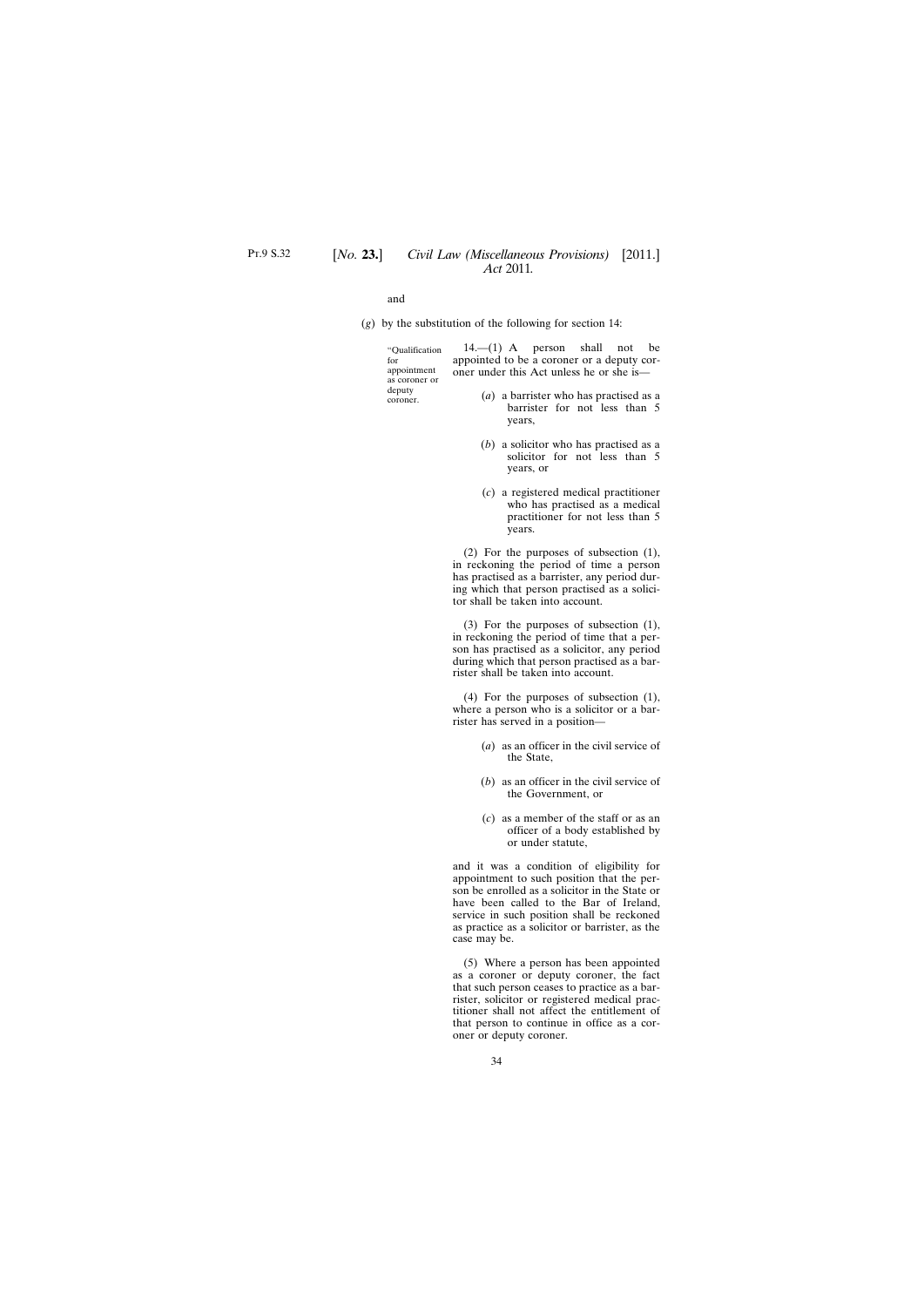and

(*g*) by the substitution of the following for section 14:

"Qualification for appointment as coroner or deputy coroner.

14.—(1) A person shall not be appointed to be a coroner or a deputy coroner under this Act unless he or she is—

(*a*) a barrister who has practised as a barrister for not less than 5 years,

(*b*) a solicitor who has practised as a solicitor for not less than 5 years, or

(*c*) a registered medical practitioner who has practised as a medical practitioner for not less than 5 years.

(2) For the purposes of subsection (1), in reckoning the period of time a person has practised as a barrister, any period during which that person practised as a solicitor shall be taken into account.

(3) For the purposes of subsection (1), in reckoning the period of time that a person has practised as a solicitor, any period during which that person practised as a barrister shall be taken into account.

(4) For the purposes of subsection (1), where a person who is a solicitor or a barrister has served in a position—

(*a*) as an officer in the civil service of the State,

(*b*) as an officer in the civil service of the Government, or

(*c*) as a member of the staff or as an officer of a body established by or under statute,

and it was a condition of eligibility for appointment to such position that the person be enrolled as a solicitor in the State or have been called to the Bar of Ireland, service in such position shall be reckoned as practice as a solicitor or barrister, as the case may be.

(5) Where a person has been appointed as a coroner or deputy coroner, the fact that such person ceases to practice as a barrister, solicitor or registered medical practitioner shall not affect the entitlement of that person to continue in office as a coroner or deputy coroner.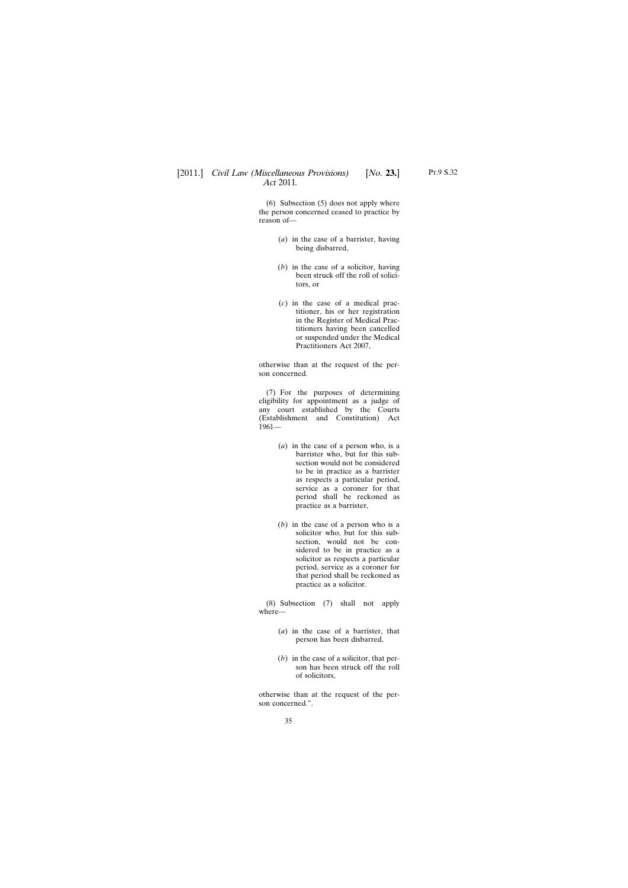(6) Subsection (5) does not apply where the person concerned ceased to practice by reason of—

(*a*) in the case of a barrister, having being disbarred,

(*b*) in the case of a solicitor, having been struck off the roll of solicitors, or

(*c*) in the case of a medical practitioner, his or her registration in the Register of Medical Practitioners having been cancelled or suspended under the Medical Practitioners Act 2007,

otherwise than at the request of the person concerned.

(7) For the purposes of determining eligibility for appointment as a judge of any court established by the Courts (Establishment and Constitution) Act 1961—

(*a*) in the case of a person who, is a barrister who, but for this subsection would not be considered to be in practice as a barrister as respects a particular period, service as a coroner for that period shall be reckoned as practice as a barrister,

(*b*) in the case of a person who is a solicitor who, but for this subsection, would not be considered to be in practice as a solicitor as respects a particular period, service as a coroner for that period shall be reckoned as practice as a solicitor.

(8) Subsection (7) shall not apply where—

(*a*) in the case of a barrister, that person has been disbarred,

(*b*) in the case of a solicitor, that person has been struck off the roll of solicitors,

otherwise than at the request of the person concerned.".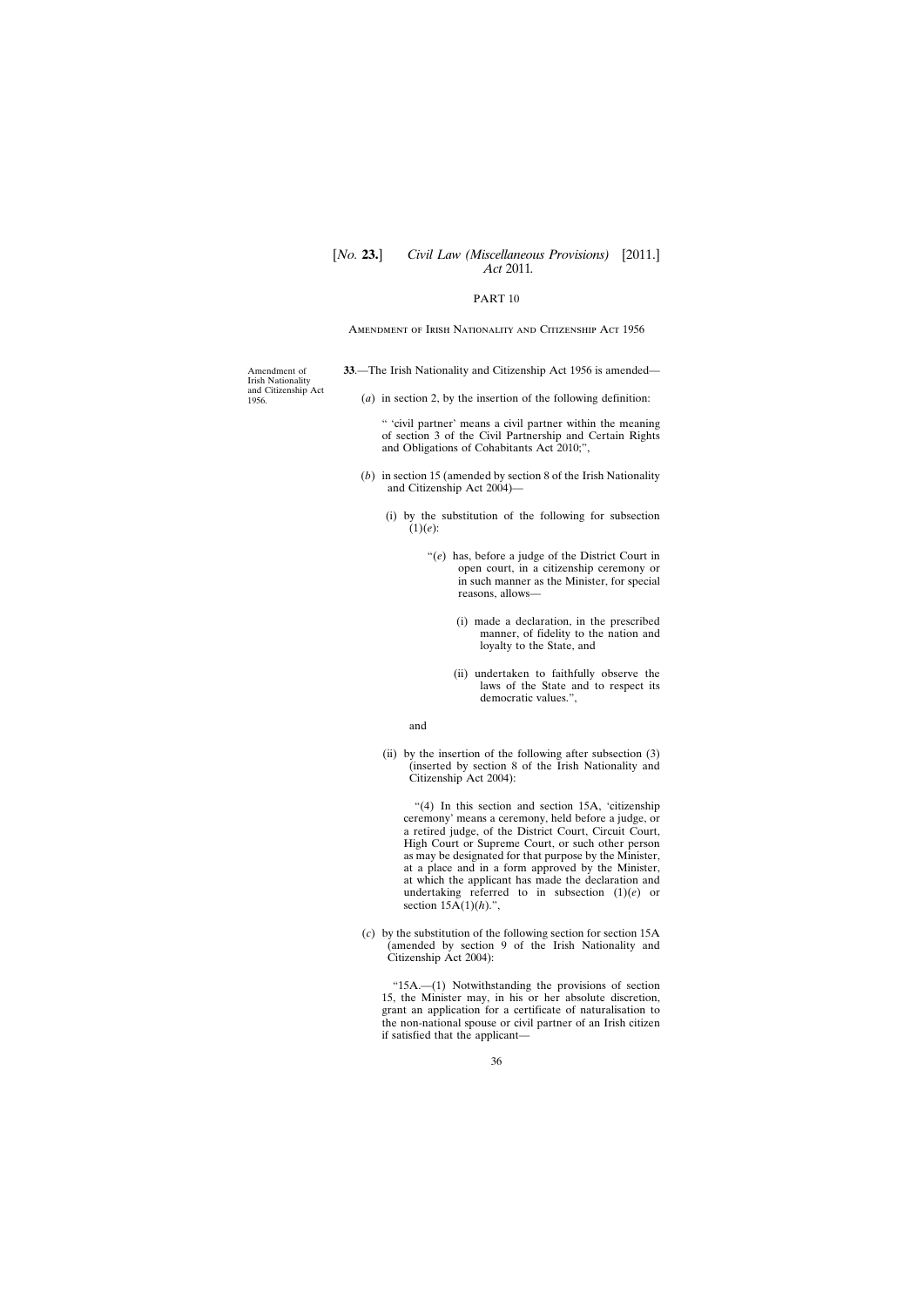PART 10

Amendment of Irish Nationality and Citizenship Act 1956

Amendment of Irish Nationality and Citizenship Act 1956.

**33**.—The Irish Nationality and Citizenship Act 1956 is amended—

(*a*) in section 2, by the insertion of the following definition:

" 'civil partner' means a civil partner within the meaning of section 3 of the Civil Partnership and Certain Rights and Obligations of Cohabitants Act 2010;",

(*b*) in section 15 (amended by section 8 of the Irish Nationality and Citizenship Act 2004)—

(i) by the substitution of the following for subsection (1)(*e*):

"(*e*) has, before a judge of the District Court in open court, in a citizenship ceremony or in such manner as the Minister, for special reasons, allows—

(i) made a declaration, in the prescribed manner, of fidelity to the nation and loyalty to the State, and

(ii) undertaken to faithfully observe the laws of the State and to respect its democratic values.",

and

(ii) by the insertion of the following after subsection (3) (inserted by section 8 of the Irish Nationality and Citizenship Act 2004):

"(4) In this section and section 15A, 'citizenship ceremony' means a ceremony, held before a judge, or a retired judge, of the District Court, Circuit Court, High Court or Supreme Court, or such other person as may be designated for that purpose by the Minister, at a place and in a form approved by the Minister, at which the applicant has made the declaration and undertaking referred to in subsection (1)(*e*) or section 15A(1)(*h*).",

(*c*) by the substitution of the following section for section 15A (amended by section 9 of the Irish Nationality and Citizenship Act 2004):

"15A.—(1) Notwithstanding the provisions of section 15, the Minister may, in his or her absolute discretion, grant an application for a certificate of naturalisation to the non-national spouse or civil partner of an Irish citizen if satisfied that the applicant—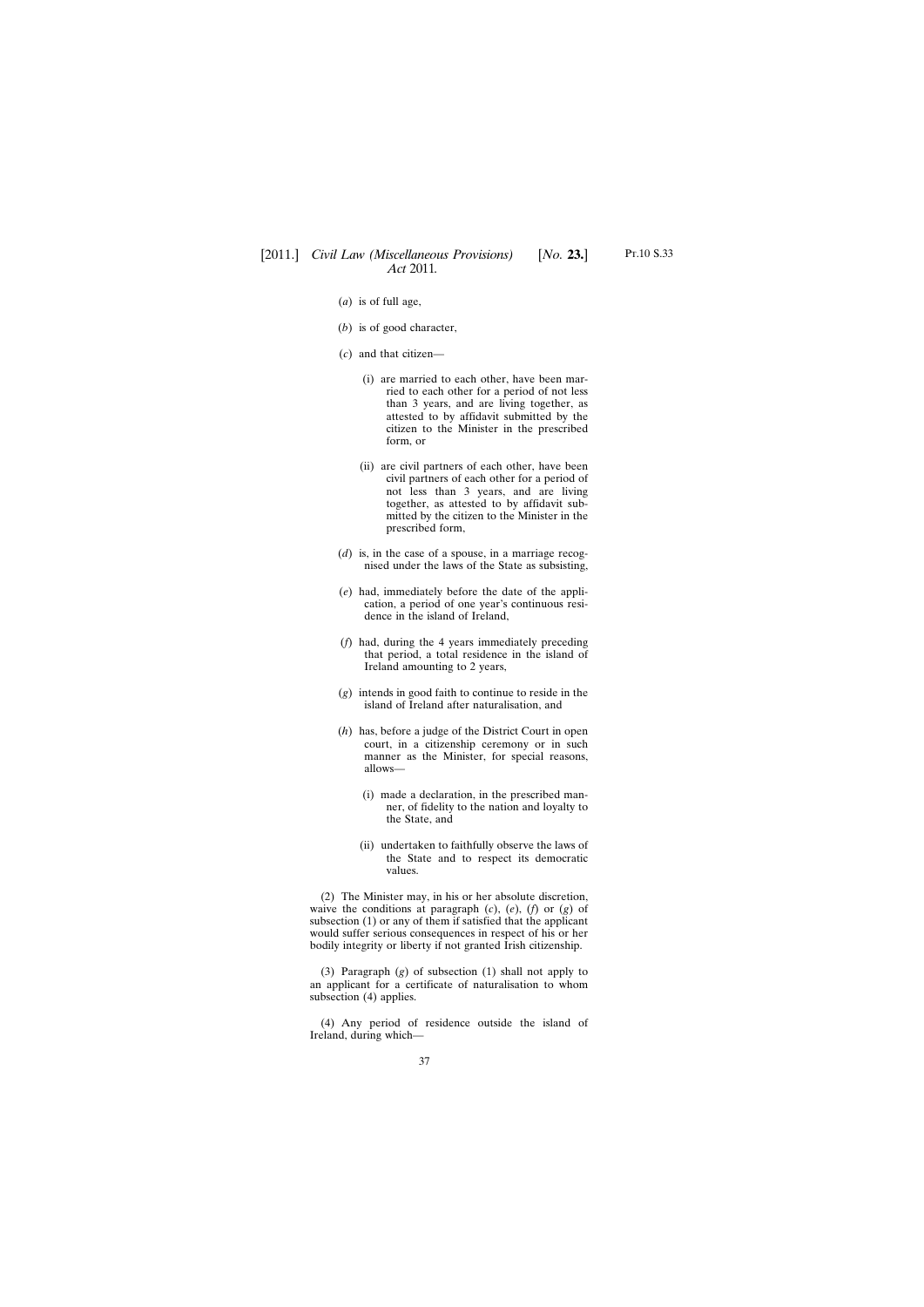(*a*) is of full age,

(*b*) is of good character,

(*c*) and that citizen—

(i) are married to each other, have been married to each other for a period of not less than 3 years, and are living together, as attested to by affidavit submitted by the citizen to the Minister in the prescribed form, or

(ii) are civil partners of each other, have been civil partners of each other for a period of not less than 3 years, and are living together, as attested to by affidavit submitted by the citizen to the Minister in the prescribed form,

(*d*) is, in the case of a spouse, in a marriage recognised under the laws of the State as subsisting,

(*e*) had, immediately before the date of the application, a period of one year's continuous residence in the island of Ireland,

(*f*) had, during the 4 years immediately preceding that period, a total residence in the island of Ireland amounting to 2 years,

(*g*) intends in good faith to continue to reside in the island of Ireland after naturalisation, and

(*h*) has, before a judge of the District Court in open court, in a citizenship ceremony or in such manner as the Minister, for special reasons, allows—

(i) made a declaration, in the prescribed manner, of fidelity to the nation and loyalty to the State, and

(ii) undertaken to faithfully observe the laws of the State and to respect its democratic values.

(2) The Minister may, in his or her absolute discretion, waive the conditions at paragraph (*c*), (*e*), (*f*) or (*g*) of subsection (1) or any of them if satisfied that the applicant would suffer serious consequences in respect of his or her bodily integrity or liberty if not granted Irish citizenship.

(3) Paragraph (*g*) of subsection (1) shall not apply to an applicant for a certificate of naturalisation to whom subsection (4) applies.

(4) Any period of residence outside the island of Ireland, during which—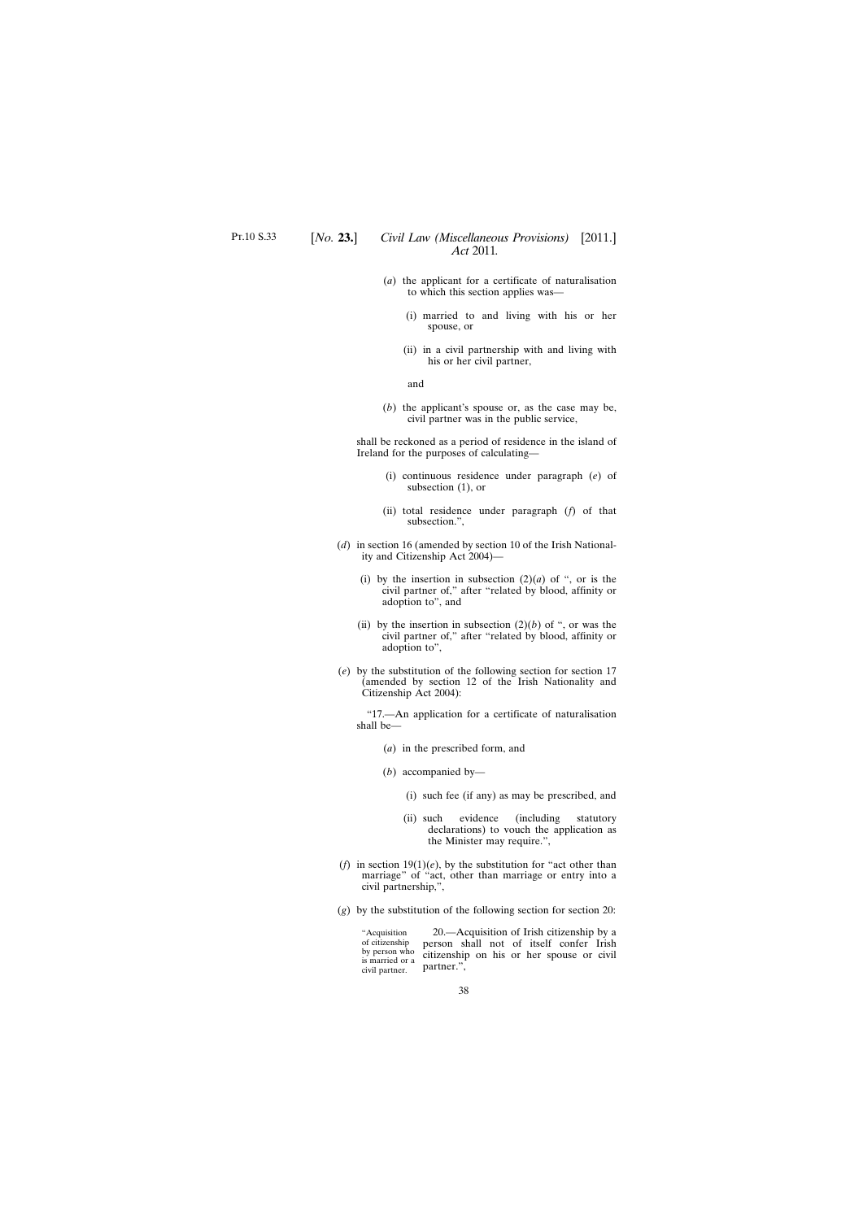(*a*) the applicant for a certificate of naturalisation to which this section applies was—

(i) married to and living with his or her spouse, or

(ii) in a civil partnership with and living with his or her civil partner,

and

(*b*) the applicant's spouse or, as the case may be, civil partner was in the public service,

shall be reckoned as a period of residence in the island of Ireland for the purposes of calculating—

(i) continuous residence under paragraph (*e*) of subsection (1), or

(ii) total residence under paragraph (*f*) of that subsection.",

(*d*) in section 16 (amended by section 10 of the Irish Nationality and Citizenship Act 2004)—

(i) by the insertion in subsection (2)(*a*) of ", or is the civil partner of," after "related by blood, affinity or adoption to", and

(ii) by the insertion in subsection (2)(*b*) of ", or was the civil partner of," after "related by blood, affinity or adoption to",

(*e*) by the substitution of the following section for section 17 (amended by section 12 of the Irish Nationality and Citizenship Act 2004):

"17.—An application for a certificate of naturalisation shall be—

(*a*) in the prescribed form, and

(*b*) accompanied by—

(i) such fee (if any) as may be prescribed, and

(ii) such evidence (including statutory declarations) to vouch the application as the Minister may require.",

(*f*) in section 19(1)(*e*), by the substitution for "act other than marriage" of "act, other than marriage or entry into a civil partnership,",

(*g*) by the substitution of the following section for section 20:

"Acquisition of citizenship by person who is married or a civil partner.

20.—Acquisition of Irish citizenship by a person shall not of itself confer Irish citizenship on his or her spouse or civil partner.",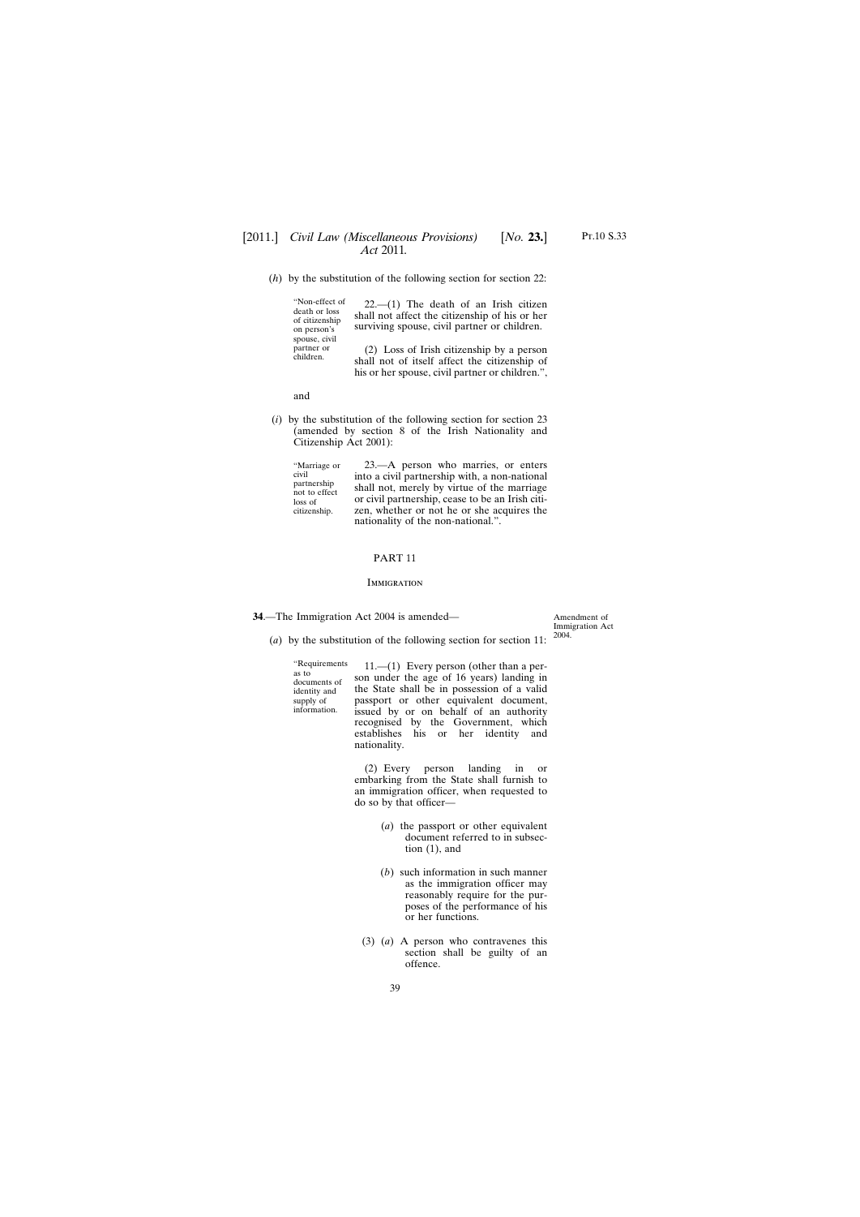(*h*) by the substitution of the following section for section 22:

"Non-effect of death or loss of citizenship on person's spouse, civil partner or children.

22.—(1) The death of an Irish citizen shall not affect the citizenship of his or her surviving spouse, civil partner or children.

(2) Loss of Irish citizenship by a person shall not of itself affect the citizenship of his or her spouse, civil partner or children.",

and

(*i*) by the substitution of the following section for section 23 (amended by section 8 of the Irish Nationality and Citizenship Act 2001):

"Marriage or civil partnership not to effect loss of citizenship.

23.—A person who marries, or enters into a civil partnership with, a non-national shall not, merely by virtue of the marriage or civil partnership, cease to be an Irish citizen, whether or not he or she acquires the nationality of the non-national.".

## PART 11

## Immigration

Amendment of Immigration Act 2004.

**34**.—The Immigration Act 2004 is amended—

(*a*) by the substitution of the following section for section 11:

"Requirements as to documents of identity and supply of information.

11.—(1) Every person (other than a person under the age of 16 years) landing in the State shall be in possession of a valid passport or other equivalent document, issued by or on behalf of an authority recognised by the Government, which establishes his or her identity and nationality.

(2) Every person landing in or embarking from the State shall furnish to an immigration officer, when requested to do so by that officer—

(*a*) the passport or other equivalent document referred to in subsection (1), and

(*b*) such information in such manner as the immigration officer may reasonably require for the purposes of the performance of his or her functions.

(3) (*a*) A person who contravenes this section shall be guilty of an offence.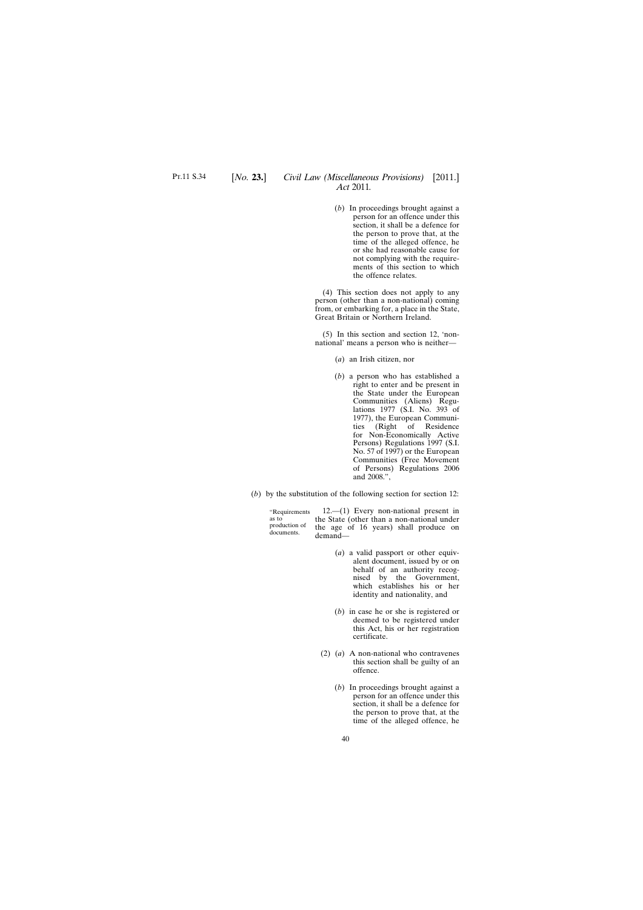(*b*) In proceedings brought against a person for an offence under this section, it shall be a defence for the person to prove that, at the time of the alleged offence, he or she had reasonable cause for not complying with the requirements of this section to which the offence relates.

(4) This section does not apply to any person (other than a non-national) coming from, or embarking for, a place in the State, Great Britain or Northern Ireland.

(5) In this section and section 12, 'non-national' means a person who is neither—

(*a*) an Irish citizen, nor

(*b*) a person who has established a right to enter and be present in the State under the European Communities (Aliens) Regulations 1977 (S.I. No. 393 of 1977), the European Communities (Right of Residence for Non-Economically Active Persons) Regulations 1997 (S.I. No. 57 of 1997) or the European Communities (Free Movement of Persons) Regulations 2006 and 2008.",

(*b*) by the substitution of the following section for section 12:

"Requirements as to production of documents.

12.—(1) Every non-national present in the State (other than a non-national under the age of 16 years) shall produce on demand—

(*a*) a valid passport or other equivalent document, issued by or on behalf of an authority recognised by the Government, which establishes his or her identity and nationality, and

(*b*) in case he or she is registered or deemed to be registered under this Act, his or her registration certificate.

(2) (*a*) A non-national who contravenes this section shall be guilty of an offence.

(*b*) In proceedings brought against a person for an offence under this section, it shall be a defence for the person to prove that, at the time of the alleged offence, he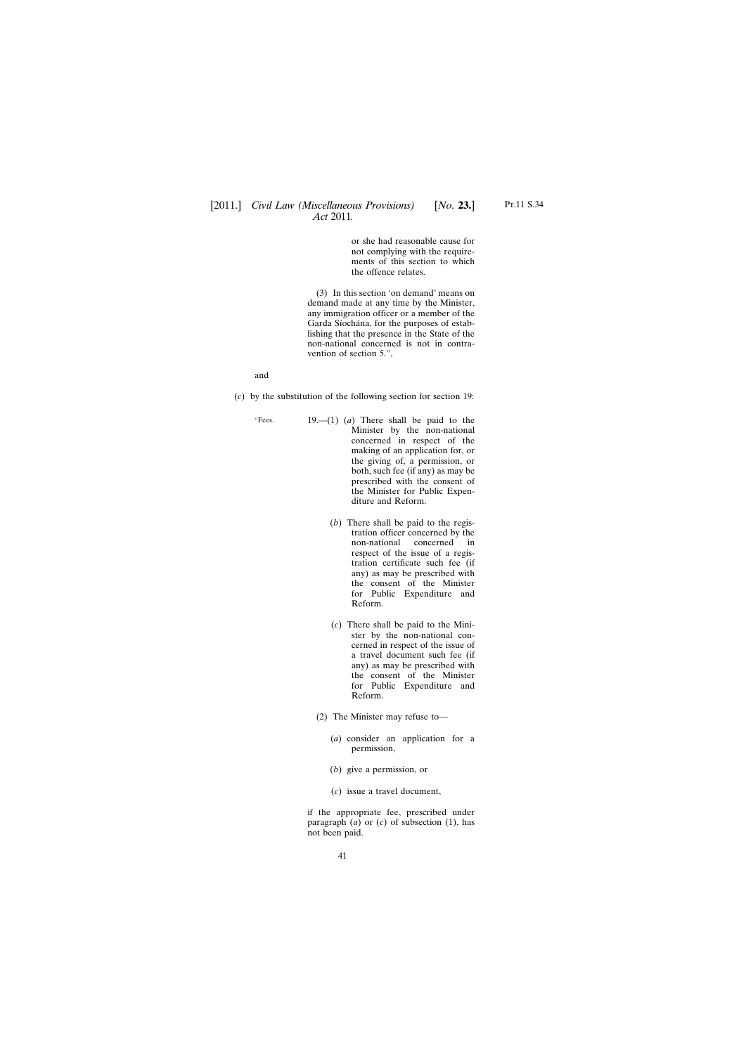or she had reasonable cause for not complying with the requirements of this section to which the offence relates.

(3) In this section 'on demand' means on demand made at any time by the Minister, any immigration officer or a member of the Garda Síochána, for the purposes of establishing that the presence in the State of the non-national concerned is not in contravention of section 5.",

and

(*c*) by the substitution of the following section for section 19:

"Fees. 19.—(1) (*a*) There shall be paid to the Minister by the non-national concerned in respect of the making of an application for, or the giving of, a permission, or both, such fee (if any) as may be prescribed with the consent of the Minister for Public Expenditure and Reform.

(*b*) There shall be paid to the registration officer concerned by the non-national concerned in respect of the issue of a registration certificate such fee (if any) as may be prescribed with the consent of the Minister for Public Expenditure and Reform.

(*c*) There shall be paid to the Minister by the non-national concerned in respect of the issue of a travel document such fee (if any) as may be prescribed with the consent of the Minister for Public Expenditure and Reform.

(2) The Minister may refuse to—

(*a*) consider an application for a permission,

(*b*) give a permission, or

(*c*) issue a travel document,

if the appropriate fee, prescribed under paragraph (*a*) or (*c*) of subsection (1), has not been paid.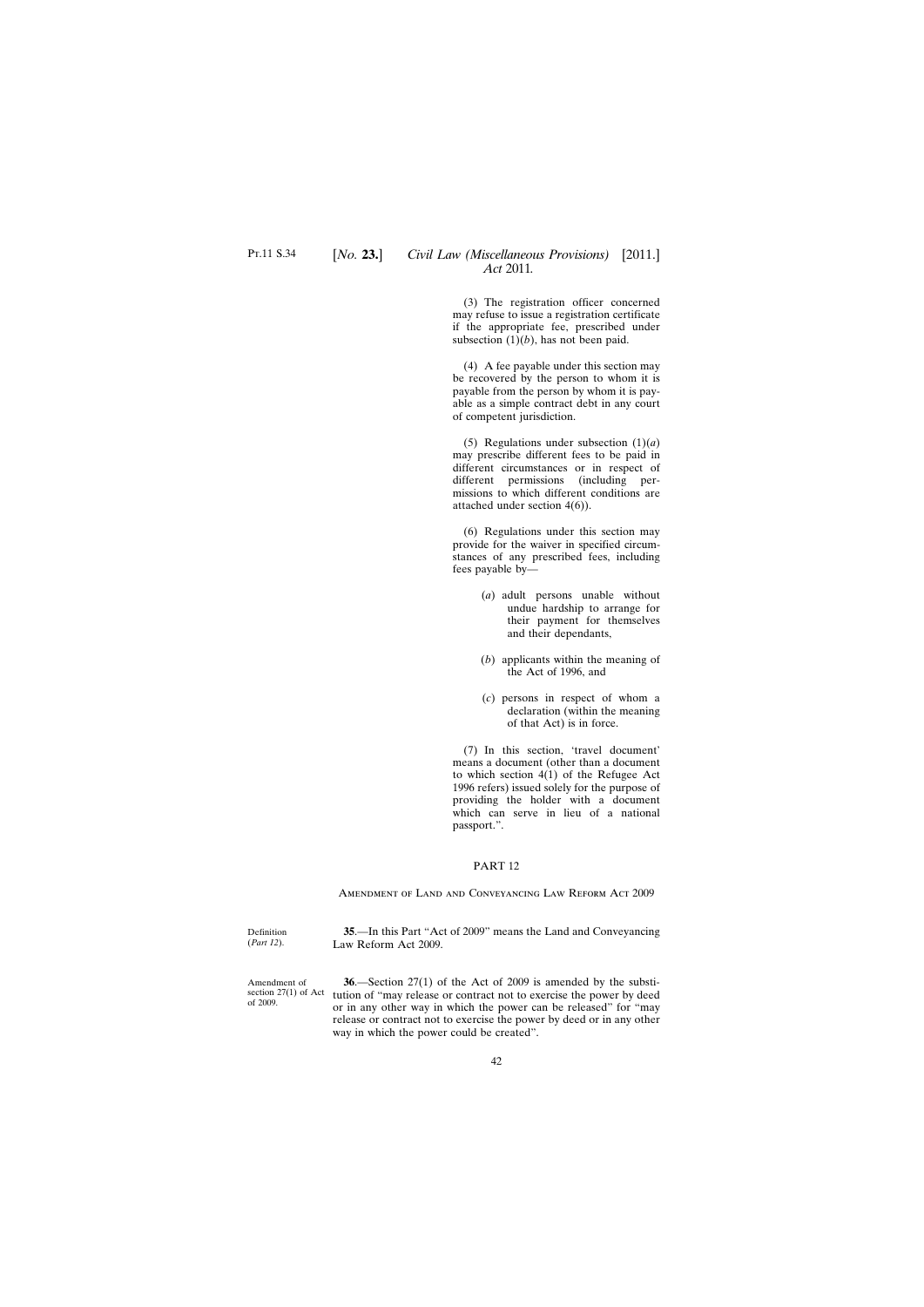(3) The registration officer concerned may refuse to issue a registration certificate if the appropriate fee, prescribed under subsection (1)(*b*), has not been paid.

(4) A fee payable under this section may be recovered by the person to whom it is payable from the person by whom it is payable as a simple contract debt in any court of competent jurisdiction.

(5) Regulations under subsection (1)(*a*) may prescribe different fees to be paid in different circumstances or in respect of different permissions (including permissions to which different conditions are attached under section 4(6)).

(6) Regulations under this section may provide for the waiver in specified circumstances of any prescribed fees, including fees payable by—

(*a*) adult persons unable without undue hardship to arrange for their payment for themselves and their dependants,

(*b*) applicants within the meaning of the Act of 1996, and

(*c*) persons in respect of whom a declaration (within the meaning of that Act) is in force.

(7) In this section, 'travel document' means a document (other than a document to which section 4(1) of the Refugee Act 1996 refers) issued solely for the purpose of providing the holder with a document which can serve in lieu of a national passport.".

## PART 12

### Amendment of Land and Conveyancing Law Reform Act 2009

Definition (*Part 12*).

**35**.—In this Part "Act of 2009" means the Land and Conveyancing Law Reform Act 2009.

Amendment of section 27(1) of Act of 2009.

**36**.—Section 27(1) of the Act of 2009 is amended by the substitution of "may release or contract not to exercise the power by deed or in any other way in which the power can be released" for "may release or contract not to exercise the power by deed or in any other way in which the power could be created".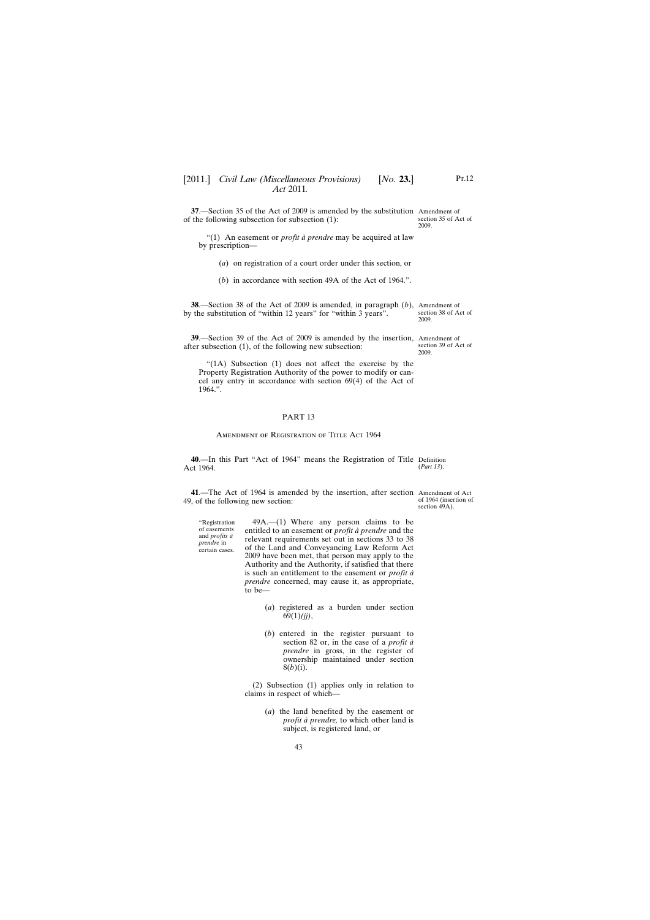**37**.—Section 35 of the Act of 2009 is amended by the substitution of the following subsection for subsection (1):

Amendment of section 35 of Act of 2009.

"(1) An easement or *profit à prendre* may be acquired at law by prescription—

(*a*) on registration of a court order under this section, or

(*b*) in accordance with section 49A of the Act of 1964.".

**38**.—Section 38 of the Act of 2009 is amended, in paragraph (*b*), by the substitution of "within 12 years" for "within 3 years".

Amendment of section 38 of Act of 2009.

**39**.—Section 39 of the Act of 2009 is amended by the insertion, after subsection (1), of the following new subsection:

Amendment of section 39 of Act of 2009.

"(1A) Subsection (1) does not affect the exercise by the Property Registration Authority of the power to modify or cancel any entry in accordance with section 69(4) of the Act of 1964.".

## PART 13

### Amendment of Registration of Title Act 1964

**40**.—In this Part "Act of 1964" means the Registration of Title Act 1964.

Definition (*Part 13*).

**41**.—The Act of 1964 is amended by the insertion, after section 49, of the following new section:

Amendment of Act of 1964 (insertion of section 49A).

"Registration of easements and *profits à prendre* in certain cases.

49A.—(1) Where any person claims to be entitled to an easement or *profit à prendre* and the relevant requirements set out in sections 33 to 38 of the Land and Conveyancing Law Reform Act 2009 have been met, that person may apply to the Authority and the Authority, if satisfied that there is such an entitlement to the easement or *profit à prendre* concerned, may cause it, as appropriate, to be—

(*a*) registered as a burden under section 69(1)*(jj)*,

(*b*) entered in the register pursuant to section 82 or, in the case of a *profit à prendre* in gross, in the register of ownership maintained under section 8(*b*)(i).

(2) Subsection (1) applies only in relation to claims in respect of which—

(*a*) the land benefited by the easement or *profit à prendre,* to which other land is subject, is registered land, or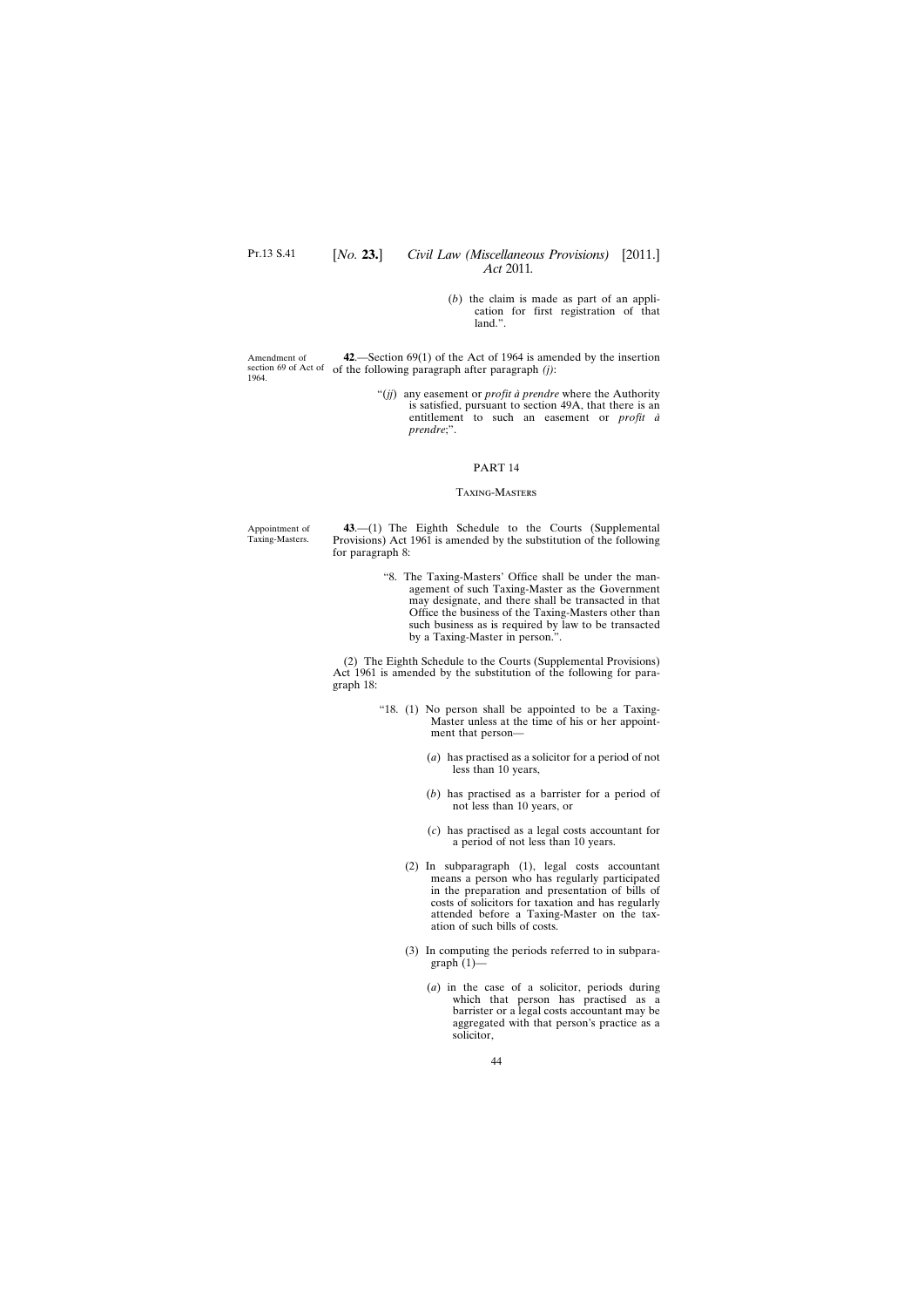(*b*) the claim is made as part of an application for first registration of that land.".

Amendment of section 69 of Act of 1964.

**42**.—Section 69(1) of the Act of 1964 is amended by the insertion of the following paragraph after paragraph *(j)*:

"(*jj*) any easement or *profit à prendre* where the Authority is satisfied, pursuant to section 49A, that there is an entitlement to such an easement or *profit à prendre*;".

## PART 14

### Taxing-Masters

Appointment of Taxing-Masters.

**43**.—(1) The Eighth Schedule to the Courts (Supplemental Provisions) Act 1961 is amended by the substitution of the following for paragraph 8:

"8. The Taxing-Masters' Office shall be under the management of such Taxing-Master as the Government may designate, and there shall be transacted in that Office the business of the Taxing-Masters other than such business as is required by law to be transacted by a Taxing-Master in person.".

(2) The Eighth Schedule to the Courts (Supplemental Provisions) Act 1961 is amended by the substitution of the following for paragraph 18:

"18. (1) No person shall be appointed to be a Taxing-Master unless at the time of his or her appointment that person—

(*a*) has practised as a solicitor for a period of not less than 10 years,

(*b*) has practised as a barrister for a period of not less than 10 years, or

(*c*) has practised as a legal costs accountant for a period of not less than 10 years.

(2) In subparagraph (1), legal costs accountant means a person who has regularly participated in the preparation and presentation of bills of costs of solicitors for taxation and has regularly attended before a Taxing-Master on the taxation of such bills of costs.

(3) In computing the periods referred to in subparagraph (1)—

(*a*) in the case of a solicitor, periods during which that person has practised as a barrister or a legal costs accountant may be aggregated with that person's practice as a solicitor,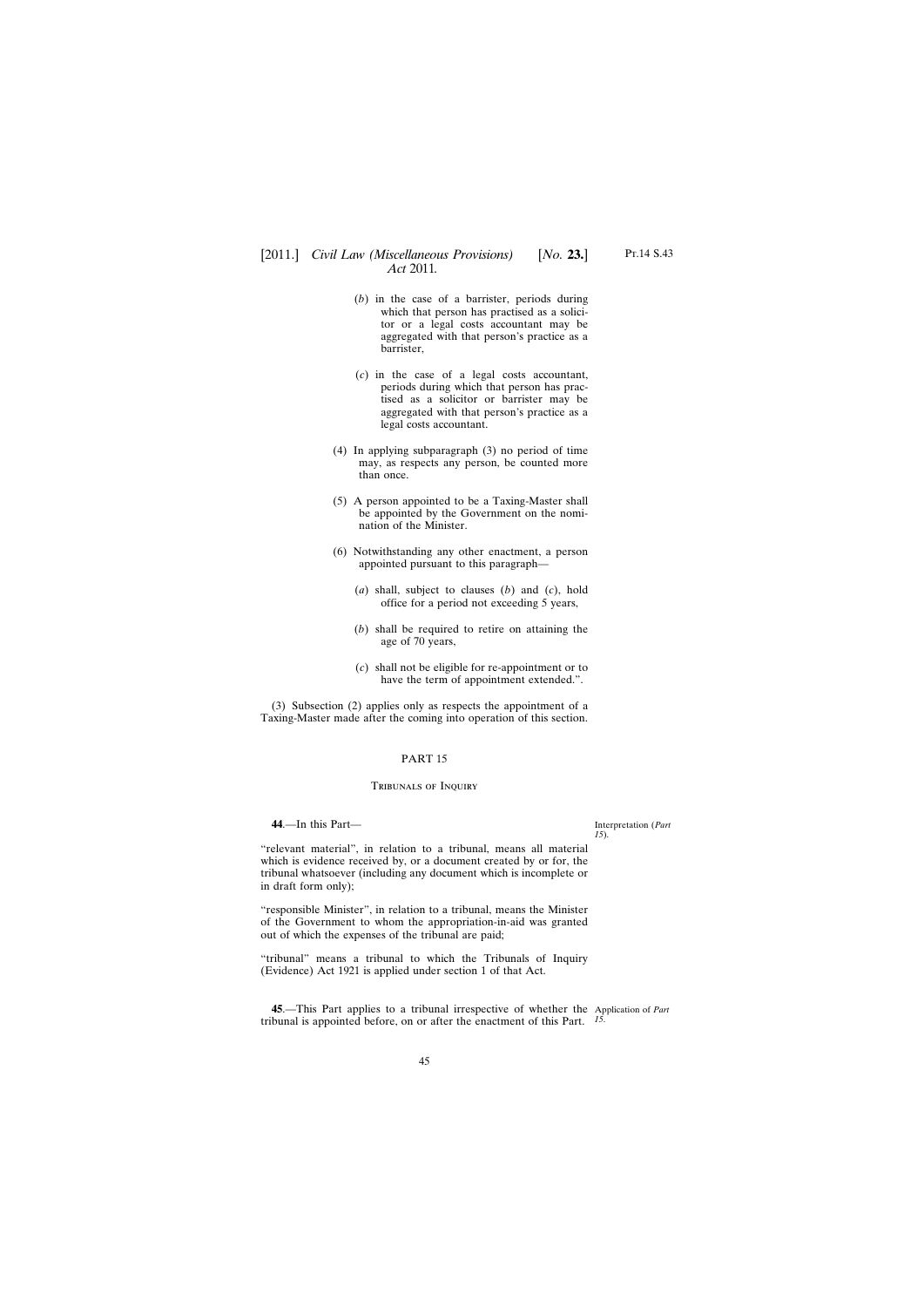(*b*) in the case of a barrister, periods during which that person has practised as a solicitor or a legal costs accountant may be aggregated with that person's practice as a barrister,

(*c*) in the case of a legal costs accountant, periods during which that person has practised as a solicitor or barrister may be aggregated with that person's practice as a legal costs accountant.

(4) In applying subparagraph (3) no period of time may, as respects any person, be counted more than once.

(5) A person appointed to be a Taxing-Master shall be appointed by the Government on the nomination of the Minister.

(6) Notwithstanding any other enactment, a person appointed pursuant to this paragraph—

(*a*) shall, subject to clauses (*b*) and (*c*), hold office for a period not exceeding 5 years,

(*b*) shall be required to retire on attaining the age of 70 years,

(*c*) shall not be eligible for re-appointment or to have the term of appointment extended.".

(3) Subsection (2) applies only as respects the appointment of a Taxing-Master made after the coming into operation of this section.

## PART 15

### Tribunals of Inquiry

Interpretation (*Part 15*).

**44**.—In this Part—

"relevant material", in relation to a tribunal, means all material which is evidence received by, or a document created by or for, the tribunal whatsoever (including any document which is incomplete or in draft form only);

"responsible Minister", in relation to a tribunal, means the Minister of the Government to whom the appropriation-in-aid was granted out of which the expenses of the tribunal are paid;

"tribunal" means a tribunal to which the Tribunals of Inquiry (Evidence) Act 1921 is applied under section 1 of that Act.

Application of *Part 15*.

**45**.—This Part applies to a tribunal irrespective of whether the tribunal is appointed before, on or after the enactment of this Part.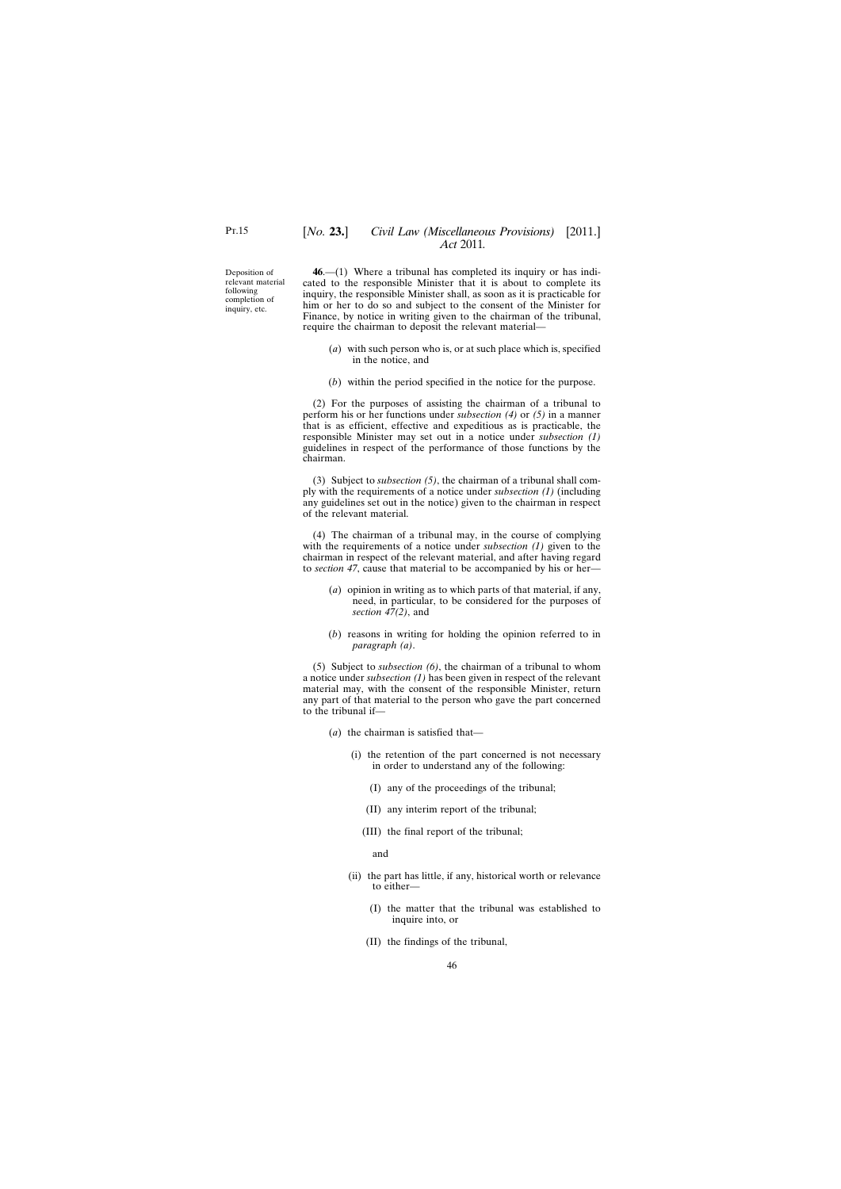Deposition of relevant material following completion of inquiry, etc.

**46**.—(1) Where a tribunal has completed its inquiry or has indicated to the responsible Minister that it is about to complete its inquiry, the responsible Minister shall, as soon as it is practicable for him or her to do so and subject to the consent of the Minister for Finance, by notice in writing given to the chairman of the tribunal, require the chairman to deposit the relevant material—

(*a*) with such person who is, or at such place which is, specified in the notice, and

(*b*) within the period specified in the notice for the purpose.

(2) For the purposes of assisting the chairman of a tribunal to perform his or her functions under *subsection (4)* or *(5)* in a manner that is as efficient, effective and expeditious as is practicable, the responsible Minister may set out in a notice under *subsection (1)* guidelines in respect of the performance of those functions by the chairman.

(3) Subject to *subsection (5)*, the chairman of a tribunal shall comply with the requirements of a notice under *subsection (1)* (including any guidelines set out in the notice) given to the chairman in respect of the relevant material.

(4) The chairman of a tribunal may, in the course of complying with the requirements of a notice under *subsection (1)* given to the chairman in respect of the relevant material, and after having regard to *section 47*, cause that material to be accompanied by his or her—

(*a*) opinion in writing as to which parts of that material, if any, need, in particular, to be considered for the purposes of *section 47(2)*, and

(*b*) reasons in writing for holding the opinion referred to in *paragraph (a)*.

(5) Subject to *subsection (6)*, the chairman of a tribunal to whom a notice under *subsection (1)* has been given in respect of the relevant material may, with the consent of the responsible Minister, return any part of that material to the person who gave the part concerned to the tribunal if—

(*a*) the chairman is satisfied that—

(i) the retention of the part concerned is not necessary in order to understand any of the following:

(I) any of the proceedings of the tribunal;

(II) any interim report of the tribunal;

(III) the final report of the tribunal;

and

(ii) the part has little, if any, historical worth or relevance to either—

(I) the matter that the tribunal was established to inquire into, or

(II) the findings of the tribunal,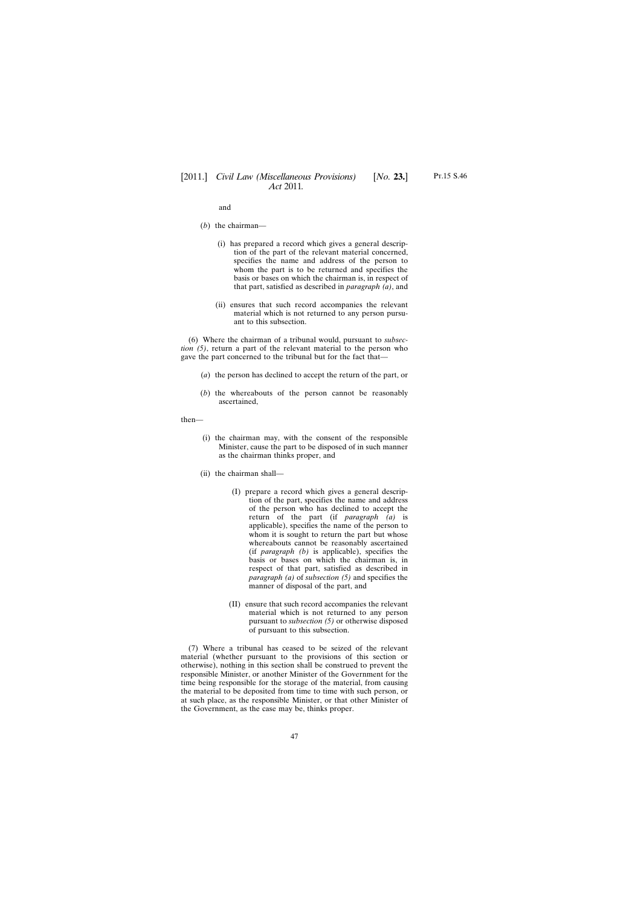and

(*b*) the chairman—

(i) has prepared a record which gives a general description of the part of the relevant material concerned, specifies the name and address of the person to whom the part is to be returned and specifies the basis or bases on which the chairman is, in respect of that part, satisfied as described in *paragraph (a)*, and

(ii) ensures that such record accompanies the relevant material which is not returned to any person pursuant to this subsection.

(6) Where the chairman of a tribunal would, pursuant to *subsection (5)*, return a part of the relevant material to the person who gave the part concerned to the tribunal but for the fact that—

(*a*) the person has declined to accept the return of the part, or

(*b*) the whereabouts of the person cannot be reasonably ascertained,

then—

(i) the chairman may, with the consent of the responsible Minister, cause the part to be disposed of in such manner as the chairman thinks proper, and

(ii) the chairman shall—

(I) prepare a record which gives a general description of the part, specifies the name and address of the person who has declined to accept the return of the part (if *paragraph (a)* is applicable), specifies the name of the person to whom it is sought to return the part but whose whereabouts cannot be reasonably ascertained (if *paragraph (b)* is applicable), specifies the basis or bases on which the chairman is, in respect of that part, satisfied as described in *paragraph (a)* of *subsection (5)* and specifies the manner of disposal of the part, and

(II) ensure that such record accompanies the relevant material which is not returned to any person pursuant to *subsection (5)* or otherwise disposed of pursuant to this subsection.

(7) Where a tribunal has ceased to be seized of the relevant material (whether pursuant to the provisions of this section or otherwise), nothing in this section shall be construed to prevent the responsible Minister, or another Minister of the Government for the time being responsible for the storage of the material, from causing the material to be deposited from time to time with such person, or at such place, as the responsible Minister, or that other Minister of the Government, as the case may be, thinks proper.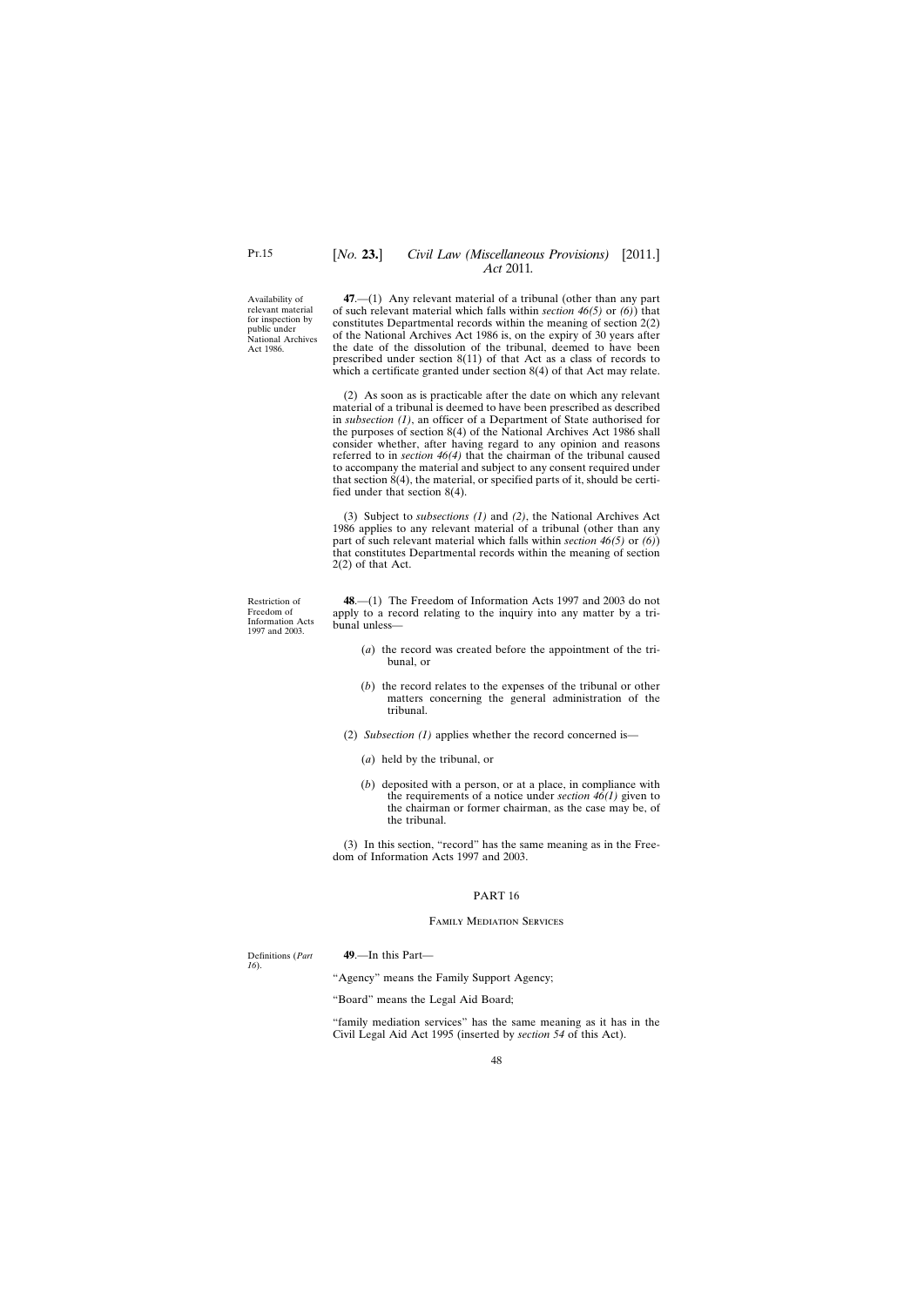Availability of relevant material for inspection by public under National Archives Act 1986.

**47**.—(1) Any relevant material of a tribunal (other than any part of such relevant material which falls within *section 46(5)* or *(6)*) that constitutes Departmental records within the meaning of section 2(2) of the National Archives Act 1986 is, on the expiry of 30 years after the date of the dissolution of the tribunal, deemed to have been prescribed under section 8(11) of that Act as a class of records to which a certificate granted under section 8(4) of that Act may relate.

(2) As soon as is practicable after the date on which any relevant material of a tribunal is deemed to have been prescribed as described in *subsection (1)*, an officer of a Department of State authorised for the purposes of section 8(4) of the National Archives Act 1986 shall consider whether, after having regard to any opinion and reasons referred to in *section 46(4)* that the chairman of the tribunal caused to accompany the material and subject to any consent required under that section 8(4), the material, or specified parts of it, should be certified under that section 8(4).

(3) Subject to *subsections (1)* and *(2)*, the National Archives Act 1986 applies to any relevant material of a tribunal (other than any part of such relevant material which falls within *section 46(5)* or *(6)*) that constitutes Departmental records within the meaning of section 2(2) of that Act.

Restriction of Freedom of Information Acts 1997 and 2003.

**48**.—(1) The Freedom of Information Acts 1997 and 2003 do not apply to a record relating to the inquiry into any matter by a tribunal unless—

(*a*) the record was created before the appointment of the tribunal, or

(*b*) the record relates to the expenses of the tribunal or other matters concerning the general administration of the tribunal.

(2) *Subsection (1)* applies whether the record concerned is—

(*a*) held by the tribunal, or

(*b*) deposited with a person, or at a place, in compliance with the requirements of a notice under *section 46(1)* given to the chairman or former chairman, as the case may be, of the tribunal.

(3) In this section, "record" has the same meaning as in the Freedom of Information Acts 1997 and 2003.

## PART 16

### Family Mediation Services

Definitions (*Part 16*).

**49**.—In this Part—

"Agency" means the Family Support Agency;

"Board" means the Legal Aid Board;

"family mediation services" has the same meaning as it has in the Civil Legal Aid Act 1995 (inserted by *section 54* of this Act).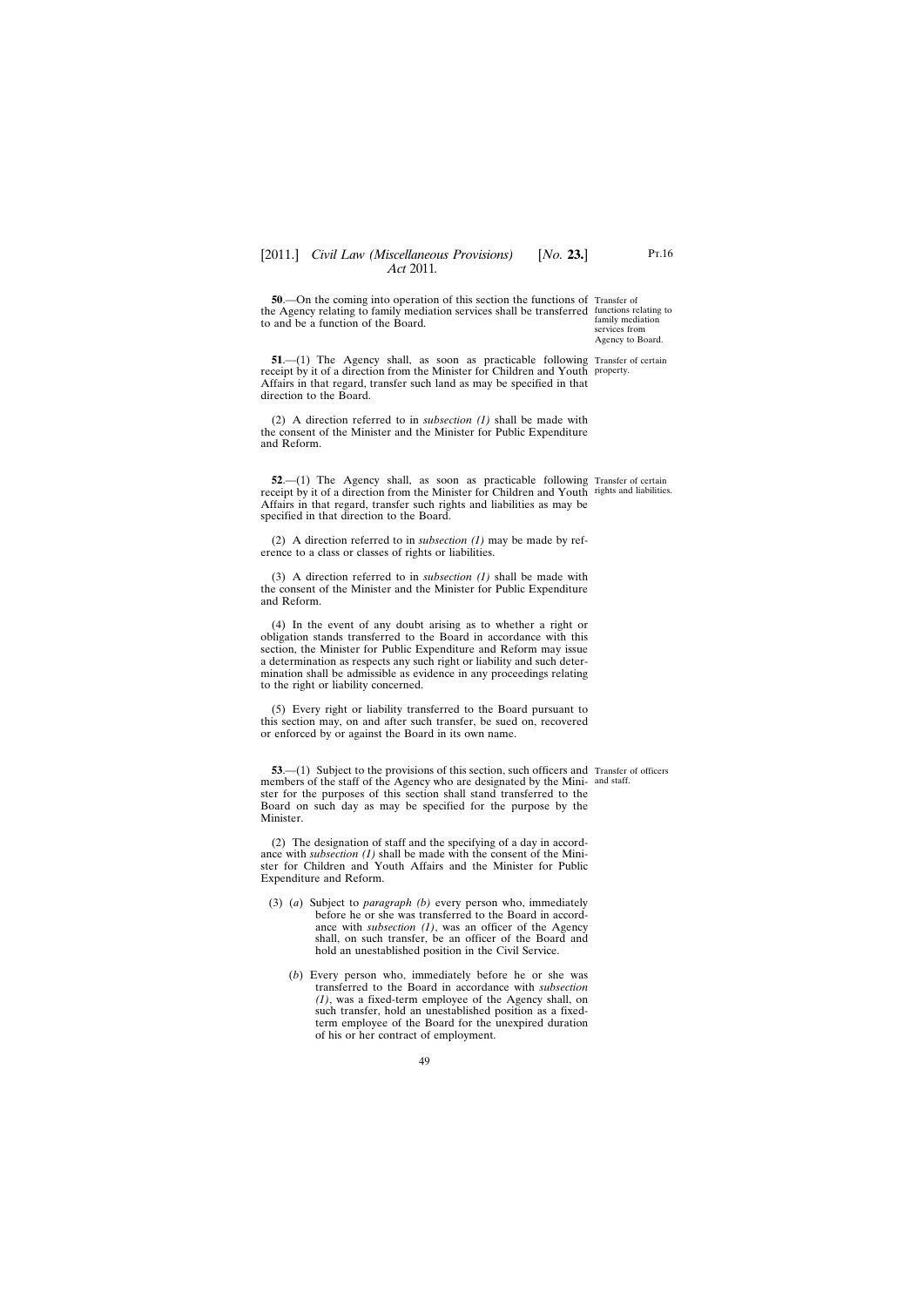**50**.—On the coming into operation of this section the functions of the Agency relating to family mediation services shall be transferred to and be a function of the Board.

Transfer of functions relating to family mediation services from Agency to Board.

**51**.—(1) The Agency shall, as soon as practicable following receipt by it of a direction from the Minister for Children and Youth Affairs in that regard, transfer such land as may be specified in that direction to the Board.

Transfer of certain property.

(2) A direction referred to in *subsection (1)* shall be made with the consent of the Minister and the Minister for Public Expenditure and Reform.

**52**.—(1) The Agency shall, as soon as practicable following receipt by it of a direction from the Minister for Children and Youth Affairs in that regard, transfer such rights and liabilities as may be specified in that direction to the Board.

Transfer of certain rights and liabilities.

(2) A direction referred to in *subsection (1)* may be made by reference to a class or classes of rights or liabilities.

(3) A direction referred to in *subsection (1)* shall be made with the consent of the Minister and the Minister for Public Expenditure and Reform.

(4) In the event of any doubt arising as to whether a right or obligation stands transferred to the Board in accordance with this section, the Minister for Public Expenditure and Reform may issue a determination as respects any such right or liability and such determination shall be admissible as evidence in any proceedings relating to the right or liability concerned.

(5) Every right or liability transferred to the Board pursuant to this section may, on and after such transfer, be sued on, recovered or enforced by or against the Board in its own name.

**53**.—(1) Subject to the provisions of this section, such officers and members of the staff of the Agency who are designated by the Minister for the purposes of this section shall stand transferred to the Board on such day as may be specified for the purpose by the Minister.

Transfer of officers and staff.

(2) The designation of staff and the specifying of a day in accordance with *subsection (1)* shall be made with the consent of the Minister for Children and Youth Affairs and the Minister for Public Expenditure and Reform.

(3) (*a*) Subject to *paragraph (b)* every person who, immediately before he or she was transferred to the Board in accordance with *subsection (1)*, was an officer of the Agency shall, on such transfer, be an officer of the Board and hold an unestablished position in the Civil Service.

(*b*) Every person who, immediately before he or she was transferred to the Board in accordance with *subsection (1)*, was a fixed-term employee of the Agency shall, on such transfer, hold an unestablished position as a fixed-term employee of the Board for the unexpired duration of his or her contract of employment.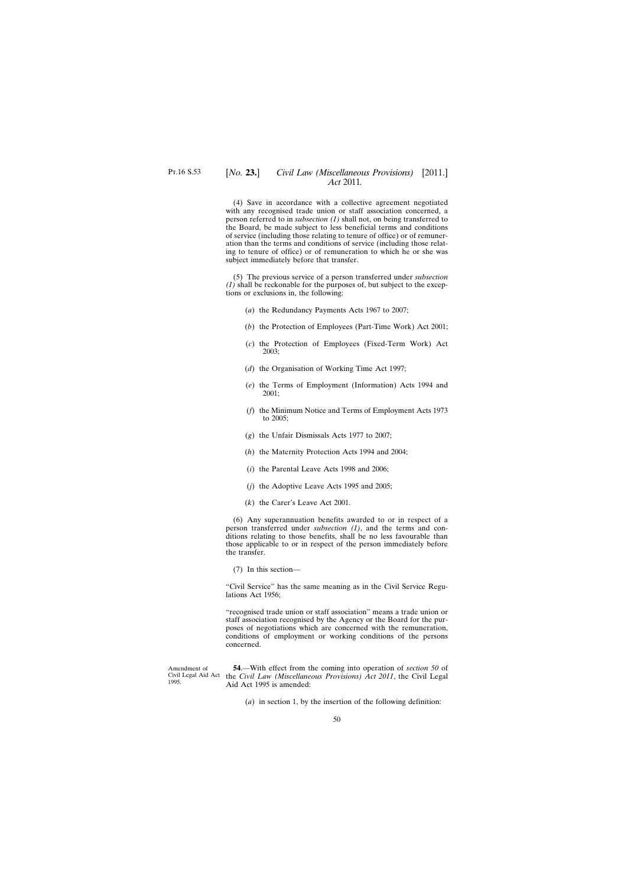(4) Save in accordance with a collective agreement negotiated with any recognised trade union or staff association concerned, a person referred to in *subsection (1)* shall not, on being transferred to the Board, be made subject to less beneficial terms and conditions of service (including those relating to tenure of office) or of remuneration than the terms and conditions of service (including those relating to tenure of office) or of remuneration to which he or she was subject immediately before that transfer.

(5) The previous service of a person transferred under *subsection (1)* shall be reckonable for the purposes of, but subject to the exceptions or exclusions in, the following:

(*a*) the Redundancy Payments Acts 1967 to 2007;

(*b*) the Protection of Employees (Part-Time Work) Act 2001;

(*c*) the Protection of Employees (Fixed-Term Work) Act 2003;

(*d*) the Organisation of Working Time Act 1997;

(*e*) the Terms of Employment (Information) Acts 1994 and 2001;

(*f*) the Minimum Notice and Terms of Employment Acts 1973 to 2005;

(*g*) the Unfair Dismissals Acts 1977 to 2007;

(*h*) the Maternity Protection Acts 1994 and 2004;

(*i*) the Parental Leave Acts 1998 and 2006;

(*j*) the Adoptive Leave Acts 1995 and 2005;

(*k*) the Carer's Leave Act 2001.

(6) Any superannuation benefits awarded to or in respect of a person transferred under *subsection (1)*, and the terms and conditions relating to those benefits, shall be no less favourable than those applicable to or in respect of the person immediately before the transfer.

(7) In this section—

"Civil Service" has the same meaning as in the Civil Service Regulations Act 1956;

"recognised trade union or staff association" means a trade union or staff association recognised by the Agency or the Board for the purposes of negotiations which are concerned with the remuneration, conditions of employment or working conditions of the persons concerned.

Amendment of Civil Legal Aid Act 1995.

**54**.—With effect from the coming into operation of *section 50* of the *Civil Law (Miscellaneous Provisions) Act 2011*, the Civil Legal Aid Act 1995 is amended:

(*a*) in section 1, by the insertion of the following definition: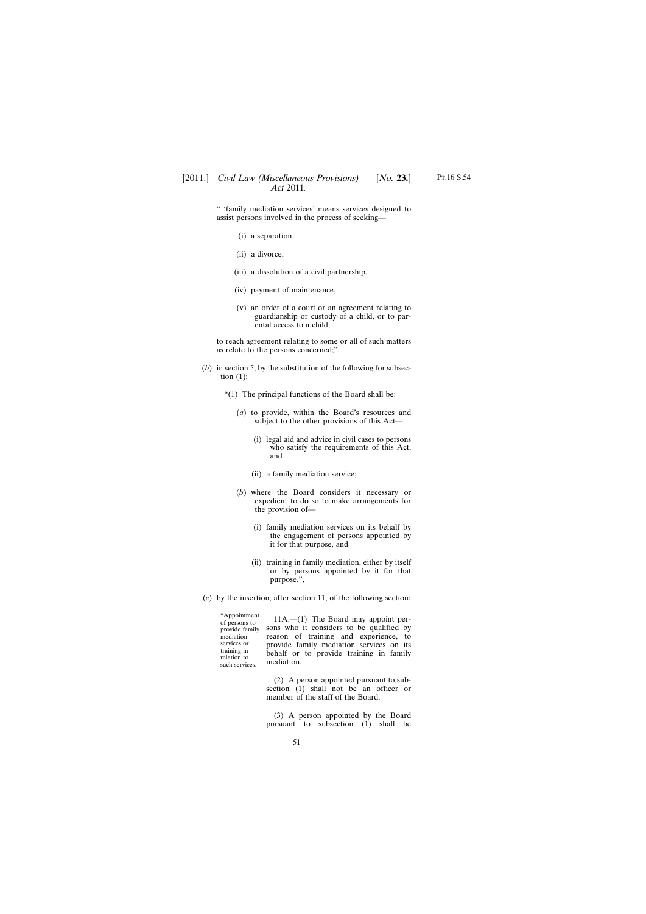" 'family mediation services' means services designed to assist persons involved in the process of seeking—

(i) a separation,

(ii) a divorce,

(iii) a dissolution of a civil partnership,

(iv) payment of maintenance,

(v) an order of a court or an agreement relating to guardianship or custody of a child, or to parental access to a child,

to reach agreement relating to some or all of such matters as relate to the persons concerned;",

(*b*) in section 5, by the substitution of the following for subsection (1):

"(1) The principal functions of the Board shall be:

(*a*) to provide, within the Board's resources and subject to the other provisions of this Act—

(i) legal aid and advice in civil cases to persons who satisfy the requirements of this Act, and

(ii) a family mediation service;

(*b*) where the Board considers it necessary or expedient to do so to make arrangements for the provision of—

(i) family mediation services on its behalf by the engagement of persons appointed by it for that purpose, and

(ii) training in family mediation, either by itself or by persons appointed by it for that purpose.",

(*c*) by the insertion, after section 11, of the following section:

"Appointment of persons to provide family mediation services or training in relation to such services.

11A.—(1) The Board may appoint persons who it considers to be qualified by reason of training and experience, to provide family mediation services on its behalf or to provide training in family mediation.

(2) A person appointed pursuant to subsection (1) shall not be an officer or member of the staff of the Board.

(3) A person appointed by the Board pursuant to subsection (1) shall be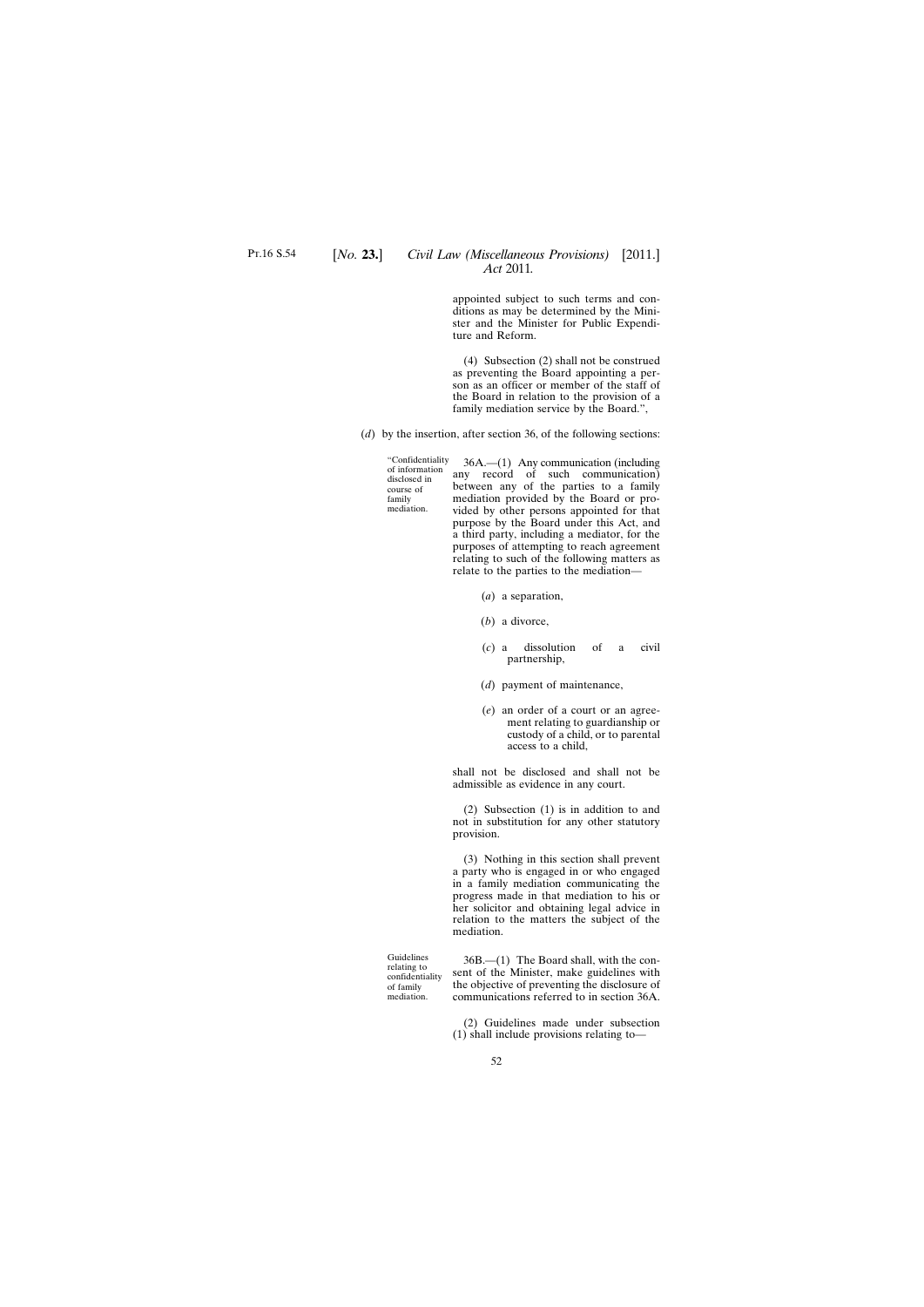appointed subject to such terms and conditions as may be determined by the Minister and the Minister for Public Expenditure and Reform.

(4) Subsection (2) shall not be construed as preventing the Board appointing a person as an officer or member of the staff of the Board in relation to the provision of a family mediation service by the Board.”,

(*d*) by the insertion, after section 36, of the following sections:

“Confidentiality of information disclosed in course of family mediation.

36A.—(1) Any communication (including any record of such communication) between any of the parties to a family mediation provided by the Board or provided by other persons appointed for that purpose by the Board under this Act, and a third party, including a mediator, for the purposes of attempting to reach agreement relating to such of the following matters as relate to the parties to the mediation—

(*a*) a separation,

(*b*) a divorce,

(*c*) a dissolution of a civil partnership,

(*d*) payment of maintenance,

(*e*) an order of a court or an agreement relating to guardianship or custody of a child, or to parental access to a child,

shall not be disclosed and shall not be admissible as evidence in any court.

(2) Subsection (1) is in addition to and not in substitution for any other statutory provision.

(3) Nothing in this section shall prevent a party who is engaged in or who engaged in a family mediation communicating the progress made in that mediation to his or her solicitor and obtaining legal advice in relation to the matters the subject of the mediation.

Guidelines relating to confidentiality of family mediation.

36B.—(1) The Board shall, with the consent of the Minister, make guidelines with the objective of preventing the disclosure of communications referred to in section 36A.

(2) Guidelines made under subsection (1) shall include provisions relating to—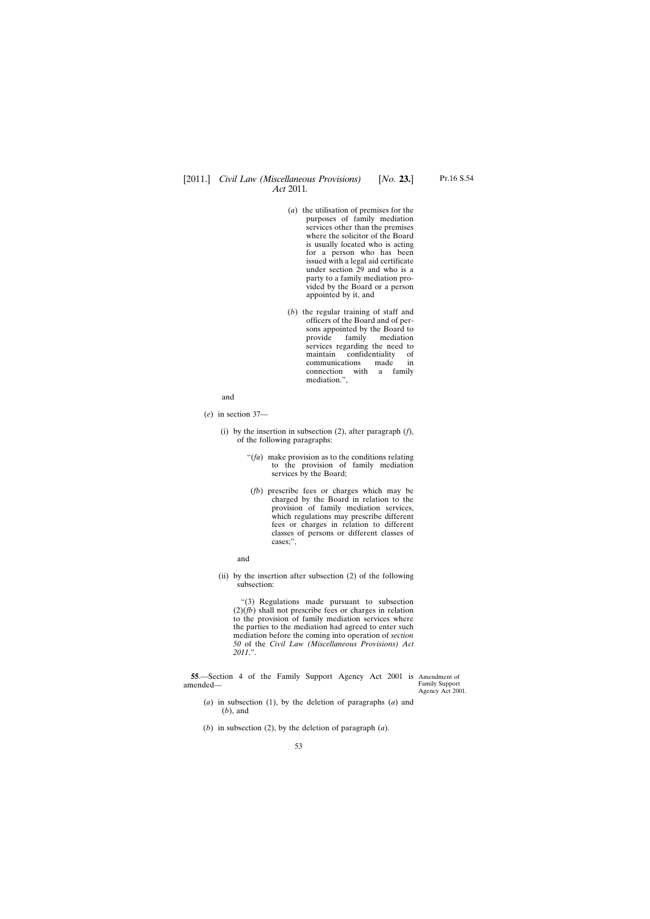(*a*) the utilisation of premises for the purposes of family mediation services other than the premises where the solicitor of the Board is usually located who is acting for a person who has been issued with a legal aid certificate under section 29 and who is a party to a family mediation provided by the Board or a person appointed by it, and

(*b*) the regular training of staff and officers of the Board and of persons appointed by the Board to provide family mediation services regarding the need to maintain confidentiality of communications made in connection with a family mediation.",

and

(*e*) in section 37—

(i) by the insertion in subsection (2), after paragraph (*f*), of the following paragraphs:

"(*fa*) make provision as to the conditions relating to the provision of family mediation services by the Board;

(*fb*) prescribe fees or charges which may be charged by the Board in relation to the provision of family mediation services, which regulations may prescribe different fees or charges in relation to different classes of persons or different classes of cases;",

and

(ii) by the insertion after subsection (2) of the following subsection:

"(3) Regulations made pursuant to subsection (2)(*fb*) shall not prescribe fees or charges in relation to the provision of family mediation services where the parties to the mediation had agreed to enter such mediation before the coming into operation of *section 50* of the *Civil Law (Miscellaneous Provisions) Act 2011*.".

Amendment of Family Support Agency Act 2001.

**55**.—Section 4 of the Family Support Agency Act 2001 is amended—

(*a*) in subsection (1), by the deletion of paragraphs (*a*) and (*b*), and

(*b*) in subsection (2), by the deletion of paragraph (*a*).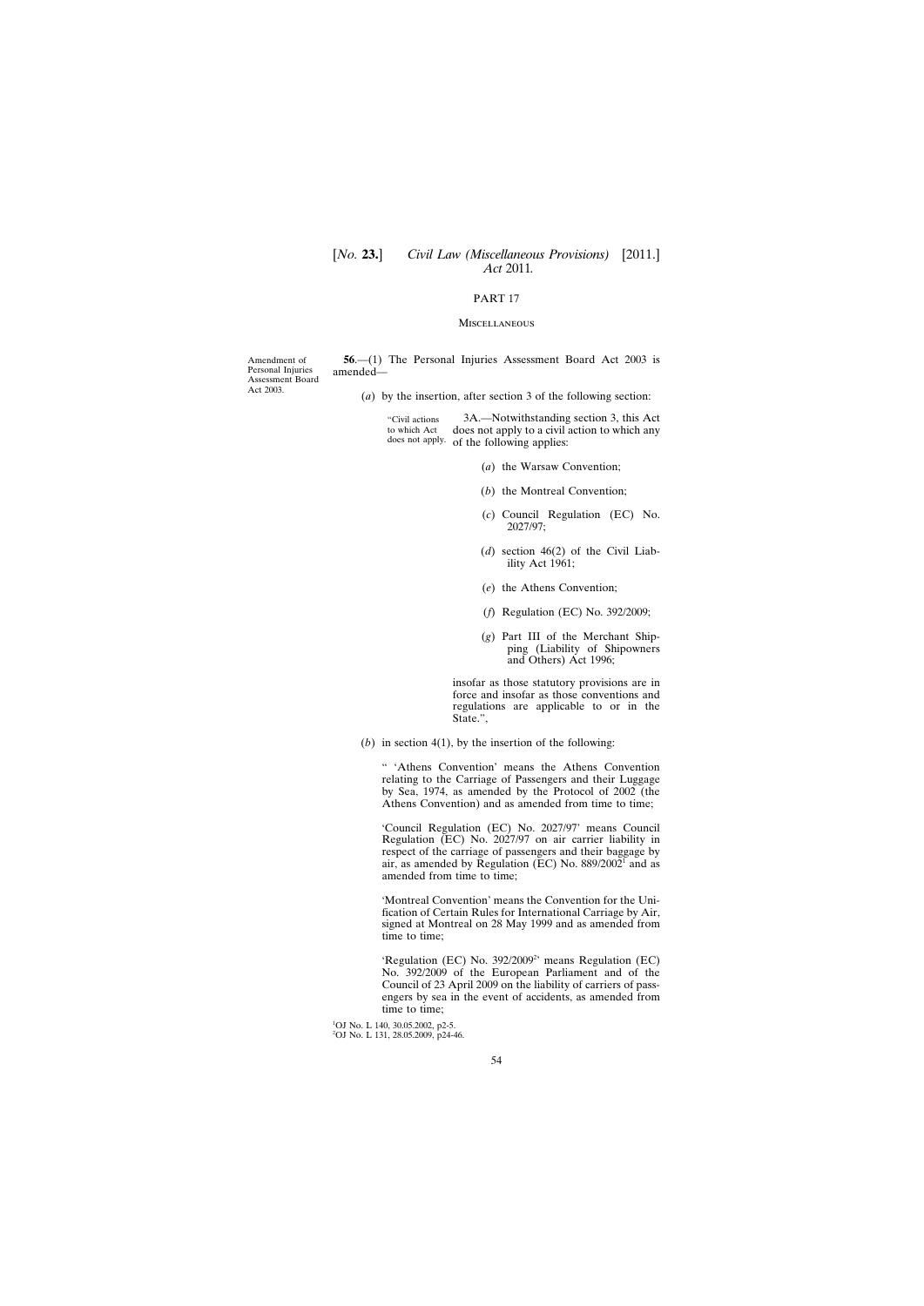## PART 17

### Miscellaneous

Amendment of Personal Injuries Assessment Board Act 2003.

**56**.—(1) The Personal Injuries Assessment Board Act 2003 is amended—

(*a*) by the insertion, after section 3 of the following section:

"Civil actions to which Act does not apply.

3A.—Notwithstanding section 3, this Act does not apply to a civil action to which any of the following applies:

(*a*) the Warsaw Convention;

(*b*) the Montreal Convention;

(*c*) Council Regulation (EC) No. 2027/97;

(*d*) section 46(2) of the Civil Liability Act 1961;

(*e*) the Athens Convention;

(*f*) Regulation (EC) No. 392/2009;

(*g*) Part III of the Merchant Shipping (Liability of Shipowners and Others) Act 1996;

insofar as those statutory provisions are in force and insofar as those conventions and regulations are applicable to or in the State.",

(*b*) in section 4(1), by the insertion of the following:

" 'Athens Convention' means the Athens Convention relating to the Carriage of Passengers and their Luggage by Sea, 1974, as amended by the Protocol of 2002 (the Athens Convention) and as amended from time to time;

'Council Regulation (EC) No. 2027/97' means Council Regulation (EC) No. 2027/97 on air carrier liability in respect of the carriage of passengers and their baggage by air, as amended by Regulation (EC) No. 889/2002[1] and as amended from time to time;

'Montreal Convention' means the Convention for the Unification of Certain Rules for International Carriage by Air, signed at Montreal on 28 May 1999 and as amended from time to time;

'Regulation (EC) No. 392/2009[2]' means Regulation (EC) No. 392/2009 of the European Parliament and of the Council of 23 April 2009 on the liability of carriers of passengers by sea in the event of accidents, as amended from time to time;

[1]OJ No. L 140, 30.05.2002, p2-5.
[2]OJ No. L 131, 28.05.2009, p24-46.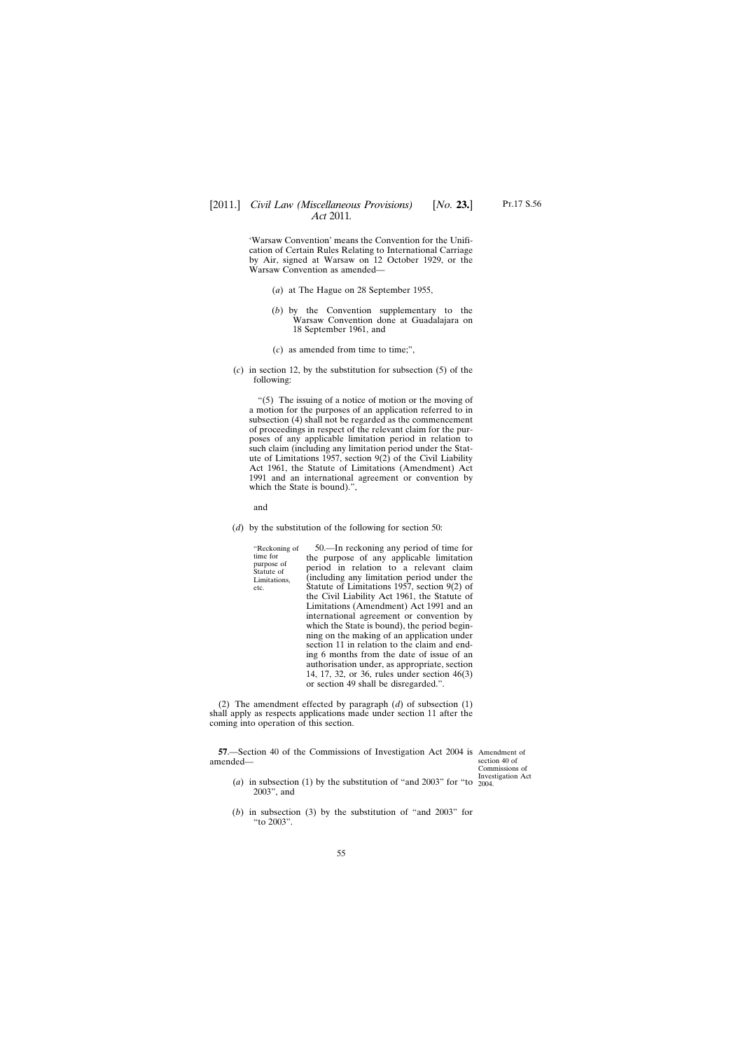'Warsaw Convention' means the Convention for the Unification of Certain Rules Relating to International Carriage by Air, signed at Warsaw on 12 October 1929, or the Warsaw Convention as amended—

(*a*) at The Hague on 28 September 1955,

(*b*) by the Convention supplementary to the Warsaw Convention done at Guadalajara on 18 September 1961, and

(*c*) as amended from time to time;",

(*c*) in section 12, by the substitution for subsection (5) of the following:

"(5) The issuing of a notice of motion or the moving of a motion for the purposes of an application referred to in subsection (4) shall not be regarded as the commencement of proceedings in respect of the relevant claim for the purposes of any applicable limitation period in relation to such claim (including any limitation period under the Statute of Limitations 1957, section 9(2) of the Civil Liability Act 1961, the Statute of Limitations (Amendment) Act 1991 and an international agreement or convention by which the State is bound).",

and

(*d*) by the substitution of the following for section 50:

"Reckoning of time for purpose of Statute of Limitations, etc.

50.—In reckoning any period of time for the purpose of any applicable limitation period in relation to a relevant claim (including any limitation period under the Statute of Limitations 1957, section 9(2) of the Civil Liability Act 1961, the Statute of Limitations (Amendment) Act 1991 and an international agreement or convention by which the State is bound), the period beginning on the making of an application under section 11 in relation to the claim and ending 6 months from the date of issue of an authorisation under, as appropriate, section 14, 17, 32, or 36, rules under section 46(3) or section 49 shall be disregarded.".

(2) The amendment effected by paragraph (*d*) of subsection (1) shall apply as respects applications made under section 11 after the coming into operation of this section.

Amendment of section 40 of Commissions of Investigation Act 2004.

**57**.—Section 40 of the Commissions of Investigation Act 2004 is amended—

(*a*) in subsection (1) by the substitution of "and 2003" for "to 2003", and

(*b*) in subsection (3) by the substitution of "and 2003" for "to 2003".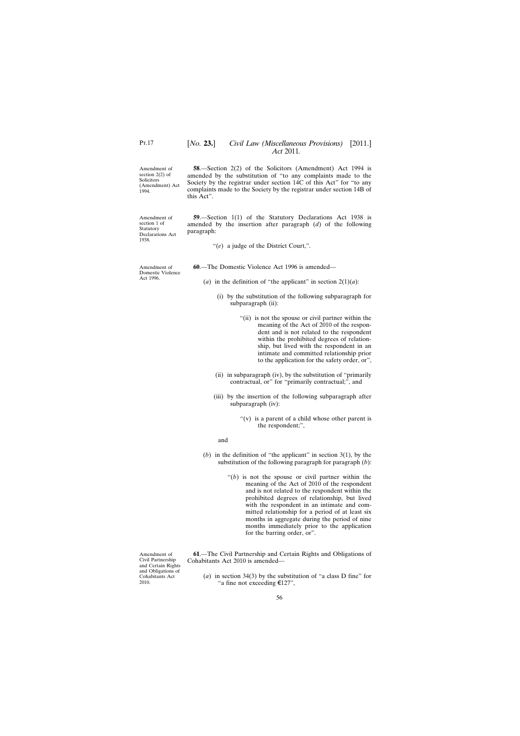Amendment of section 2(2) of Solicitors (Amendment) Act 1994.

**58**.—Section 2(2) of the Solicitors (Amendment) Act 1994 is amended by the substitution of "to any complaints made to the Society by the registrar under section 14C of this Act" for "to any complaints made to the Society by the registrar under section 14B of this Act".

Amendment of section 1 of Statutory Declarations Act 1938.

**59**.—Section 1(1) of the Statutory Declarations Act 1938 is amended by the insertion after paragraph (*d*) of the following paragraph:

> "(*e*) a judge of the District Court,".

Amendment of Domestic Violence Act 1996.

**60**.—The Domestic Violence Act 1996 is amended—

(*a*) in the definition of "the applicant" in section 2(1)(*a*):

> (i) by the substitution of the following subparagraph for subparagraph (ii):
>
> > "(ii) is not the spouse or civil partner within the meaning of the Act of 2010 of the respondent and is not related to the respondent within the prohibited degrees of relationship, but lived with the respondent in an intimate and committed relationship prior to the application for the safety order, or",
>
> (ii) in subparagraph (iv), by the substitution of "primarily contractual, or" for "primarily contractual;", and
>
> (iii) by the insertion of the following subparagraph after subparagraph (iv):
>
> > "(v) is a parent of a child whose other parent is the respondent;",
>
> and

(*b*) in the definition of "the applicant" in section 3(1), by the substitution of the following paragraph for paragraph (*b*):

> "(*b*) is not the spouse or civil partner within the meaning of the Act of 2010 of the respondent and is not related to the respondent within the prohibited degrees of relationship, but lived with the respondent in an intimate and committed relationship for a period of at least six months in aggregate during the period of nine months immediately prior to the application for the barring order, or".

Amendment of Civil Partnership and Certain Rights and Obligations of Cohabitants Act 2010.

**61**.—The Civil Partnership and Certain Rights and Obligations of Cohabitants Act 2010 is amended—

(*a*) in section 34(3) by the substitution of "a class D fine" for "a fine not exceeding €127",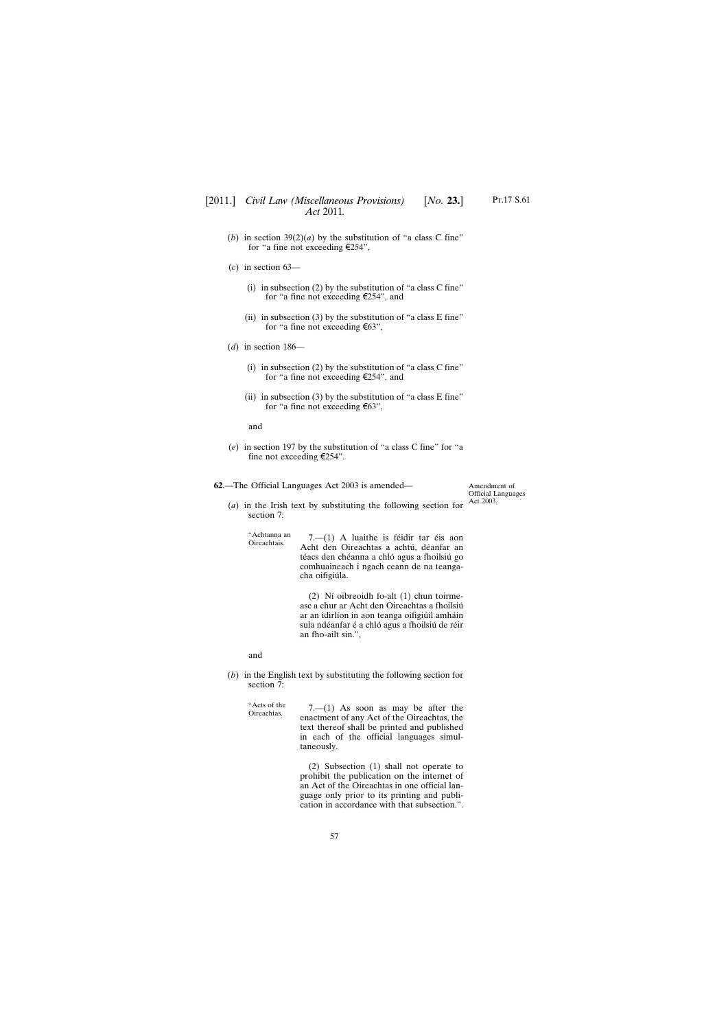(*b*) in section 39(2)(*a*) by the substitution of "a class C fine" for "a fine not exceeding €254",

(*c*) in section 63—

(i) in subsection (2) by the substitution of "a class C fine" for "a fine not exceeding €254", and

(ii) in subsection (3) by the substitution of "a class E fine" for "a fine not exceeding €63",

(*d*) in section 186—

(i) in subsection (2) by the substitution of "a class C fine" for "a fine not exceeding €254", and

(ii) in subsection (3) by the substitution of "a class E fine" for "a fine not exceeding €63",

and

(*e*) in section 197 by the substitution of "a class C fine" for "a fine not exceeding €254".

**62**.—The Official Languages Act 2003 is amended—

Amendment of Official Languages Act 2003.

(*a*) in the Irish text by substituting the following section for section 7:

"Achtanna an Oireachtais.

7.—(1) A luaithe is féidir tar éis aon Acht den Oireachtas a achtú, déanfar an téacs den chéanna a chló agus a fhoilsiú go comhuaineach i ngach ceann de na teangacha oifigiúla.

(2) Ní oibreoidh fo-alt (1) chun toirmeasc a chur ar Acht den Oireachtas a fhoilsiú ar an idirlíon in aon teanga oifigiúil amháin sula ndéanfar é a chló agus a fhoilsiú de réir an fho-ailt sin.",

and

(*b*) in the English text by substituting the following section for section 7:

"Acts of the Oireachtas.

7.—(1) As soon as may be after the enactment of any Act of the Oireachtas, the text thereof shall be printed and published in each of the official languages simultaneously.

(2) Subsection (1) shall not operate to prohibit the publication on the internet of an Act of the Oireachtas in one official language only prior to its printing and publication in accordance with that subsection.".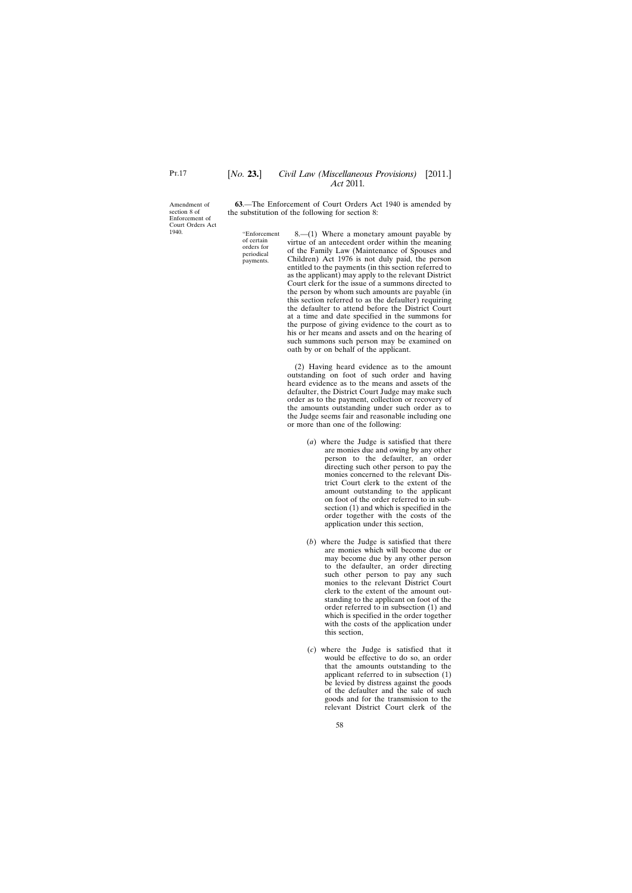Amendment of section 8 of Enforcement of Court Orders Act 1940.

**63**.—The Enforcement of Court Orders Act 1940 is amended by the substitution of the following for section 8:

"Enforcement of certain orders for periodical payments.

8.—(1) Where a monetary amount payable by virtue of an antecedent order within the meaning of the Family Law (Maintenance of Spouses and Children) Act 1976 is not duly paid, the person entitled to the payments (in this section referred to as the applicant) may apply to the relevant District Court clerk for the issue of a summons directed to the person by whom such amounts are payable (in this section referred to as the defaulter) requiring the defaulter to attend before the District Court at a time and date specified in the summons for the purpose of giving evidence to the court as to his or her means and assets and on the hearing of such summons such person may be examined on oath by or on behalf of the applicant.

(2) Having heard evidence as to the amount outstanding on foot of such order and having heard evidence as to the means and assets of the defaulter, the District Court Judge may make such order as to the payment, collection or recovery of the amounts outstanding under such order as to the Judge seems fair and reasonable including one or more than one of the following:

(*a*) where the Judge is satisfied that there are monies due and owing by any other person to the defaulter, an order directing such other person to pay the monies concerned to the relevant District Court clerk to the extent of the amount outstanding to the applicant on foot of the order referred to in subsection (1) and which is specified in the order together with the costs of the application under this section,

(*b*) where the Judge is satisfied that there are monies which will become due or may become due by any other person to the defaulter, an order directing such other person to pay any such monies to the relevant District Court clerk to the extent of the amount outstanding to the applicant on foot of the order referred to in subsection (1) and which is specified in the order together with the costs of the application under this section,

(*c*) where the Judge is satisfied that it would be effective to do so, an order that the amounts outstanding to the applicant referred to in subsection (1) be levied by distress against the goods of the defaulter and the sale of such goods and for the transmission to the relevant District Court clerk of the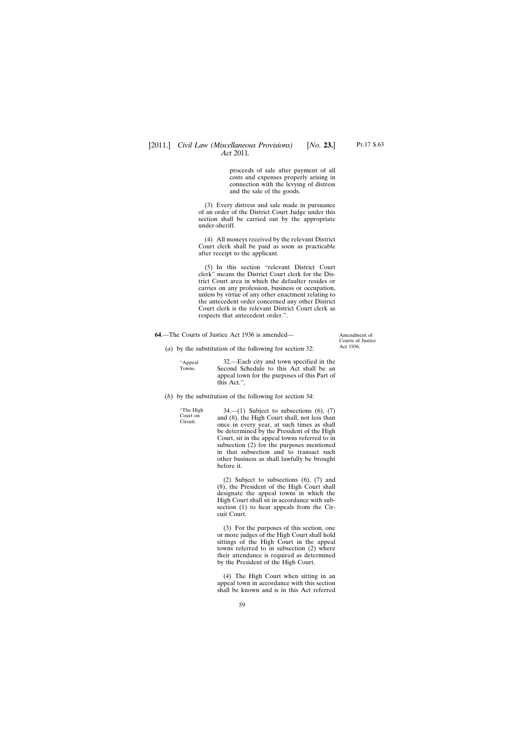proceeds of sale after payment of all costs and expenses properly arising in connection with the levying of distress and the sale of the goods.

(3) Every distress and sale made in pursuance of an order of the District Court Judge under this section shall be carried out by the appropriate under-sheriff.

(4) All moneys received by the relevant District Court clerk shall be paid as soon as practicable after receipt to the applicant.

(5) In this section "relevant District Court clerk" means the District Court clerk for the District Court area in which the defaulter resides or carries on any profession, business or occupation, unless by virtue of any other enactment relating to the antecedent order concerned any other District Court clerk is the relevant District Court clerk as respects that antecedent order.".

**64**.—The Courts of Justice Act 1936 is amended—

Amendment of Courts of Justice Act 1936.

(*a*) by the substitution of the following for section 32:

"Appeal Towns.

32.—Each city and town specified in the Second Schedule to this Act shall be an appeal town for the purposes of this Part of this Act.",

(*b*) by the substitution of the following for section 34:

"The High Court on Circuit.

34.—(1) Subject to subsections (6), (7) and (8), the High Court shall, not less than once in every year, at such times as shall be determined by the President of the High Court, sit in the appeal towns referred to in subsection (2) for the purposes mentioned in that subsection and to transact such other business as shall lawfully be brought before it.

(2) Subject to subsections (6), (7) and (8), the President of the High Court shall designate the appeal towns in which the High Court shall sit in accordance with subsection (1) to hear appeals from the Circuit Court.

(3) For the purposes of this section, one or more judges of the High Court shall hold sittings of the High Court in the appeal towns referred to in subsection (2) where their attendance is required as determined by the President of the High Court.

(4) The High Court when sitting in an appeal town in accordance with this section shall be known and is in this Act referred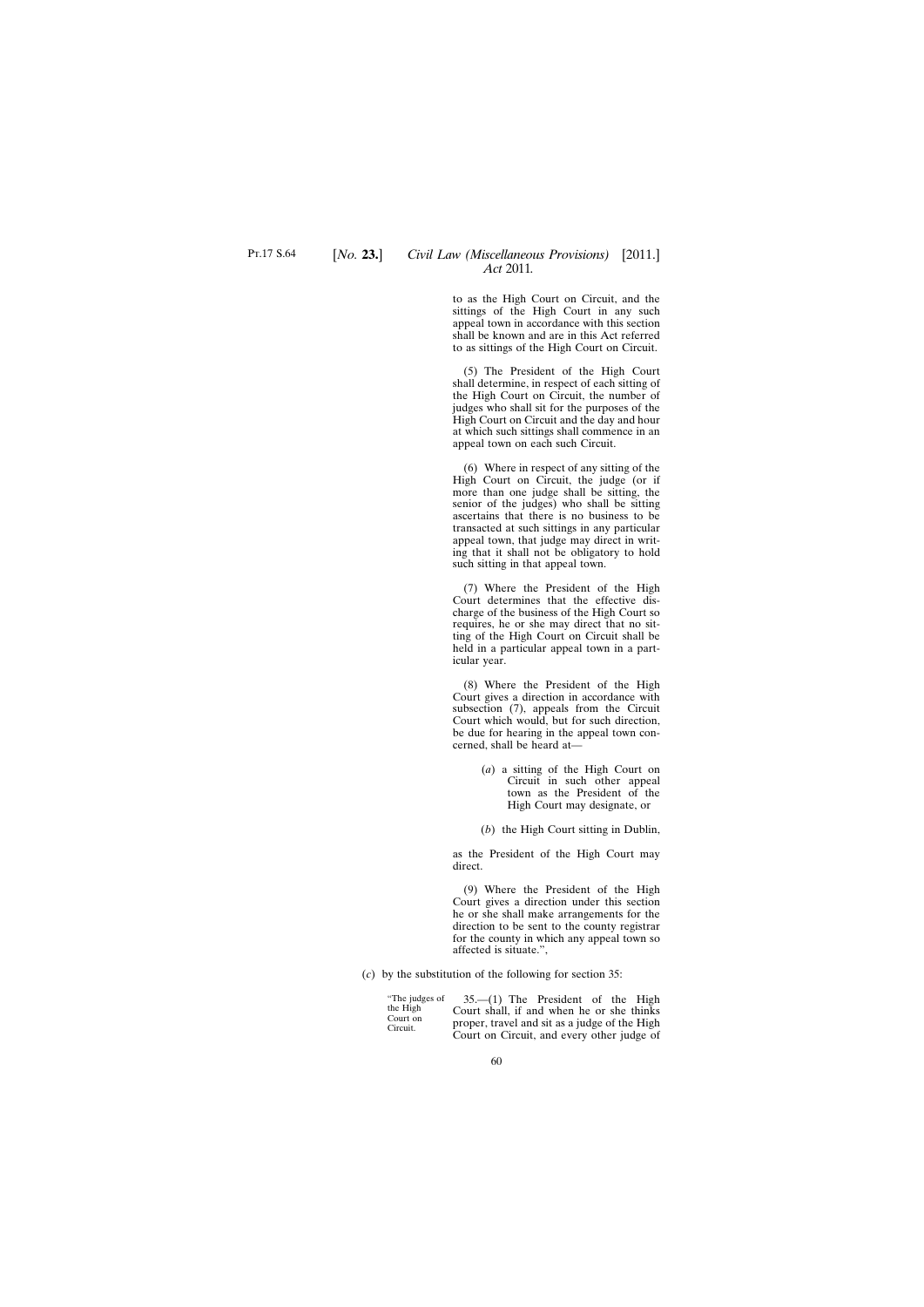to as the High Court on Circuit, and the sittings of the High Court in any such appeal town in accordance with this section shall be known and are in this Act referred to as sittings of the High Court on Circuit.

(5) The President of the High Court shall determine, in respect of each sitting of the High Court on Circuit, the number of judges who shall sit for the purposes of the High Court on Circuit and the day and hour at which such sittings shall commence in an appeal town on each such Circuit.

(6) Where in respect of any sitting of the High Court on Circuit, the judge (or if more than one judge shall be sitting, the senior of the judges) who shall be sitting ascertains that there is no business to be transacted at such sittings in any particular appeal town, that judge may direct in writing that it shall not be obligatory to hold such sitting in that appeal town.

(7) Where the President of the High Court determines that the effective discharge of the business of the High Court so requires, he or she may direct that no sitting of the High Court on Circuit shall be held in a particular appeal town in a particular year.

(8) Where the President of the High Court gives a direction in accordance with subsection (7), appeals from the Circuit Court which would, but for such direction, be due for hearing in the appeal town concerned, shall be heard at—

(*a*) a sitting of the High Court on Circuit in such other appeal town as the President of the High Court may designate, or

(*b*) the High Court sitting in Dublin,

as the President of the High Court may direct.

(9) Where the President of the High Court gives a direction under this section he or she shall make arrangements for the direction to be sent to the county registrar for the county in which any appeal town so affected is situate.",

(*c*) by the substitution of the following for section 35:

"The judges of the High Court on Circuit.

35.—(1) The President of the High Court shall, if and when he or she thinks proper, travel and sit as a judge of the High Court on Circuit, and every other judge of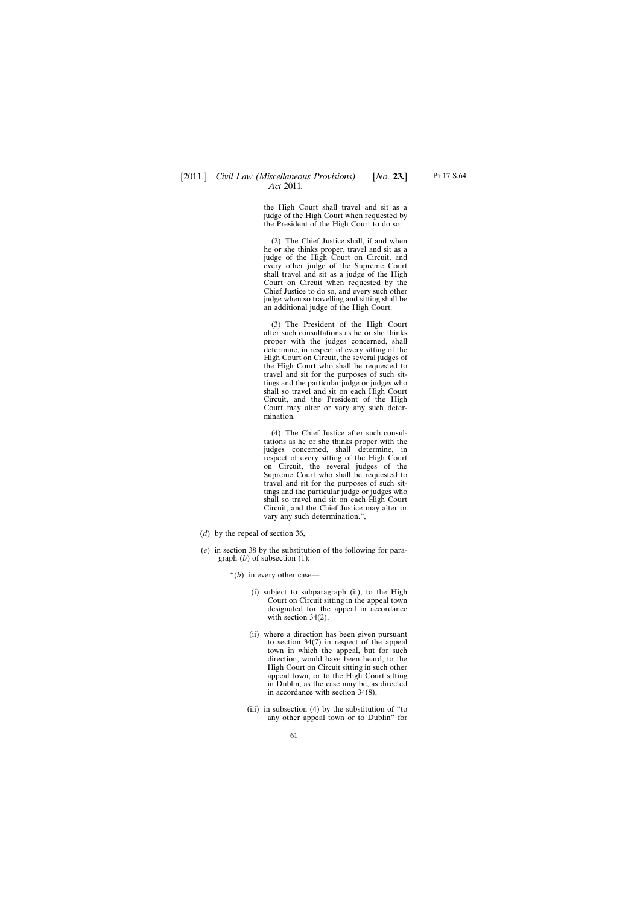the High Court shall travel and sit as a judge of the High Court when requested by the President of the High Court to do so.

(2) The Chief Justice shall, if and when he or she thinks proper, travel and sit as a judge of the High Court on Circuit, and every other judge of the Supreme Court shall travel and sit as a judge of the High Court on Circuit when requested by the Chief Justice to do so, and every such other judge when so travelling and sitting shall be an additional judge of the High Court.

(3) The President of the High Court after such consultations as he or she thinks proper with the judges concerned, shall determine, in respect of every sitting of the High Court on Circuit, the several judges of the High Court who shall be requested to travel and sit for the purposes of such sittings and the particular judge or judges who shall so travel and sit on each High Court Circuit, and the President of the High Court may alter or vary any such determination.

(4) The Chief Justice after such consultations as he or she thinks proper with the judges concerned, shall determine, in respect of every sitting of the High Court on Circuit, the several judges of the Supreme Court who shall be requested to travel and sit for the purposes of such sittings and the particular judge or judges who shall so travel and sit on each High Court Circuit, and the Chief Justice may alter or vary any such determination.",

(*d*) by the repeal of section 36,

(*e*) in section 38 by the substitution of the following for paragraph (*b*) of subsection (1):

"(*b*) in every other case—

(i) subject to subparagraph (ii), to the High Court on Circuit sitting in the appeal town designated for the appeal in accordance with section 34(2),

(ii) where a direction has been given pursuant to section 34(7) in respect of the appeal town in which the appeal, but for such direction, would have been heard, to the High Court on Circuit sitting in such other appeal town, or to the High Court sitting in Dublin, as the case may be, as directed in accordance with section 34(8),

(iii) in subsection (4) by the substitution of "to any other appeal town or to Dublin" for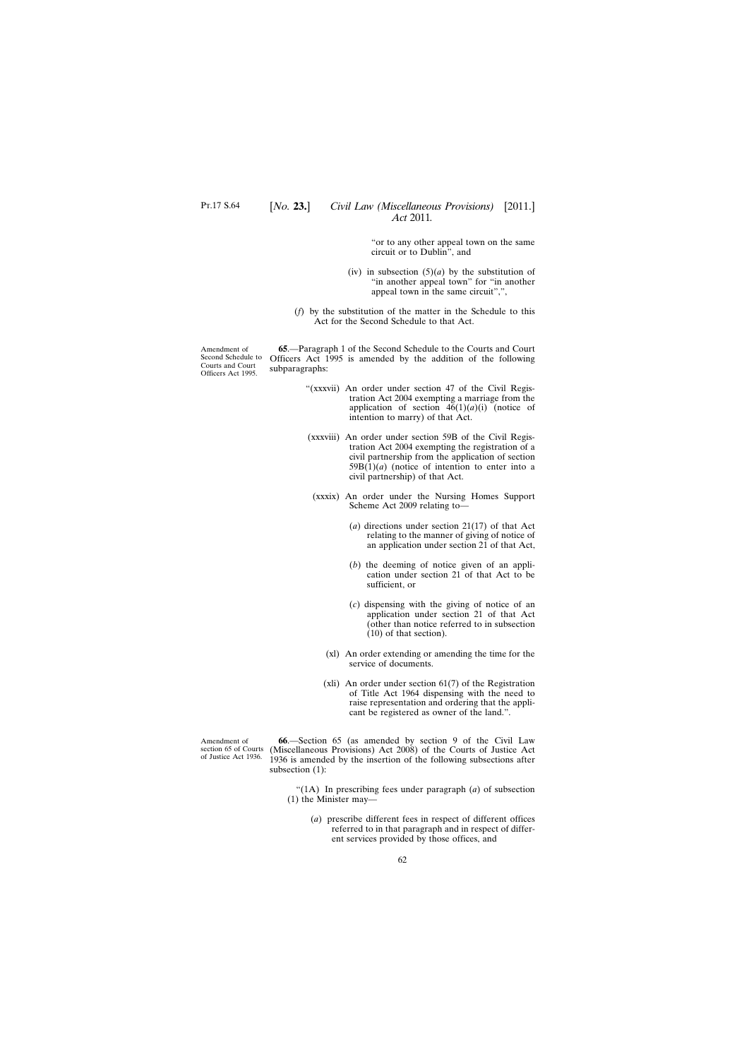"or to any other appeal town on the same circuit or to Dublin", and

(iv) in subsection (5)(*a*) by the substitution of "in another appeal town" for "in another appeal town in the same circuit",",

(*f*) by the substitution of the matter in the Schedule to this Act for the Second Schedule to that Act.

Amendment of Second Schedule to Courts and Court Officers Act 1995.

**65**.—Paragraph 1 of the Second Schedule to the Courts and Court Officers Act 1995 is amended by the addition of the following subparagraphs:

"(xxxvii) An order under section 47 of the Civil Registration Act 2004 exempting a marriage from the application of section 46(1)(*a*)(i) (notice of intention to marry) of that Act.

(xxxviii) An order under section 59B of the Civil Registration Act 2004 exempting the registration of a civil partnership from the application of section 59B(1)(*a*) (notice of intention to enter into a civil partnership) of that Act.

(xxxix) An order under the Nursing Homes Support Scheme Act 2009 relating to—

(*a*) directions under section 21(17) of that Act relating to the manner of giving of notice of an application under section 21 of that Act,

(*b*) the deeming of notice given of an application under section 21 of that Act to be sufficient, or

(*c*) dispensing with the giving of notice of an application under section 21 of that Act (other than notice referred to in subsection (10) of that section).

(xl) An order extending or amending the time for the service of documents.

(xli) An order under section 61(7) of the Registration of Title Act 1964 dispensing with the need to raise representation and ordering that the applicant be registered as owner of the land.".

Amendment of section 65 of Courts of Justice Act 1936.

**66**.—Section 65 (as amended by section 9 of the Civil Law (Miscellaneous Provisions) Act 2008) of the Courts of Justice Act 1936 is amended by the insertion of the following subsections after subsection (1):

"(1A) In prescribing fees under paragraph (*a*) of subsection (1) the Minister may—

(*a*) prescribe different fees in respect of different offices referred to in that paragraph and in respect of different services provided by those offices, and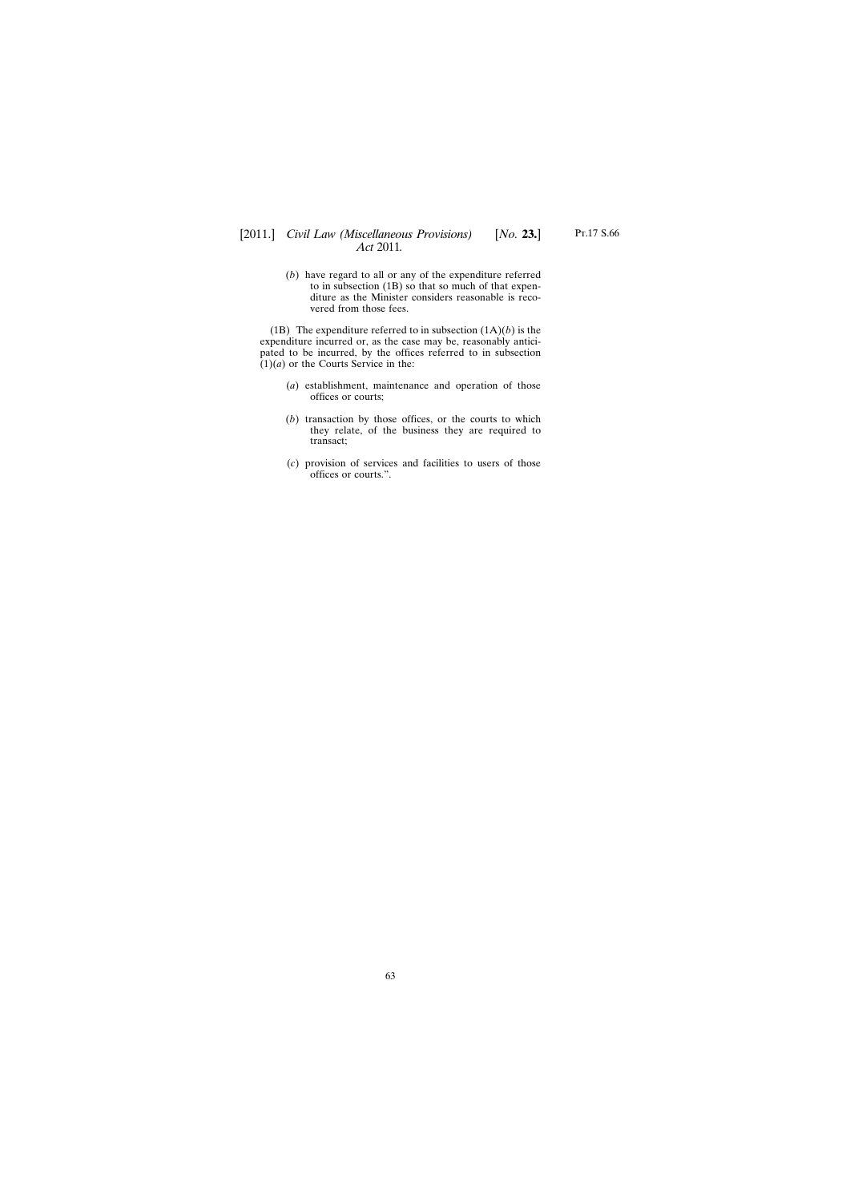(*b*) have regard to all or any of the expenditure referred to in subsection (1B) so that so much of that expenditure as the Minister considers reasonable is recovered from those fees.

(1B) The expenditure referred to in subsection (1A)(*b*) is the expenditure incurred or, as the case may be, reasonably anticipated to be incurred, by the offices referred to in subsection (1)(*a*) or the Courts Service in the:

(*a*) establishment, maintenance and operation of those offices or courts;

(*b*) transaction by those offices, or the courts to which they relate, of the business they are required to transact;

(*c*) provision of services and facilities to users of those offices or courts.".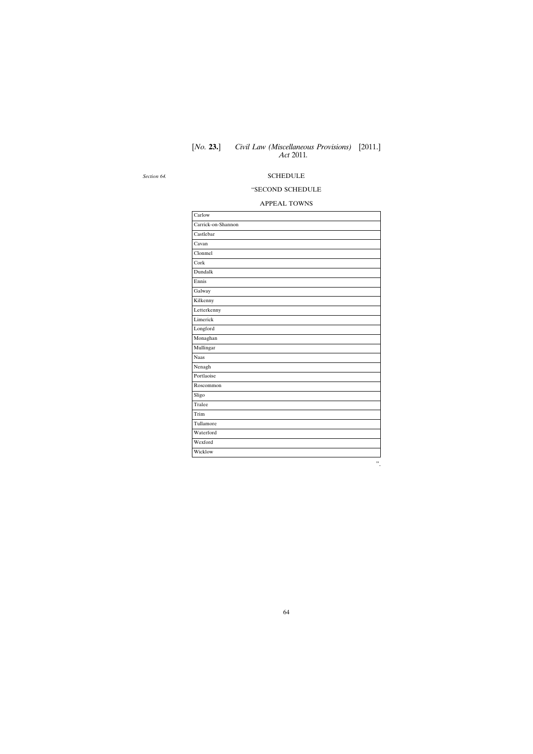*Section 64.*

## SCHEDULE

### "SECOND SCHEDULE

### APPEAL TOWNS

| |
|---|
| Carlow |
| Carrick-on-Shannon |
| Castlebar |
| Cavan |
| Clonmel |
| Cork |
| Dundalk |
| Ennis |
| Galway |
| Kilkenny |
| Letterkenny |
| Limerick |
| Longford |
| Monaghan |
| Mullingar |
| Naas |
| Nenagh |
| Portlaoise |
| Roscommon |
| Sligo |
| Tralee |
| Trim |
| Tullamore |
| Waterford |
| Wexford |
| Wicklow |

".